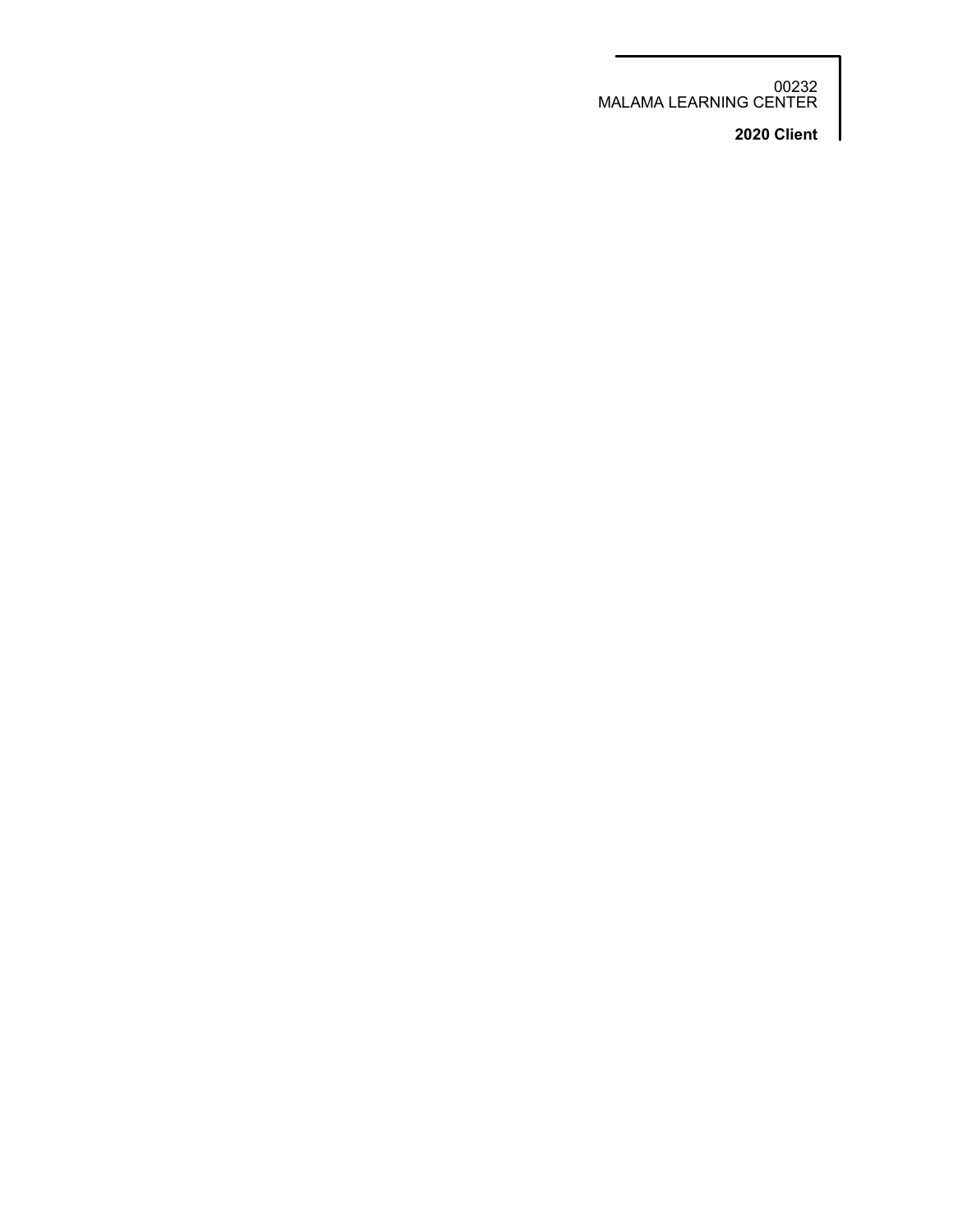00232
MALAMA LEARNING CENTER

**2020 Client**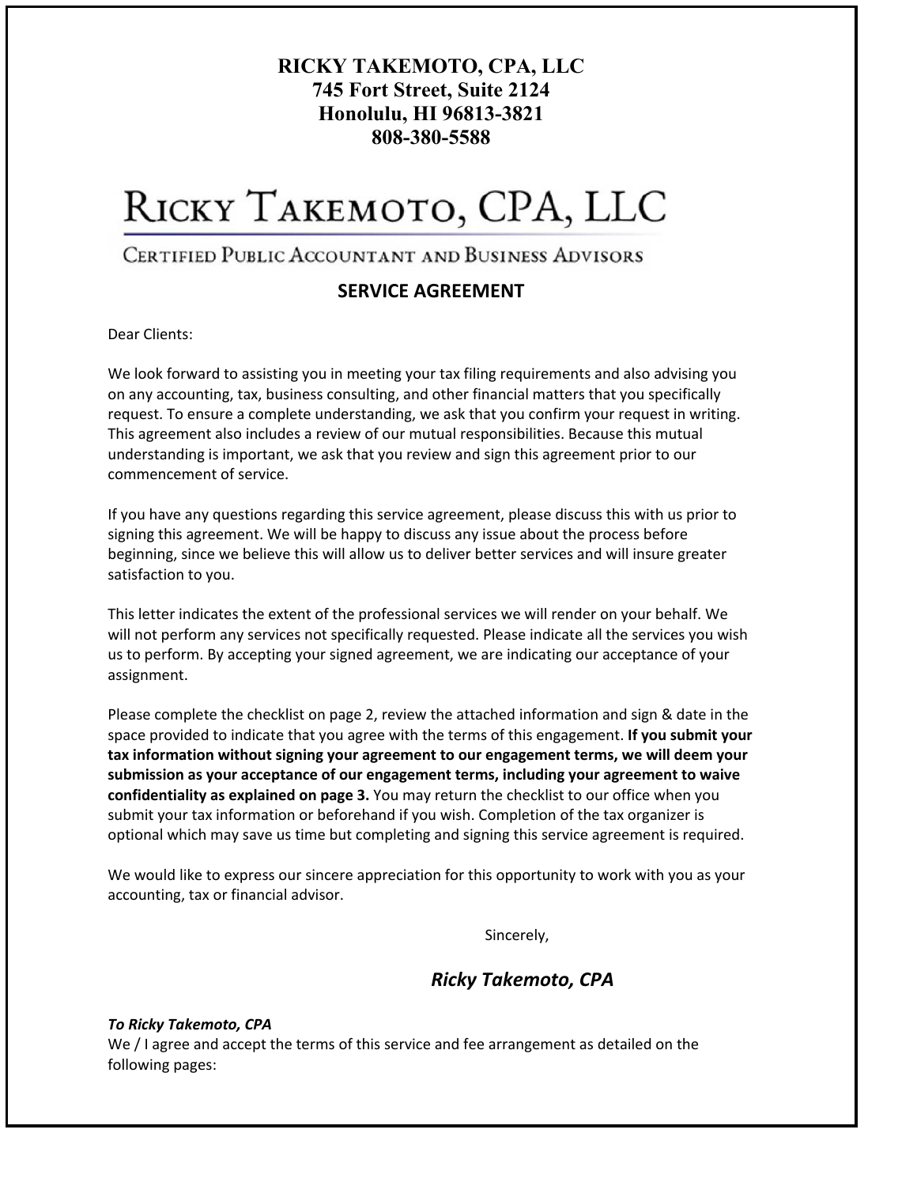**RICKY TAKEMOTO, CPA, LLC**
**745 Fort Street, Suite 2124**
**Honolulu, HI 96813-3821**
**808-380-5588**

# RICKY TAKEMOTO, CPA, LLC

CERTIFIED PUBLIC ACCOUNTANT AND BUSINESS ADVISORS

## SERVICE AGREEMENT

Dear Clients:

We look forward to assisting you in meeting your tax filing requirements and also advising you on any accounting, tax, business consulting, and other financial matters that you specifically request. To ensure a complete understanding, we ask that you confirm your request in writing. This agreement also includes a review of our mutual responsibilities. Because this mutual understanding is important, we ask that you review and sign this agreement prior to our commencement of service.

If you have any questions regarding this service agreement, please discuss this with us prior to signing this agreement. We will be happy to discuss any issue about the process before beginning, since we believe this will allow us to deliver better services and will insure greater satisfaction to you.

This letter indicates the extent of the professional services we will render on your behalf. We will not perform any services not specifically requested. Please indicate all the services you wish us to perform. By accepting your signed agreement, we are indicating our acceptance of your assignment.

Please complete the checklist on page 2, review the attached information and sign & date in the space provided to indicate that you agree with the terms of this engagement. **If you submit your tax information without signing your agreement to our engagement terms, we will deem your submission as your acceptance of our engagement terms, including your agreement to waive confidentiality as explained on page 3.** You may return the checklist to our office when you submit your tax information or beforehand if you wish. Completion of the tax organizer is optional which may save us time but completing and signing this service agreement is required.

We would like to express our sincere appreciation for this opportunity to work with you as your accounting, tax or financial advisor.

Sincerely,

***Ricky Takemoto, CPA***

***To Ricky Takemoto, CPA***
We / I agree and accept the terms of this service and fee arrangement as detailed on the following pages: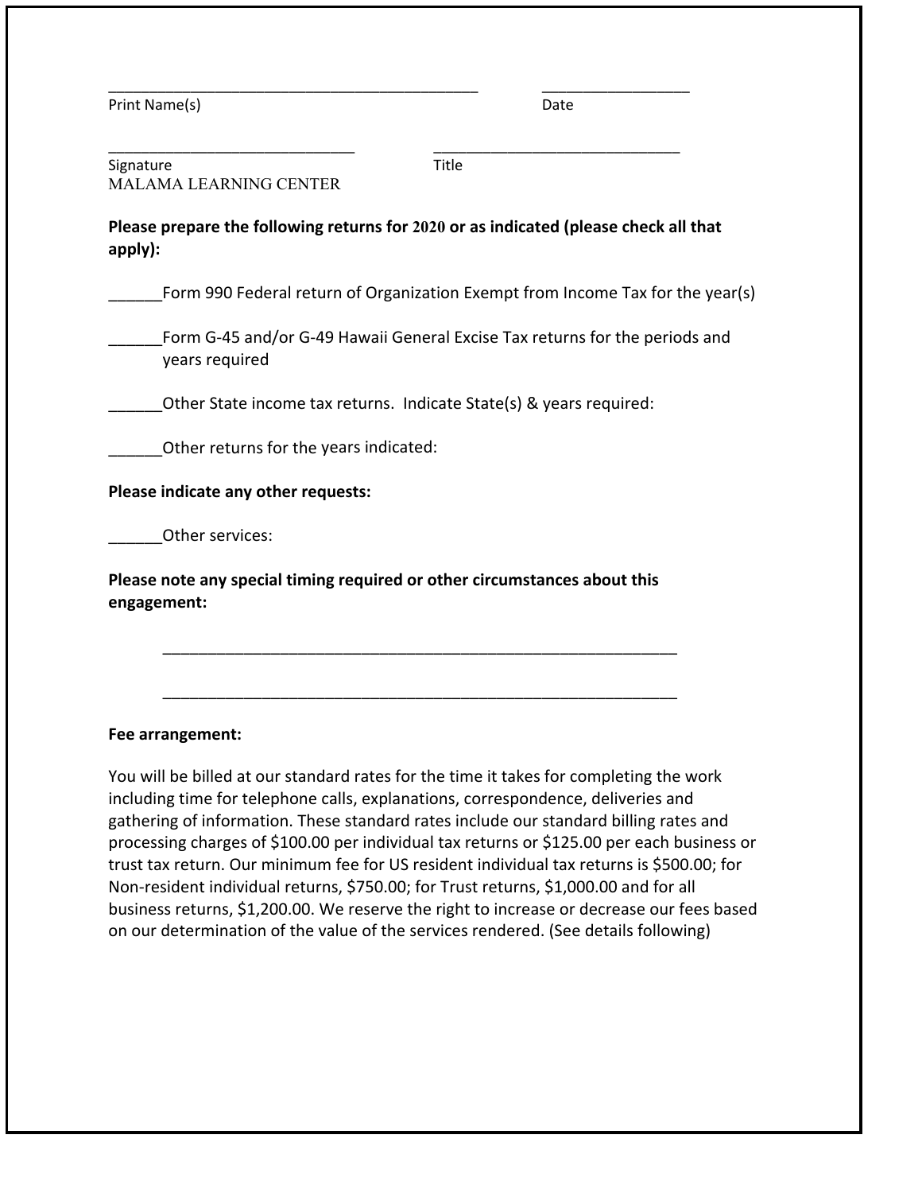_____________________________________________ _________________

Print Name(s) Date

______________________________ ______________________________

Signature Title

MALAMA LEARNING CENTER

**Please prepare the following returns for 2020 or as indicated (please check all that apply):**

______Form 990 Federal return of Organization Exempt from Income Tax for the year(s)

______Form G-45 and/or G-49 Hawaii General Excise Tax returns for the periods and years required

______Other State income tax returns. Indicate State(s) & years required:

______Other returns for the years indicated:

**Please indicate any other requests:**

______Other services:

**Please note any special timing required or other circumstances about this engagement:**

______________________________________________________________

______________________________________________________________

**Fee arrangement:**

You will be billed at our standard rates for the time it takes for completing the work including time for telephone calls, explanations, correspondence, deliveries and gathering of information. These standard rates include our standard billing rates and processing charges of $100.00 per individual tax returns or $125.00 per each business or trust tax return. Our minimum fee for US resident individual tax returns is $500.00; for Non-resident individual returns, $750.00; for Trust returns, $1,000.00 and for all business returns, $1,200.00. We reserve the right to increase or decrease our fees based on our determination of the value of the services rendered. (See details following)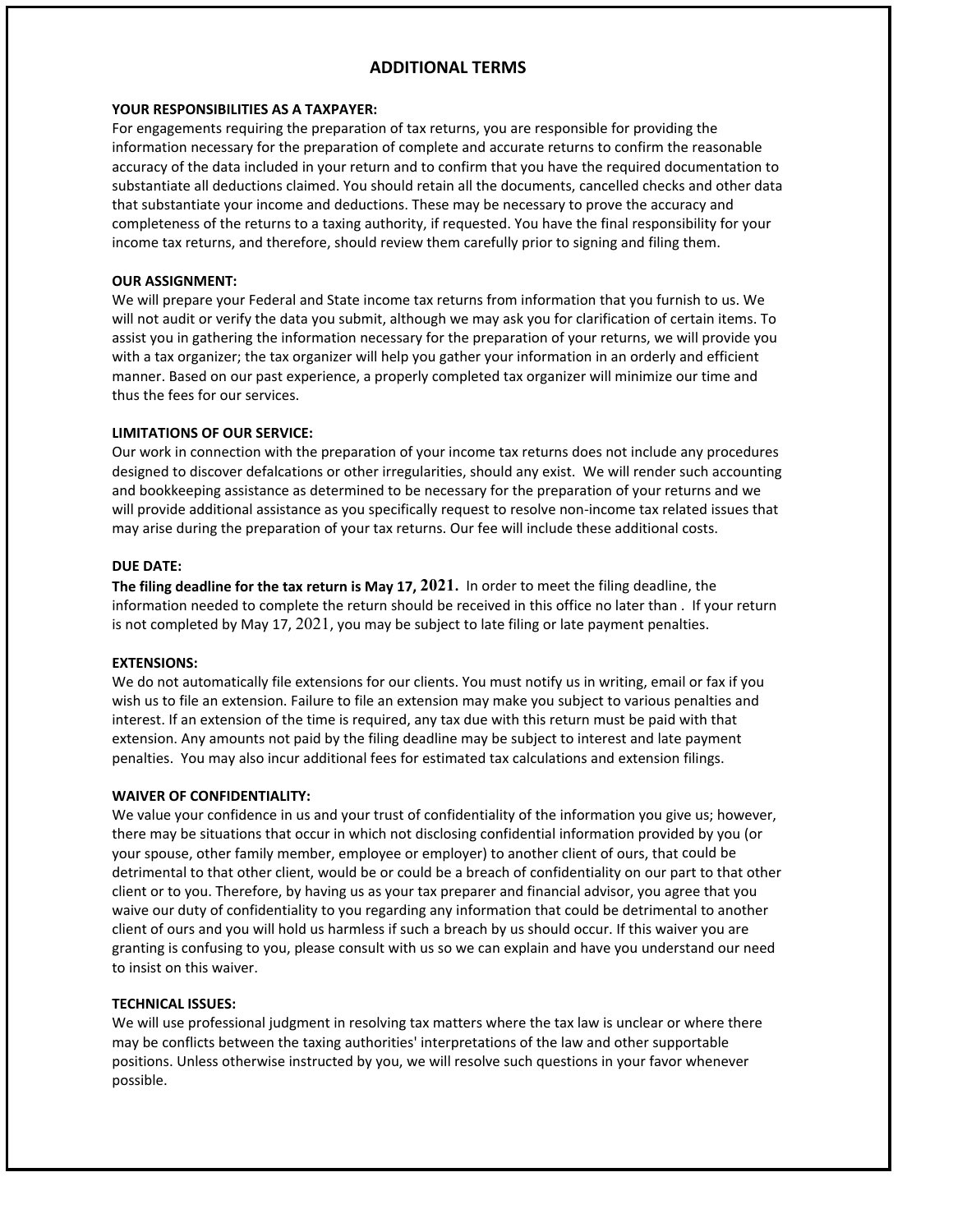# ADDITIONAL TERMS

**YOUR RESPONSIBILITIES AS A TAXPAYER:**
For engagements requiring the preparation of tax returns, you are responsible for providing the information necessary for the preparation of complete and accurate returns to confirm the reasonable accuracy of the data included in your return and to confirm that you have the required documentation to substantiate all deductions claimed. You should retain all the documents, cancelled checks and other data that substantiate your income and deductions. These may be necessary to prove the accuracy and completeness of the returns to a taxing authority, if requested. You have the final responsibility for your income tax returns, and therefore, should review them carefully prior to signing and filing them.

**OUR ASSIGNMENT:**
We will prepare your Federal and State income tax returns from information that you furnish to us. We will not audit or verify the data you submit, although we may ask you for clarification of certain items. To assist you in gathering the information necessary for the preparation of your returns, we will provide you with a tax organizer; the tax organizer will help you gather your information in an orderly and efficient manner. Based on our past experience, a properly completed tax organizer will minimize our time and thus the fees for our services.

**LIMITATIONS OF OUR SERVICE:**
Our work in connection with the preparation of your income tax returns does not include any procedures designed to discover defalcations or other irregularities, should any exist. We will render such accounting and bookkeeping assistance as determined to be necessary for the preparation of your returns and we will provide additional assistance as you specifically request to resolve non-income tax related issues that may arise during the preparation of your tax returns. Our fee will include these additional costs.

**DUE DATE:**
**The filing deadline for the tax return is May 17, 2021.** In order to meet the filing deadline, the information needed to complete the return should be received in this office no later than . If your return is not completed by May 17, 2021, you may be subject to late filing or late payment penalties.

**EXTENSIONS:**
We do not automatically file extensions for our clients. You must notify us in writing, email or fax if you wish us to file an extension. Failure to file an extension may make you subject to various penalties and interest. If an extension of the time is required, any tax due with this return must be paid with that extension. Any amounts not paid by the filing deadline may be subject to interest and late payment penalties. You may also incur additional fees for estimated tax calculations and extension filings.

**WAIVER OF CONFIDENTIALITY:**
We value your confidence in us and your trust of confidentiality of the information you give us; however, there may be situations that occur in which not disclosing confidential information provided by you (or your spouse, other family member, employee or employer) to another client of ours, that could be detrimental to that other client, would be or could be a breach of confidentiality on our part to that other client or to you. Therefore, by having us as your tax preparer and financial advisor, you agree that you waive our duty of confidentiality to you regarding any information that could be detrimental to another client of ours and you will hold us harmless if such a breach by us should occur. If this waiver you are granting is confusing to you, please consult with us so we can explain and have you understand our need to insist on this waiver.

**TECHNICAL ISSUES:**
We will use professional judgment in resolving tax matters where the tax law is unclear or where there may be conflicts between the taxing authorities' interpretations of the law and other supportable positions. Unless otherwise instructed by you, we will resolve such questions in your favor whenever possible.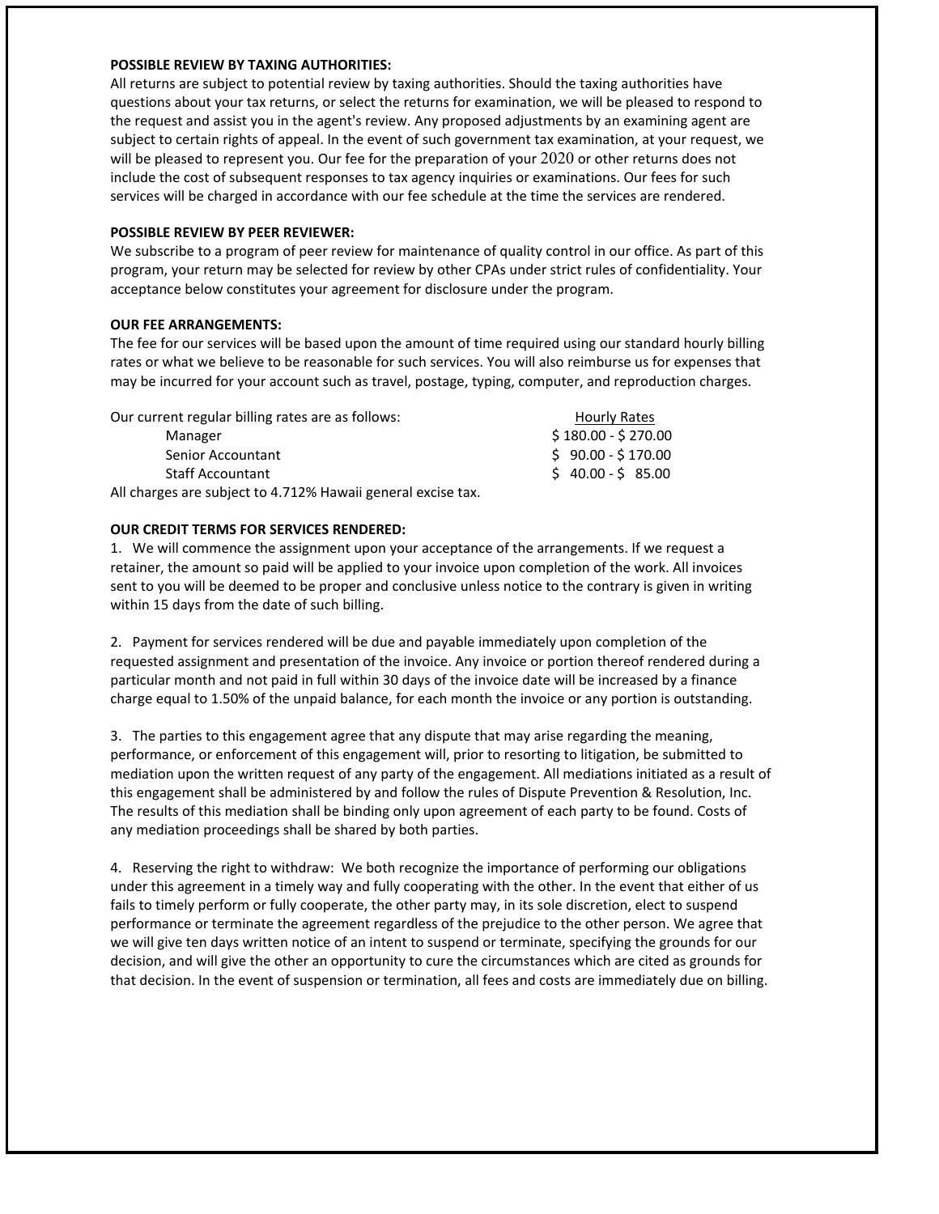**POSSIBLE REVIEW BY TAXING AUTHORITIES:**
All returns are subject to potential review by taxing authorities. Should the taxing authorities have questions about your tax returns, or select the returns for examination, we will be pleased to respond to the request and assist you in the agent's review. Any proposed adjustments by an examining agent are subject to certain rights of appeal. In the event of such government tax examination, at your request, we will be pleased to represent you. Our fee for the preparation of your 2020 or other returns does not include the cost of subsequent responses to tax agency inquiries or examinations. Our fees for such services will be charged in accordance with our fee schedule at the time the services are rendered.

**POSSIBLE REVIEW BY PEER REVIEWER:**
We subscribe to a program of peer review for maintenance of quality control in our office. As part of this program, your return may be selected for review by other CPAs under strict rules of confidentiality. Your acceptance below constitutes your agreement for disclosure under the program.

**OUR FEE ARRANGEMENTS:**
The fee for our services will be based upon the amount of time required using our standard hourly billing rates or what we believe to be reasonable for such services. You will also reimburse us for expenses that may be incurred for your account such as travel, postage, typing, computer, and reproduction charges.

| Our current regular billing rates are as follows: | Hourly Rates |
|---|---|
| Manager | $ 180.00 - $ 270.00 |
| Senior Accountant | $ 90.00 - $ 170.00 |
| Staff Accountant | $ 40.00 - $ 85.00 |

All charges are subject to 4.712% Hawaii general excise tax.

**OUR CREDIT TERMS FOR SERVICES RENDERED:**

1. We will commence the assignment upon your acceptance of the arrangements. If we request a retainer, the amount so paid will be applied to your invoice upon completion of the work. All invoices sent to you will be deemed to be proper and conclusive unless notice to the contrary is given in writing within 15 days from the date of such billing.

2. Payment for services rendered will be due and payable immediately upon completion of the requested assignment and presentation of the invoice. Any invoice or portion thereof rendered during a particular month and not paid in full within 30 days of the invoice date will be increased by a finance charge equal to 1.50% of the unpaid balance, for each month the invoice or any portion is outstanding.

3. The parties to this engagement agree that any dispute that may arise regarding the meaning, performance, or enforcement of this engagement will, prior to resorting to litigation, be submitted to mediation upon the written request of any party of the engagement. All mediations initiated as a result of this engagement shall be administered by and follow the rules of Dispute Prevention & Resolution, Inc. The results of this mediation shall be binding only upon agreement of each party to be found. Costs of any mediation proceedings shall be shared by both parties.

4. Reserving the right to withdraw: We both recognize the importance of performing our obligations under this agreement in a timely way and fully cooperating with the other. In the event that either of us fails to timely perform or fully cooperate, the other party may, in its sole discretion, elect to suspend performance or terminate the agreement regardless of the prejudice to the other person. We agree that we will give ten days written notice of an intent to suspend or terminate, specifying the grounds for our decision, and will give the other an opportunity to cure the circumstances which are cited as grounds for that decision. In the event of suspension or termination, all fees and costs are immediately due on billing.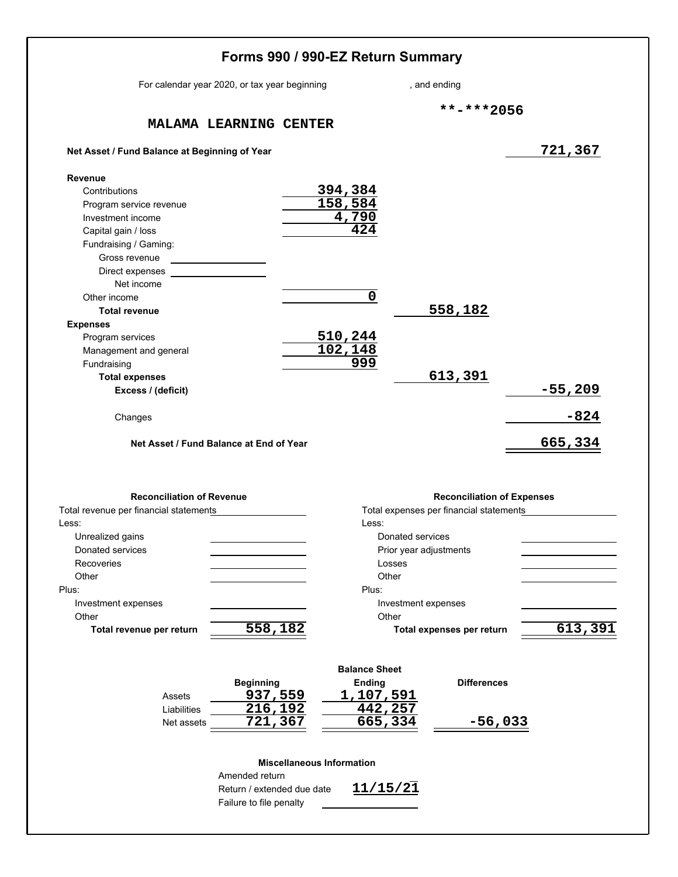# Forms 990 / 990-EZ Return Summary

For calendar year 2020, or tax year beginning , and ending

**-***2056

**MALAMA LEARNING CENTER**

| | | | |
|---|---|---|---|
| **Net Asset / Fund Balance at Beginning of Year** | | | 721,367 |
| **Revenue** | | | |
| Contributions | 394,384 | | |
| Program service revenue | 158,584 | | |
| Investment income | 4,790 | | |
| Capital gain / loss | 424 | | |
| Fundraising / Gaming: | | | |
| Gross revenue | | | |
| Direct expenses | | | |
| Net income | | | |
| Other income | 0 | | |
| **Total revenue** | | 558,182 | |
| **Expenses** | | | |
| Program services | 510,244 | | |
| Management and general | 102,148 | | |
| Fundraising | 999 | | |
| **Total expenses** | | 613,391 | |
| **Excess / (deficit)** | | | -55,209 |
| Changes | | | -824 |
| **Net Asset / Fund Balance at End of Year** | | | 665,334 |

**Reconciliation of Revenue**

| | |
|---|---|
| Total revenue per financial statements | |
| Less: | |
| Unrealized gains | |
| Donated services | |
| Recoveries | |
| Other | |
| Plus: | |
| Investment expenses | |
| Other | |
| **Total revenue per return** | 558,182 |

**Reconciliation of Expenses**

| | |
|---|---|
| Total expenses per financial statements | |
| Less: | |
| Donated services | |
| Prior year adjustments | |
| Losses | |
| Other | |
| Plus: | |
| Investment expenses | |
| Other | |
| **Total expenses per return** | 613,391 |

**Balance Sheet**

| | Beginning | Ending | Differences |
|---|---|---|---|
| Assets | 937,559 | 1,107,591 | |
| Liabilities | 216,192 | 442,257 | |
| Net assets | 721,367 | 665,334 | -56,033 |

**Miscellaneous Information**

| | |
|---|---|
| Amended return | |
| Return / extended due date | 11/15/21 |
| Failure to file penalty | |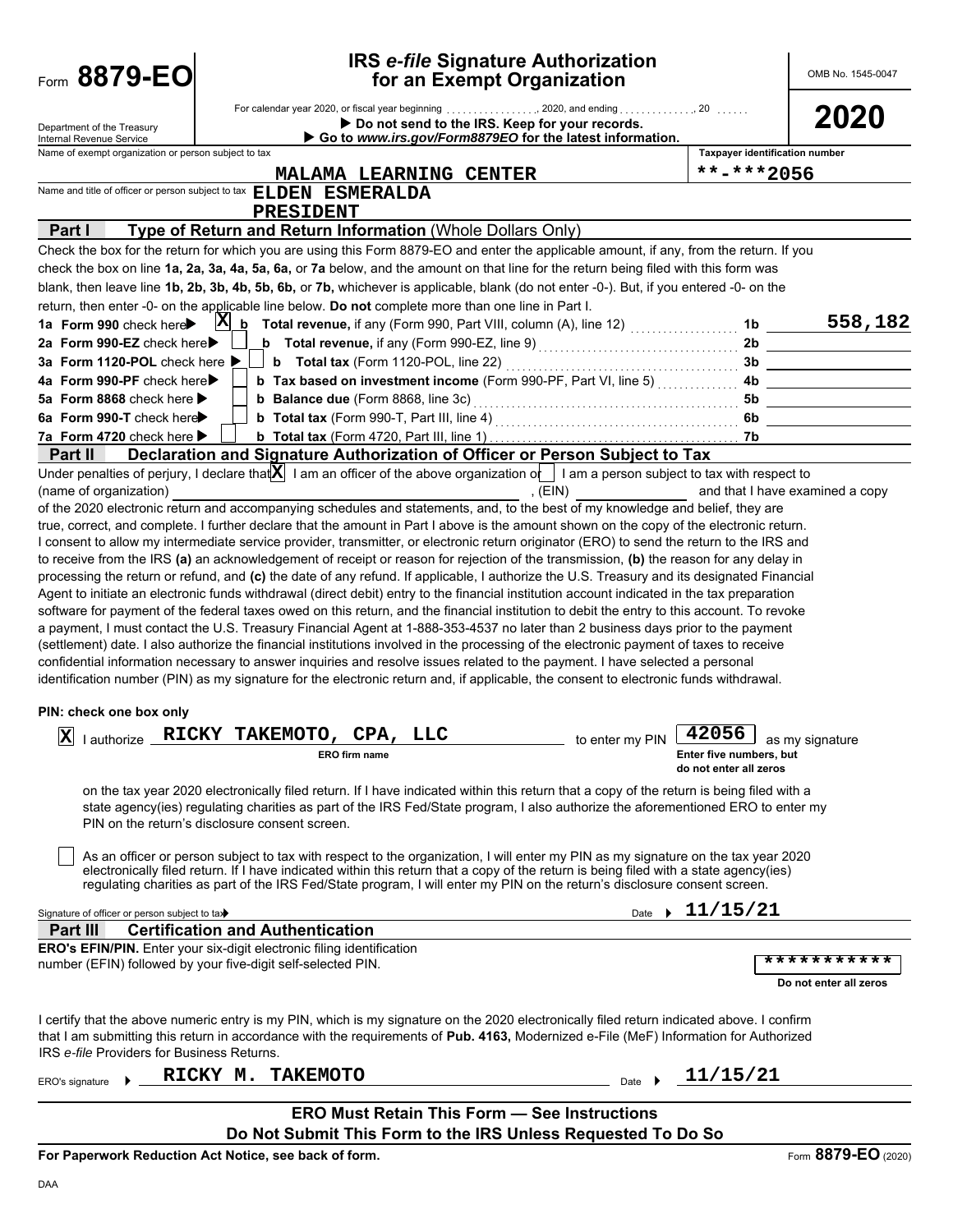Form **8879-EO**

# IRS *e-file* Signature Authorization for an Exempt Organization

OMB No. 1545-0047

**2020**

Department of the Treasury
Internal Revenue Service

For calendar year 2020, or fiscal year beginning ................, 2020, and ending ............., 20 ......

▶ **Do not send to the IRS. Keep for your records.**

▶ **Go to *www.irs.gov/Form8879EO* for the latest information.**

Name of exempt organization or person subject to tax: **MALAMA LEARNING CENTER**

Taxpayer identification number: **\*\*-\*\*\*2056**

Name and title of officer or person subject to tax: **ELDEN ESMERALDA**
**PRESIDENT**

## Part I — Type of Return and Return Information (Whole Dollars Only)

Check the box for the return for which you are using this Form 8879-EO and enter the applicable amount, if any, from the return. If you check the box on line **1a, 2a, 3a, 4a, 5a, 6a,** or **7a** below, and the amount on that line for the return being filed with this form was blank, then leave line **1b, 2b, 3b, 4b, 5b, 6b,** or **7b,** whichever is applicable, blank (do not enter -0-). But, if you entered -0- on the return, then enter -0- on the applicable line below. **Do not** complete more than one line in Part I.

| Line | Check | Description | Line | Amount |
|---|---|---|---|---|
| **1a Form 990** check here ▶ | X | **b Total revenue,** if any (Form 990, Part VIII, column (A), line 12) | 1b | 558,182 |
| **2a Form 990-EZ** check here ▶ | | **b Total revenue,** if any (Form 990-EZ, line 9) | 2b | |
| **3a Form 1120-POL** check here ▶ | | **b Total tax** (Form 1120-POL, line 22) | 3b | |
| **4a Form 990-PF** check here ▶ | | **b Tax based on investment income** (Form 990-PF, Part VI, line 5) | 4b | |
| **5a Form 8868** check here ▶ | | **b Balance due** (Form 8868, line 3c) | 5b | |
| **6a Form 990-T** check here ▶ | | **b Total tax** (Form 990-T, Part III, line 4) | 6b | |
| **7a Form 4720** check here ▶ | | **b Total tax** (Form 4720, Part III, line 1) | 7b | |

## Part II — Declaration and Signature Authorization of Officer or Person Subject to Tax

Under penalties of perjury, I declare that [X] I am an officer of the above organization or [ ] I am a person subject to tax with respect to (name of organization) ____________________, (EIN) ____________ and that I have examined a copy of the 2020 electronic return and accompanying schedules and statements, and, to the best of my knowledge and belief, they are true, correct, and complete. I further declare that the amount in Part I above is the amount shown on the copy of the electronic return. I consent to allow my intermediate service provider, transmitter, or electronic return originator (ERO) to send the return to the IRS and to receive from the IRS **(a)** an acknowledgement of receipt or reason for rejection of the transmission, **(b)** the reason for any delay in processing the return or refund, and **(c)** the date of any refund. If applicable, I authorize the U.S. Treasury and its designated Financial Agent to initiate an electronic funds withdrawal (direct debit) entry to the financial institution account indicated in the tax preparation software for payment of the federal taxes owed on this return, and the financial institution to debit the entry to this account. To revoke a payment, I must contact the U.S. Treasury Financial Agent at 1-888-353-4537 no later than 2 business days prior to the payment (settlement) date. I also authorize the financial institutions involved in the processing of the electronic payment of taxes to receive confidential information necessary to answer inquiries and resolve issues related to the payment. I have selected a personal identification number (PIN) as my signature for the electronic return and, if applicable, the consent to electronic funds withdrawal.

**PIN: check one box only**

[X] I authorize **RICKY TAKEMOTO, CPA, LLC** (ERO firm name) to enter my PIN **42056** (Enter five numbers, but do not enter all zeros) as my signature on the tax year 2020 electronically filed return. If I have indicated within this return that a copy of the return is being filed with a state agency(ies) regulating charities as part of the IRS Fed/State program, I also authorize the aforementioned ERO to enter my PIN on the return's disclosure consent screen.

[ ] As an officer or person subject to tax with respect to the organization, I will enter my PIN as my signature on the tax year 2020 electronically filed return. If I have indicated within this return that a copy of the return is being filed with a state agency(ies) regulating charities as part of the IRS Fed/State program, I will enter my PIN on the return's disclosure consent screen.

Signature of officer or person subject to tax ▶ ____________________ Date ▶ **11/15/21**

## Part III — Certification and Authentication

**ERO's EFIN/PIN.** Enter your six-digit electronic filing identification number (EFIN) followed by your five-digit self-selected PIN.

\*\*\*\*\*\*\*\*\*\*\*
Do not enter all zeros

I certify that the above numeric entry is my PIN, which is my signature on the 2020 electronically filed return indicated above. I confirm that I am submitting this return in accordance with the requirements of **Pub. 4163,** Modernized e-File (MeF) Information for Authorized IRS *e-file* Providers for Business Returns.

ERO's signature ▶ **RICKY M. TAKEMOTO** Date ▶ **11/15/21**

**ERO Must Retain This Form — See Instructions**
**Do Not Submit This Form to the IRS Unless Requested To Do So**

**For Paperwork Reduction Act Notice, see back of form.**

Form **8879-EO** (2020)

DAA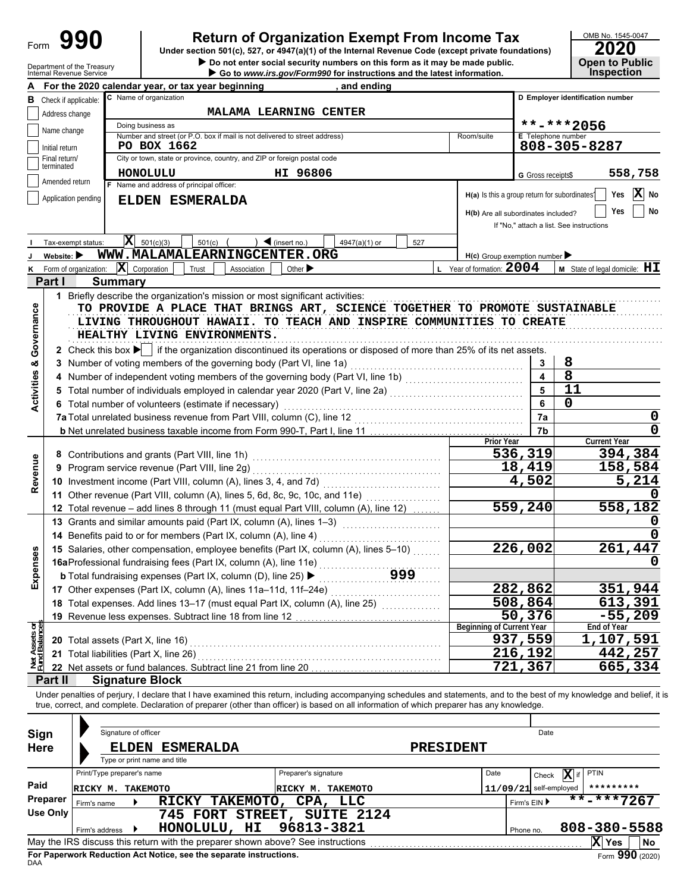Form **990** | **Return of Organization Exempt From Income Tax** | OMB No. 1545-0047

Under section 501(c), 527, or 4947(a)(1) of the Internal Revenue Code (except private foundations)

Do not enter social security numbers on this form as it may be made public.

Go to *www.irs.gov/Form990* for instructions and the latest information.

Department of the Treasury
Internal Revenue Service

**2020**
**Open to Public Inspection**

**A** For the 2020 calendar year, or tax year beginning , and ending

**B** Check if applicable:
- Address change
- Name change
- Initial return
- Final return/terminated
- Amended return
- Application pending

**C** Name of organization: **MALAMA LEARNING CENTER**

Doing business as

Number and street (or P.O. box if mail is not delivered to street address): **PO BOX 1662** | Room/suite

City or town, state or province, country, and ZIP or foreign postal code: **HONOLULU HI 96806**

**D** Employer identification number: **\*\*-\*\*\*2056**

**E** Telephone number: **808-305-8287**

**G** Gross receipts$ **558,758**

**F** Name and address of principal officer: **ELDEN ESMERALDA**

**H(a)** Is this a group return for subordinates? Yes [ ] No [X]

**H(b)** Are all subordinates included? Yes [ ] No [ ]
If "No," attach a list. See instructions

**I** Tax-exempt status: [X] 501(c)(3) [ ] 501(c) ( ) (insert no.) [ ] 4947(a)(1) or [ ] 527

**J** Website: **WWW.MALAMALEARNINGCENTER.ORG**

**H(c)** Group exemption number

**K** Form of organization: [X] Corporation [ ] Trust [ ] Association [ ] Other

**L** Year of formation: **2004**

**M** State of legal domicile: **HI**

## Part I Summary

**Activities & Governance**

1 Briefly describe the organization's mission or most significant activities:
TO PROVIDE A PLACE THAT BRINGS ART, SCIENCE TOGETHER TO PROMOTE SUSTAINABLE LIVING THROUGHOUT HAWAII. TO TEACH AND INSPIRE COMMUNITIES TO CREATE HEALTHY LIVING ENVIRONMENTS.

2 Check this box [ ] if the organization discontinued its operations or disposed of more than 25% of its net assets.

| | | Line | Value |
|---|---|---|---|
| 3 | Number of voting members of the governing body (Part VI, line 1a) | 3 | 8 |
| 4 | Number of independent voting members of the governing body (Part VI, line 1b) | 4 | 8 |
| 5 | Total number of individuals employed in calendar year 2020 (Part V, line 2a) | 5 | 11 |
| 6 | Total number of volunteers (estimate if necessary) | 6 | 0 |
| 7a | Total unrelated business revenue from Part VIII, column (C), line 12 | 7a | 0 |
| b | Net unrelated business taxable income from Form 990-T, Part I, line 11 | 7b | 0 |

| | | Prior Year | Current Year |
|---|---|---|---|
| **Revenue** | | | |
| 8 | Contributions and grants (Part VIII, line 1h) | 536,319 | 394,384 |
| 9 | Program service revenue (Part VIII, line 2g) | 18,419 | 158,584 |
| 10 | Investment income (Part VIII, column (A), lines 3, 4, and 7d) | 4,502 | 5,214 |
| 11 | Other revenue (Part VIII, column (A), lines 5, 6d, 8c, 9c, 10c, and 11e) | | 0 |
| 12 | Total revenue – add lines 8 through 11 (must equal Part VIII, column (A), line 12) | 559,240 | 558,182 |
| **Expenses** | | | |
| 13 | Grants and similar amounts paid (Part IX, column (A), lines 1–3) | | 0 |
| 14 | Benefits paid to or for members (Part IX, column (A), line 4) | | 0 |
| 15 | Salaries, other compensation, employee benefits (Part IX, column (A), lines 5–10) | 226,002 | 261,447 |
| 16a | Professional fundraising fees (Part IX, column (A), line 11e) | | 0 |
| b | Total fundraising expenses (Part IX, column (D), line 25) 999 | | |
| 17 | Other expenses (Part IX, column (A), lines 11a–11d, 11f–24e) | 282,862 | 351,944 |
| 18 | Total expenses. Add lines 13–17 (must equal Part IX, column (A), line 25) | 508,864 | 613,391 |
| 19 | Revenue less expenses. Subtract line 18 from line 12 | 50,376 | -55,209 |

| **Net Assets or Fund Balances** | | Beginning of Current Year | End of Year |
|---|---|---|---|
| 20 | Total assets (Part X, line 16) | 937,559 | 1,107,591 |
| 21 | Total liabilities (Part X, line 26) | 216,192 | 442,257 |
| 22 | Net assets or fund balances. Subtract line 21 from line 20 | 721,367 | 665,334 |

## Part II Signature Block

Under penalties of perjury, I declare that I have examined this return, including accompanying schedules and statements, and to the best of my knowledge and belief, it is true, correct, and complete. Declaration of preparer (other than officer) is based on all information of which preparer has any knowledge.

**Sign Here**

Signature of officer | Date

**ELDEN ESMERALDA** **PRESIDENT**
Type or print name and title

**Paid Preparer Use Only**

| Print/Type preparer's name | Preparer's signature | Date | Check [X] if self-employed | PTIN |
|---|---|---|---|---|
| RICKY M. TAKEMOTO | RICKY M. TAKEMOTO | 11/09/21 | | \*\*\*\*\*\*\*\*\* |

Firm's name: **RICKY TAKEMOTO, CPA, LLC** | Firm's EIN: **\*\*-\*\*\*7267**

Firm's address: **745 FORT STREET, SUITE 2124 HONOLULU, HI 96813-3821** | Phone no. **808-380-5588**

May the IRS discuss this return with the preparer shown above? See instructions [X] Yes [ ] No

**For Paperwork Reduction Act Notice, see the separate instructions.**

DAA Form **990** (2020)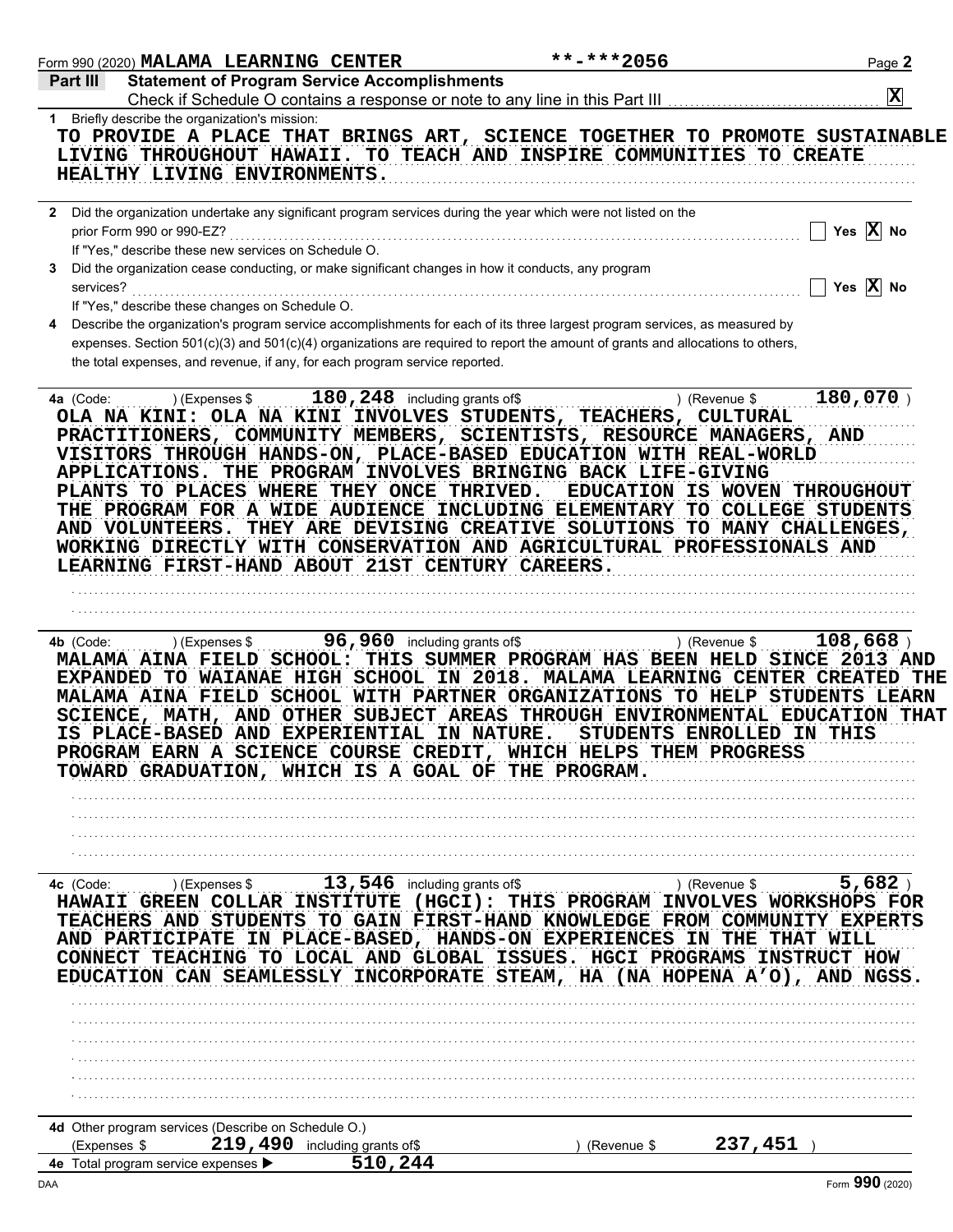Form 990 (2020) MALAMA LEARNING CENTER **-***2056 Page 2

## Part III Statement of Program Service Accomplishments

Check if Schedule O contains a response or note to any line in this Part III ☒

**1** Briefly describe the organization's mission:

TO PROVIDE A PLACE THAT BRINGS ART, SCIENCE TOGETHER TO PROMOTE SUSTAINABLE LIVING THROUGHOUT HAWAII. TO TEACH AND INSPIRE COMMUNITIES TO CREATE HEALTHY LIVING ENVIRONMENTS.

**2** Did the organization undertake any significant program services during the year which were not listed on the prior Form 990 or 990-EZ? ☐ Yes ☒ No

If "Yes," describe these new services on Schedule O.

**3** Did the organization cease conducting, or make significant changes in how it conducts, any program services? ☐ Yes ☒ No

If "Yes," describe these changes on Schedule O.

**4** Describe the organization's program service accomplishments for each of its three largest program services, as measured by expenses. Section 501(c)(3) and 501(c)(4) organizations are required to report the amount of grants and allocations to others, the total expenses, and revenue, if any, for each program service reported.

**4a** (Code: ) (Expenses $ 180,248 including grants of$ ) (Revenue $ 180,070 )

OLA NA KINI: OLA NA KINI INVOLVES STUDENTS, TEACHERS, CULTURAL PRACTITIONERS, COMMUNITY MEMBERS, SCIENTISTS, RESOURCE MANAGERS, AND VISITORS THROUGH HANDS-ON, PLACE-BASED EDUCATION WITH REAL-WORLD APPLICATIONS. THE PROGRAM INVOLVES BRINGING BACK LIFE-GIVING PLANTS TO PLACES WHERE THEY ONCE THRIVED. EDUCATION IS WOVEN THROUGHOUT THE PROGRAM FOR A WIDE AUDIENCE INCLUDING ELEMENTARY TO COLLEGE STUDENTS AND VOLUNTEERS. THEY ARE DEVISING CREATIVE SOLUTIONS TO MANY CHALLENGES, WORKING DIRECTLY WITH CONSERVATION AND AGRICULTURAL PROFESSIONALS AND LEARNING FIRST-HAND ABOUT 21ST CENTURY CAREERS.

**4b** (Code: ) (Expenses $ 96,960 including grants of$ ) (Revenue $ 108,668 )

MALAMA AINA FIELD SCHOOL: THIS SUMMER PROGRAM HAS BEEN HELD SINCE 2013 AND EXPANDED TO WAIANAE HIGH SCHOOL IN 2018. MALAMA LEARNING CENTER CREATED THE MALAMA AINA FIELD SCHOOL WITH PARTNER ORGANIZATIONS TO HELP STUDENTS LEARN SCIENCE, MATH, AND OTHER SUBJECT AREAS THROUGH ENVIRONMENTAL EDUCATION THAT IS PLACE-BASED AND EXPERIENTIAL IN NATURE. STUDENTS ENROLLED IN THIS PROGRAM EARN A SCIENCE COURSE CREDIT, WHICH HELPS THEM PROGRESS TOWARD GRADUATION, WHICH IS A GOAL OF THE PROGRAM.

**4c** (Code: ) (Expenses $ 13,546 including grants of$ ) (Revenue $ 5,682 )

HAWAII GREEN COLLAR INSTITUTE (HGCI): THIS PROGRAM INVOLVES WORKSHOPS FOR TEACHERS AND STUDENTS TO GAIN FIRST-HAND KNOWLEDGE FROM COMMUNITY EXPERTS AND PARTICIPATE IN PLACE-BASED, HANDS-ON EXPERIENCES IN THE THAT WILL CONNECT TEACHING TO LOCAL AND GLOBAL ISSUES. HGCI PROGRAMS INSTRUCT HOW EDUCATION CAN SEAMLESSLY INCORPORATE STEAM, HA (NA HOPENA A'O), AND NGSS.

**4d** Other program services (Describe on Schedule O.)

(Expenses $ 219,490 including grants of$ ) (Revenue $ 237,451 )

**4e** Total program service expenses ▶ 510,244

DAA Form 990 (2020)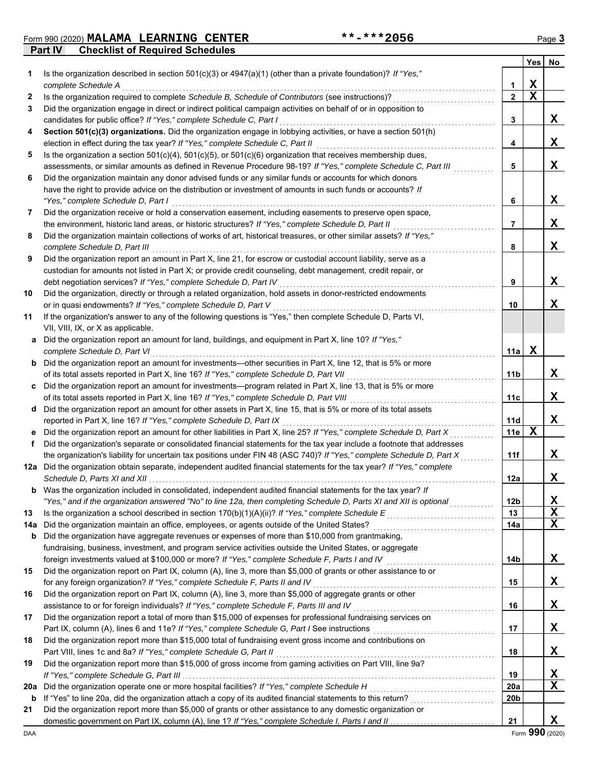Form 990 (2020) **MALAMA LEARNING CENTER** **-***2056 Page **3**

## Part IV Checklist of Required Schedules

| | | | Yes | No |
|---|---|---|---|---|
| **1** | Is the organization described in section 501(c)(3) or 4947(a)(1) (other than a private foundation)? *If "Yes," complete Schedule A* | 1 | X | |
| **2** | Is the organization required to complete *Schedule B, Schedule of Contributors* (see instructions)? | 2 | X | |
| **3** | Did the organization engage in direct or indirect political campaign activities on behalf of or in opposition to candidates for public office? *If "Yes," complete Schedule C, Part I* | 3 | | X |
| **4** | **Section 501(c)(3) organizations.** Did the organization engage in lobbying activities, or have a section 501(h) election in effect during the tax year? *If "Yes," complete Schedule C, Part II* | 4 | | X |
| **5** | Is the organization a section 501(c)(4), 501(c)(5), or 501(c)(6) organization that receives membership dues, assessments, or similar amounts as defined in Revenue Procedure 98-19? *If "Yes," complete Schedule C, Part III* | 5 | | X |
| **6** | Did the organization maintain any donor advised funds or any similar funds or accounts for which donors have the right to provide advice on the distribution or investment of amounts in such funds or accounts? *If "Yes," complete Schedule D, Part I* | 6 | | X |
| **7** | Did the organization receive or hold a conservation easement, including easements to preserve open space, the environment, historic land areas, or historic structures? *If "Yes," complete Schedule D, Part II* | 7 | | X |
| **8** | Did the organization maintain collections of works of art, historical treasures, or other similar assets? *If "Yes," complete Schedule D, Part III* | 8 | | X |
| **9** | Did the organization report an amount in Part X, line 21, for escrow or custodial account liability, serve as a custodian for amounts not listed in Part X; or provide credit counseling, debt management, credit repair, or debt negotiation services? *If "Yes," complete Schedule D, Part IV* | 9 | | X |
| **10** | Did the organization, directly or through a related organization, hold assets in donor-restricted endowments or in quasi endowments? *If "Yes," complete Schedule D, Part V* | 10 | | X |
| **11** | If the organization's answer to any of the following questions is "Yes," then complete Schedule D, Parts VI, VII, VIII, IX, or X as applicable. | | | |
| **a** | Did the organization report an amount for land, buildings, and equipment in Part X, line 10? *If "Yes," complete Schedule D, Part VI* | 11a | X | |
| **b** | Did the organization report an amount for investments—other securities in Part X, line 12, that is 5% or more of its total assets reported in Part X, line 16? *If "Yes," complete Schedule D, Part VII* | 11b | | X |
| **c** | Did the organization report an amount for investments—program related in Part X, line 13, that is 5% or more of its total assets reported in Part X, line 16? *If "Yes," complete Schedule D, Part VIII* | 11c | | X |
| **d** | Did the organization report an amount for other assets in Part X, line 15, that is 5% or more of its total assets reported in Part X, line 16? *If "Yes," complete Schedule D, Part IX* | 11d | | X |
| **e** | Did the organization report an amount for other liabilities in Part X, line 25? *If "Yes," complete Schedule D, Part X* | 11e | X | |
| **f** | Did the organization's separate or consolidated financial statements for the tax year include a footnote that addresses the organization's liability for uncertain tax positions under FIN 48 (ASC 740)? *If "Yes," complete Schedule D, Part X* | 11f | | X |
| **12a** | Did the organization obtain separate, independent audited financial statements for the tax year? *If "Yes," complete Schedule D, Parts XI and XII* | 12a | | X |
| **b** | Was the organization included in consolidated, independent audited financial statements for the tax year? *If "Yes," and if the organization answered "No" to line 12a, then completing Schedule D, Parts XI and XII is optional* | 12b | | X |
| **13** | Is the organization a school described in section 170(b)(1)(A)(ii)? *If "Yes," complete Schedule E* | 13 | | X |
| **14a** | Did the organization maintain an office, employees, or agents outside of the United States? | 14a | | X |
| **b** | Did the organization have aggregate revenues or expenses of more than $10,000 from grantmaking, fundraising, business, investment, and program service activities outside the United States, or aggregate foreign investments valued at $100,000 or more? *If "Yes," complete Schedule F, Parts I and IV* | 14b | | X |
| **15** | Did the organization report on Part IX, column (A), line 3, more than $5,000 of grants or other assistance to or for any foreign organization? *If "Yes," complete Schedule F, Parts II and IV* | 15 | | X |
| **16** | Did the organization report on Part IX, column (A), line 3, more than $5,000 of aggregate grants or other assistance to or for foreign individuals? *If "Yes," complete Schedule F, Parts III and IV* | 16 | | X |
| **17** | Did the organization report a total of more than $15,000 of expenses for professional fundraising services on Part IX, column (A), lines 6 and 11e? *If "Yes," complete Schedule G, Part I* See instructions | 17 | | X |
| **18** | Did the organization report more than $15,000 total of fundraising event gross income and contributions on Part VIII, lines 1c and 8a? *If "Yes," complete Schedule G, Part II* | 18 | | X |
| **19** | Did the organization report more than $15,000 of gross income from gaming activities on Part VIII, line 9a? *If "Yes," complete Schedule G, Part III* | 19 | | X |
| **20a** | Did the organization operate one or more hospital facilities? *If "Yes," complete Schedule H* | 20a | | X |
| **b** | If "Yes" to line 20a, did the organization attach a copy of its audited financial statements to this return? | 20b | | |
| **21** | Did the organization report more than $5,000 of grants or other assistance to any domestic organization or domestic government on Part IX, column (A), line 1? *If "Yes," complete Schedule I, Parts I and II* | 21 | | X |

DAA Form **990** (2020)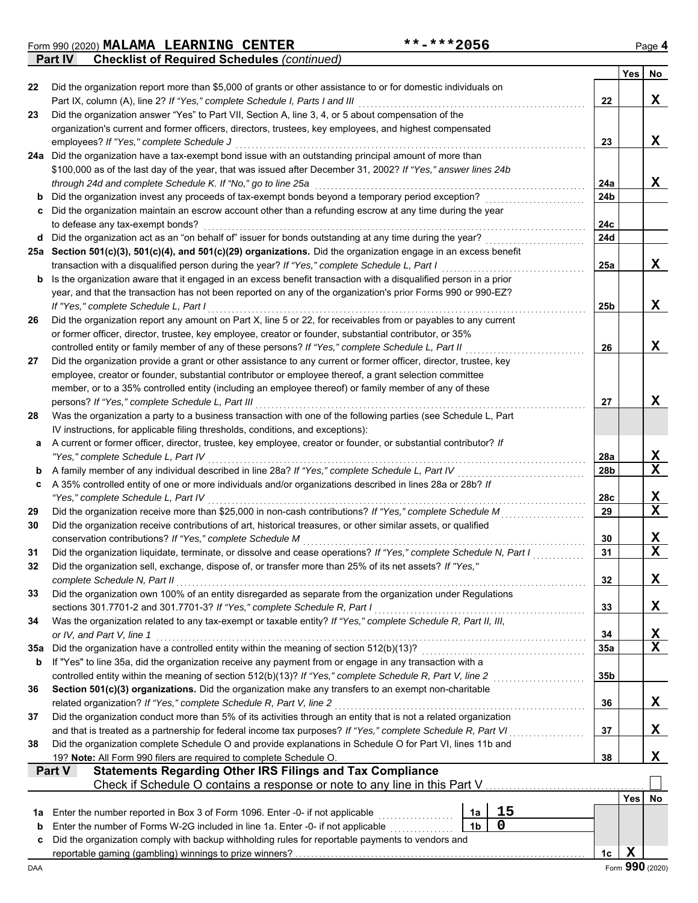Form 990 (2020) **MALAMA LEARNING CENTER** **-***2056 Page **4**

## Part IV Checklist of Required Schedules *(continued)*

| | | | Yes | No |
|---|---|---|---|---|
| **22** | Did the organization report more than $5,000 of grants or other assistance to or for domestic individuals on Part IX, column (A), line 2? *If "Yes," complete Schedule I, Parts I and III* | **22** | | **X** |
| **23** | Did the organization answer "Yes" to Part VII, Section A, line 3, 4, or 5 about compensation of the organization's current and former officers, directors, trustees, key employees, and highest compensated employees? *If "Yes," complete Schedule J* | **23** | | **X** |
| **24a** | Did the organization have a tax-exempt bond issue with an outstanding principal amount of more than $100,000 as of the last day of the year, that was issued after December 31, 2002? *If "Yes," answer lines 24b through 24d and complete Schedule K. If "No," go to line 25a* | **24a** | | **X** |
| **b** | Did the organization invest any proceeds of tax-exempt bonds beyond a temporary period exception? | **24b** | | |
| **c** | Did the organization maintain an escrow account other than a refunding escrow at any time during the year to defease any tax-exempt bonds? | **24c** | | |
| **d** | Did the organization act as an "on behalf of" issuer for bonds outstanding at any time during the year? | **24d** | | |
| **25a** | **Section 501(c)(3), 501(c)(4), and 501(c)(29) organizations.** Did the organization engage in an excess benefit transaction with a disqualified person during the year? *If "Yes," complete Schedule L, Part I* | **25a** | | **X** |
| **b** | Is the organization aware that it engaged in an excess benefit transaction with a disqualified person in a prior year, and that the transaction has not been reported on any of the organization's prior Forms 990 or 990-EZ? *If "Yes," complete Schedule L, Part I* | **25b** | | **X** |
| **26** | Did the organization report any amount on Part X, line 5 or 22, for receivables from or payables to any current or former officer, director, trustee, key employee, creator or founder, substantial contributor, or 35% controlled entity or family member of any of these persons? *If "Yes," complete Schedule L, Part II* | **26** | | **X** |
| **27** | Did the organization provide a grant or other assistance to any current or former officer, director, trustee, key employee, creator or founder, substantial contributor or employee thereof, a grant selection committee member, or to a 35% controlled entity (including an employee thereof) or family member of any of these persons? *If "Yes," complete Schedule L, Part III* | **27** | | **X** |
| **28** | Was the organization a party to a business transaction with one of the following parties (see Schedule L, Part IV instructions, for applicable filing thresholds, conditions, and exceptions): | | | |
| **a** | A current or former officer, director, trustee, key employee, creator or founder, or substantial contributor? *If "Yes," complete Schedule L, Part IV* | **28a** | | **X** |
| **b** | A family member of any individual described in line 28a? *If "Yes," complete Schedule L, Part IV* | **28b** | | **X** |
| **c** | A 35% controlled entity of one or more individuals and/or organizations described in lines 28a or 28b? *If "Yes," complete Schedule L, Part IV* | **28c** | | **X** |
| **29** | Did the organization receive more than $25,000 in non-cash contributions? *If "Yes," complete Schedule M* | **29** | | **X** |
| **30** | Did the organization receive contributions of art, historical treasures, or other similar assets, or qualified conservation contributions? *If "Yes," complete Schedule M* | **30** | | **X** |
| **31** | Did the organization liquidate, terminate, or dissolve and cease operations? *If "Yes," complete Schedule N, Part I* | **31** | | **X** |
| **32** | Did the organization sell, exchange, dispose of, or transfer more than 25% of its net assets? *If "Yes," complete Schedule N, Part II* | **32** | | **X** |
| **33** | Did the organization own 100% of an entity disregarded as separate from the organization under Regulations sections 301.7701-2 and 301.7701-3? *If "Yes," complete Schedule R, Part I* | **33** | | **X** |
| **34** | Was the organization related to any tax-exempt or taxable entity? *If "Yes," complete Schedule R, Part II, III, or IV, and Part V, line 1* | **34** | | **X** |
| **35a** | Did the organization have a controlled entity within the meaning of section 512(b)(13)? | **35a** | | **X** |
| **b** | If "Yes" to line 35a, did the organization receive any payment from or engage in any transaction with a controlled entity within the meaning of section 512(b)(13)? *If "Yes," complete Schedule R, Part V, line 2* | **35b** | | |
| **36** | **Section 501(c)(3) organizations.** Did the organization make any transfers to an exempt non-charitable related organization? *If "Yes," complete Schedule R, Part V, line 2* | **36** | | **X** |
| **37** | Did the organization conduct more than 5% of its activities through an entity that is not a related organization and that is treated as a partnership for federal income tax purposes? *If "Yes," complete Schedule R, Part VI* | **37** | | **X** |
| **38** | Did the organization complete Schedule O and provide explanations in Schedule O for Part VI, lines 11b and 19? **Note:** All Form 990 filers are required to complete Schedule O. | **38** | | **X** |

## Part V Statements Regarding Other IRS Filings and Tax Compliance

Check if Schedule O contains a response or note to any line in this Part V ☐

| | | | | | Yes | No |
|---|---|---|---|---|---|---|
| **1a** | Enter the number reported in Box 3 of Form 1096. Enter -0- if not applicable | **1a** | **15** | | | |
| **b** | Enter the number of Forms W-2G included in line 1a. Enter -0- if not applicable | **1b** | **0** | | | |
| **c** | Did the organization comply with backup withholding rules for reportable payments to vendors and reportable gaming (gambling) winnings to prize winners? | | | **1c** | **X** | |

DAA Form **990** (2020)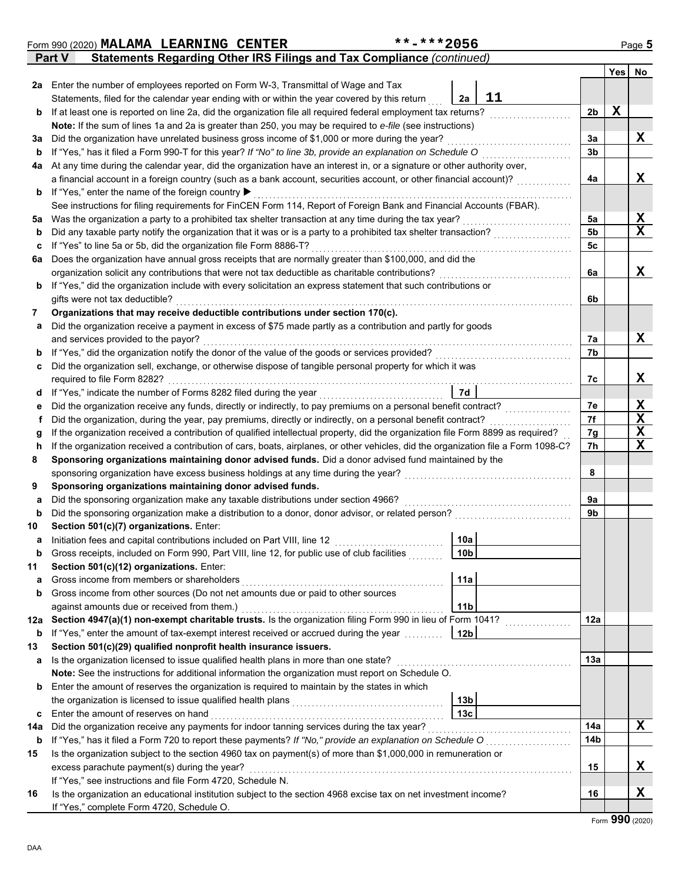Form 990 (2020) **MALAMA LEARNING CENTER** **-***2056 Page 5

## Part V Statements Regarding Other IRS Filings and Tax Compliance *(continued)*

| | | | | | Yes | No |
|---|---|---|---|---|---|---|
| **2a** | Enter the number of employees reported on Form W-3, Transmittal of Wage and Tax Statements, filed for the calendar year ending with or within the year covered by this return | 2a | 11 | | | |
| **b** | If at least one is reported on line 2a, did the organization file all required federal employment tax returns? | | | 2b | X | |
| | **Note:** If the sum of lines 1a and 2a is greater than 250, you may be required to *e-file* (see instructions) | | | | | |
| **3a** | Did the organization have unrelated business gross income of $1,000 or more during the year? | | | 3a | | X |
| **b** | If "Yes," has it filed a Form 990-T for this year? *If "No" to line 3b, provide an explanation on Schedule O* | | | 3b | | |
| **4a** | At any time during the calendar year, did the organization have an interest in, or a signature or other authority over, a financial account in a foreign country (such as a bank account, securities account, or other financial account)? | | | 4a | | X |
| **b** | If "Yes," enter the name of the foreign country ▶ | | | | | |
| | See instructions for filing requirements for FinCEN Form 114, Report of Foreign Bank and Financial Accounts (FBAR). | | | | | |
| **5a** | Was the organization a party to a prohibited tax shelter transaction at any time during the tax year? | | | 5a | | X |
| **b** | Did any taxable party notify the organization that it was or is a party to a prohibited tax shelter transaction? | | | 5b | | X |
| **c** | If "Yes" to line 5a or 5b, did the organization file Form 8886-T? | | | 5c | | |
| **6a** | Does the organization have annual gross receipts that are normally greater than $100,000, and did the organization solicit any contributions that were not tax deductible as charitable contributions? | | | 6a | | X |
| **b** | If "Yes," did the organization include with every solicitation an express statement that such contributions or gifts were not tax deductible? | | | 6b | | |
| **7** | **Organizations that may receive deductible contributions under section 170(c).** | | | | | |
| **a** | Did the organization receive a payment in excess of $75 made partly as a contribution and partly for goods and services provided to the payor? | | | 7a | | X |
| **b** | If "Yes," did the organization notify the donor of the value of the goods or services provided? | | | 7b | | |
| **c** | Did the organization sell, exchange, or otherwise dispose of tangible personal property for which it was required to file Form 8282? | | | 7c | | X |
| **d** | If "Yes," indicate the number of Forms 8282 filed during the year | 7d | | | | |
| **e** | Did the organization receive any funds, directly or indirectly, to pay premiums on a personal benefit contract? | | | 7e | | X |
| **f** | Did the organization, during the year, pay premiums, directly or indirectly, on a personal benefit contract? | | | 7f | | X |
| **g** | If the organization received a contribution of qualified intellectual property, did the organization file Form 8899 as required? | | | 7g | | X |
| **h** | If the organization received a contribution of cars, boats, airplanes, or other vehicles, did the organization file a Form 1098-C? | | | 7h | | X |
| **8** | **Sponsoring organizations maintaining donor advised funds.** Did a donor advised fund maintained by the sponsoring organization have excess business holdings at any time during the year? | | | 8 | | |
| **9** | **Sponsoring organizations maintaining donor advised funds.** | | | | | |
| **a** | Did the sponsoring organization make any taxable distributions under section 4966? | | | 9a | | |
| **b** | Did the sponsoring organization make a distribution to a donor, donor advisor, or related person? | | | 9b | | |
| **10** | **Section 501(c)(7) organizations.** Enter: | | | | | |
| **a** | Initiation fees and capital contributions included on Part VIII, line 12 | 10a | | | | |
| **b** | Gross receipts, included on Form 990, Part VIII, line 12, for public use of club facilities | 10b | | | | |
| **11** | **Section 501(c)(12) organizations.** Enter: | | | | | |
| **a** | Gross income from members or shareholders | 11a | | | | |
| **b** | Gross income from other sources (Do not net amounts due or paid to other sources against amounts due or received from them.) | 11b | | | | |
| **12a** | **Section 4947(a)(1) non-exempt charitable trusts.** Is the organization filing Form 990 in lieu of Form 1041? | | | 12a | | |
| **b** | If "Yes," enter the amount of tax-exempt interest received or accrued during the year | 12b | | | | |
| **13** | **Section 501(c)(29) qualified nonprofit health insurance issuers.** | | | | | |
| **a** | Is the organization licensed to issue qualified health plans in more than one state? | | | 13a | | |
| | **Note:** See the instructions for additional information the organization must report on Schedule O. | | | | | |
| **b** | Enter the amount of reserves the organization is required to maintain by the states in which the organization is licensed to issue qualified health plans | 13b | | | | |
| **c** | Enter the amount of reserves on hand | 13c | | | | |
| **14a** | Did the organization receive any payments for indoor tanning services during the tax year? | | | 14a | | X |
| **b** | If "Yes," has it filed a Form 720 to report these payments? *If "No," provide an explanation on Schedule O* | | | 14b | | |
| **15** | Is the organization subject to the section 4960 tax on payment(s) of more than $1,000,000 in remuneration or excess parachute payment(s) during the year? | | | 15 | | X |
| | If "Yes," see instructions and file Form 4720, Schedule N. | | | | | |
| **16** | Is the organization an educational institution subject to the section 4968 excise tax on net investment income? | | | 16 | | X |
| | If "Yes," complete Form 4720, Schedule O. | | | | | |

Form **990** (2020)

DAA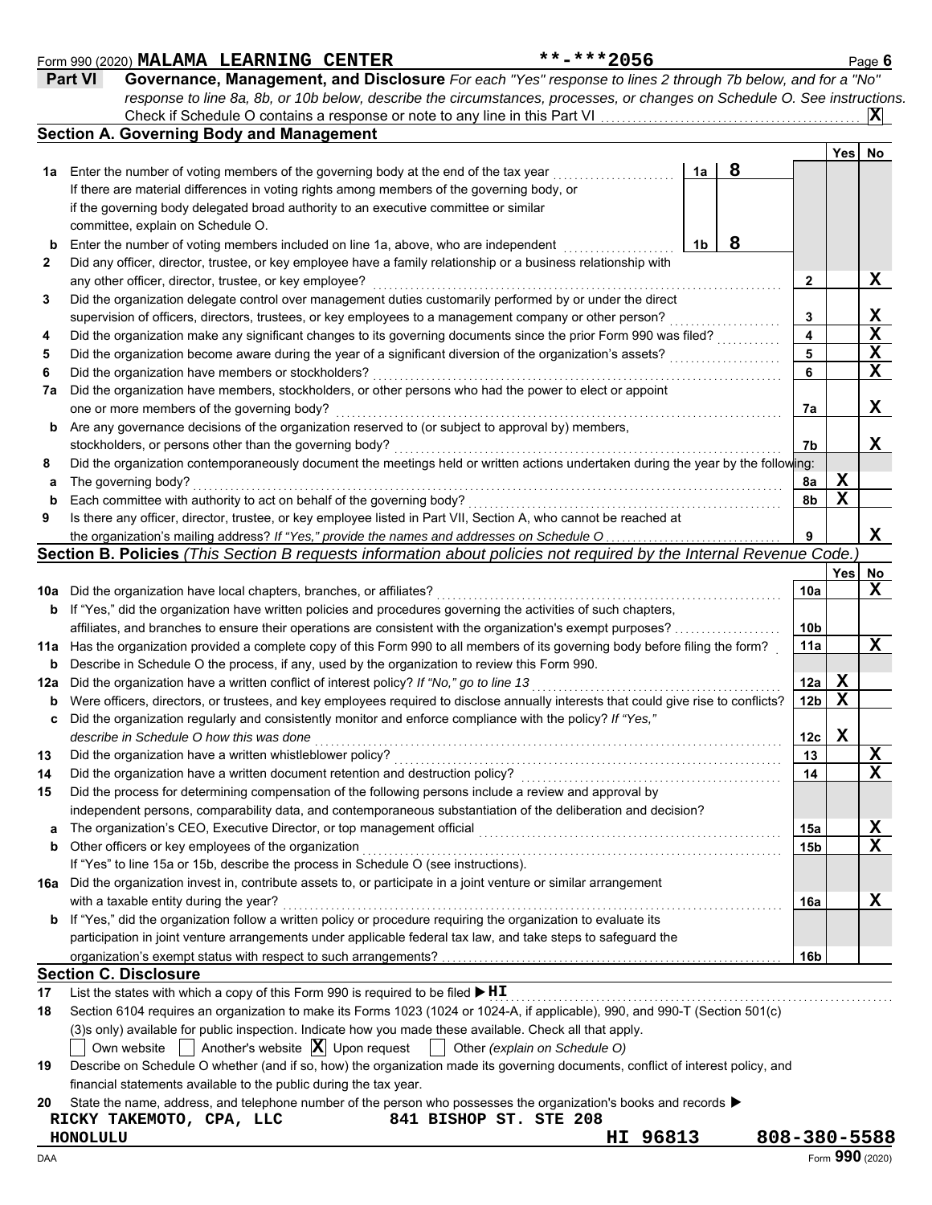Form 990 (2020) **MALAMA LEARNING CENTER** **-***2056 Page **6**

## Part VI Governance, Management, and Disclosure

*For each "Yes" response to lines 2 through 7b below, and for a "No" response to line 8a, 8b, or 10b below, describe the circumstances, processes, or changes on Schedule O. See instructions.*

Check if Schedule O contains a response or note to any line in this Part VI ... **X**

### Section A. Governing Body and Management

| | | | | Yes | No |
|---|---|---|---|---|---|
| **1a** | Enter the number of voting members of the governing body at the end of the tax year | 1a | 8 | | |
| | If there are material differences in voting rights among members of the governing body, or if the governing body delegated broad authority to an executive committee or similar committee, explain on Schedule O. | | | | |
| **b** | Enter the number of voting members included on line 1a, above, who are independent | 1b | 8 | | |
| **2** | Did any officer, director, trustee, or key employee have a family relationship or a business relationship with any other officer, director, trustee, or key employee? | 2 | | | X |
| **3** | Did the organization delegate control over management duties customarily performed by or under the direct supervision of officers, directors, trustees, or key employees to a management company or other person? | 3 | | | X |
| **4** | Did the organization make any significant changes to its governing documents since the prior Form 990 was filed? | 4 | | | X |
| **5** | Did the organization become aware during the year of a significant diversion of the organization's assets? | 5 | | | X |
| **6** | Did the organization have members or stockholders? | 6 | | | X |
| **7a** | Did the organization have members, stockholders, or other persons who had the power to elect or appoint one or more members of the governing body? | 7a | | | X |
| **b** | Are any governance decisions of the organization reserved to (or subject to approval by) members, stockholders, or persons other than the governing body? | 7b | | | X |
| **8** | Did the organization contemporaneously document the meetings held or written actions undertaken during the year by the following: | | | | |
| **a** | The governing body? | 8a | | X | |
| **b** | Each committee with authority to act on behalf of the governing body? | 8b | | X | |
| **9** | Is there any officer, director, trustee, or key employee listed in Part VII, Section A, who cannot be reached at the organization's mailing address? *If "Yes," provide the names and addresses on Schedule O* | 9 | | | X |

### Section B. Policies *(This Section B requests information about policies not required by the Internal Revenue Code.)*

| | | | Yes | No |
|---|---|---|---|---|
| **10a** | Did the organization have local chapters, branches, or affiliates? | 10a | | X |
| **b** | If "Yes," did the organization have written policies and procedures governing the activities of such chapters, affiliates, and branches to ensure their operations are consistent with the organization's exempt purposes? | 10b | | |
| **11a** | Has the organization provided a complete copy of this Form 990 to all members of its governing body before filing the form? | 11a | | X |
| **b** | Describe in Schedule O the process, if any, used by the organization to review this Form 990. | | | |
| **12a** | Did the organization have a written conflict of interest policy? *If "No," go to line 13* | 12a | X | |
| **b** | Were officers, directors, or trustees, and key employees required to disclose annually interests that could give rise to conflicts? | 12b | X | |
| **c** | Did the organization regularly and consistently monitor and enforce compliance with the policy? *If "Yes," describe in Schedule O how this was done* | 12c | X | |
| **13** | Did the organization have a written whistleblower policy? | 13 | | X |
| **14** | Did the organization have a written document retention and destruction policy? | 14 | | X |
| **15** | Did the process for determining compensation of the following persons include a review and approval by independent persons, comparability data, and contemporaneous substantiation of the deliberation and decision? | | | |
| **a** | The organization's CEO, Executive Director, or top management official | 15a | | X |
| **b** | Other officers or key employees of the organization | 15b | | X |
| | If "Yes" to line 15a or 15b, describe the process in Schedule O (see instructions). | | | |
| **16a** | Did the organization invest in, contribute assets to, or participate in a joint venture or similar arrangement with a taxable entity during the year? | 16a | | X |
| **b** | If "Yes," did the organization follow a written policy or procedure requiring the organization to evaluate its participation in joint venture arrangements under applicable federal tax law, and take steps to safeguard the organization's exempt status with respect to such arrangements? | 16b | | |

### Section C. Disclosure

**17** List the states with which a copy of this Form 990 is required to be filed ▶ **HI**

**18** Section 6104 requires an organization to make its Forms 1023 (1024 or 1024-A, if applicable), 990, and 990-T (Section 501(c)(3)s only) available for public inspection. Indicate how you made these available. Check all that apply.

☐ Own website ☐ Another's website ☒ Upon request ☐ Other *(explain on Schedule O)*

**19** Describe on Schedule O whether (and if so, how) the organization made its governing documents, conflict of interest policy, and financial statements available to the public during the tax year.

**20** State the name, address, and telephone number of the person who possesses the organization's books and records ▶

RICKY TAKEMOTO, CPA, LLC 841 BISHOP ST. STE 208
HONOLULU HI 96813 808-380-5588

DAA Form **990** (2020)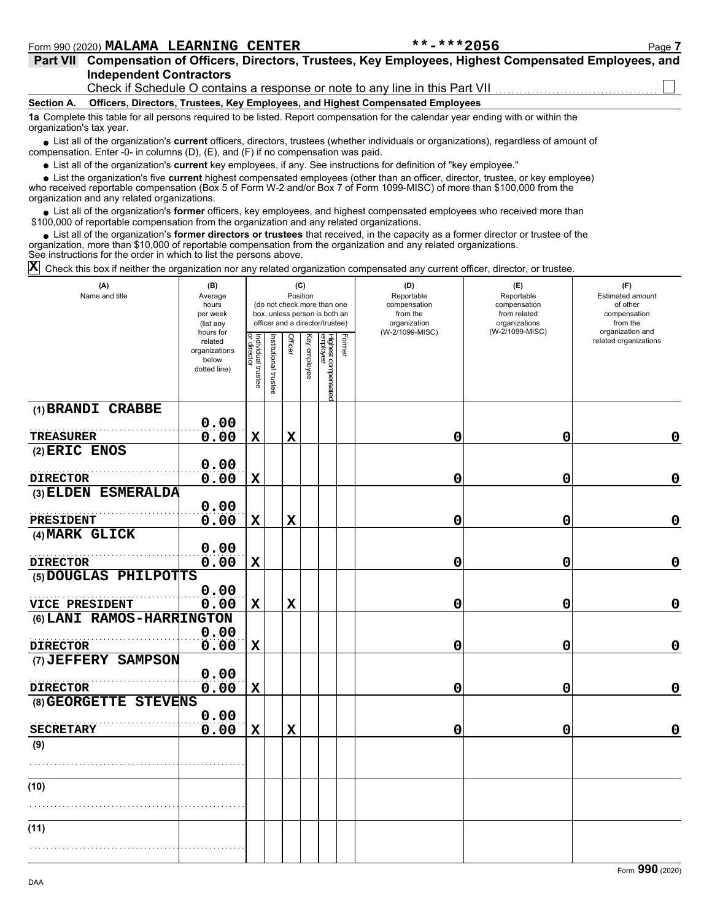Form 990 (2020) **MALAMA LEARNING CENTER** **-***2056 Page 7

## Part VII Compensation of Officers, Directors, Trustees, Key Employees, Highest Compensated Employees, and Independent Contractors

Check if Schedule O contains a response or note to any line in this Part VII ☐

### Section A. Officers, Directors, Trustees, Key Employees, and Highest Compensated Employees

**1a** Complete this table for all persons required to be listed. Report compensation for the calendar year ending with or within the organization's tax year.

- List all of the organization's **current** officers, directors, trustees (whether individuals or organizations), regardless of amount of compensation. Enter -0- in columns (D), (E), and (F) if no compensation was paid.
- List all of the organization's **current** key employees, if any. See instructions for definition of "key employee."
- List the organization's five **current** highest compensated employees (other than an officer, director, trustee, or key employee) who received reportable compensation (Box 5 of Form W-2 and/or Box 7 of Form 1099-MISC) of more than $100,000 from the organization and any related organizations.
- List all of the organization's **former** officers, key employees, and highest compensated employees who received more than $100,000 of reportable compensation from the organization and any related organizations.
- List all of the organization's **former directors or trustees** that received, in the capacity as a former director or trustee of the organization, more than $10,000 of reportable compensation from the organization and any related organizations.

See instructions for the order in which to list the persons above.

☒ Check this box if neither the organization nor any related organization compensated any current officer, director, or trustee.

| (A) Name and title | (B) Average hours per week (list any hours for related organizations below dotted line) | (C) Position: Individual trustee or director | Institutional trustee | Officer | Key employee | Highest compensated employee | Former | (D) Reportable compensation from the organization (W-2/1099-MISC) | (E) Reportable compensation from related organizations (W-2/1099-MISC) | (F) Estimated amount of other compensation from the organization and related organizations |
|---|---|---|---|---|---|---|---|---|---|---|
| (1) BRANDI CRABBE<br>TREASURER | 0.00<br>0.00 | X | | X | | | | 0 | 0 | 0 |
| (2) ERIC ENOS<br>DIRECTOR | 0.00<br>0.00 | X | | | | | | 0 | 0 | 0 |
| (3) ELDEN ESMERALDA<br>PRESIDENT | 0.00<br>0.00 | X | | X | | | | 0 | 0 | 0 |
| (4) MARK GLICK<br>DIRECTOR | 0.00<br>0.00 | X | | | | | | 0 | 0 | 0 |
| (5) DOUGLAS PHILPOTTS<br>VICE PRESIDENT | 0.00<br>0.00 | X | | X | | | | 0 | 0 | 0 |
| (6) LANI RAMOS-HARRINGTON<br>DIRECTOR | 0.00<br>0.00 | X | | | | | | 0 | 0 | 0 |
| (7) JEFFERY SAMPSON<br>DIRECTOR | 0.00<br>0.00 | X | | | | | | 0 | 0 | 0 |
| (8) GEORGETTE STEVENS<br>SECRETARY | 0.00<br>0.00 | X | | X | | | | 0 | 0 | 0 |
| (9) | | | | | | | | | | |
| (10) | | | | | | | | | | |
| (11) | | | | | | | | | | |

Form **990** (2020)

DAA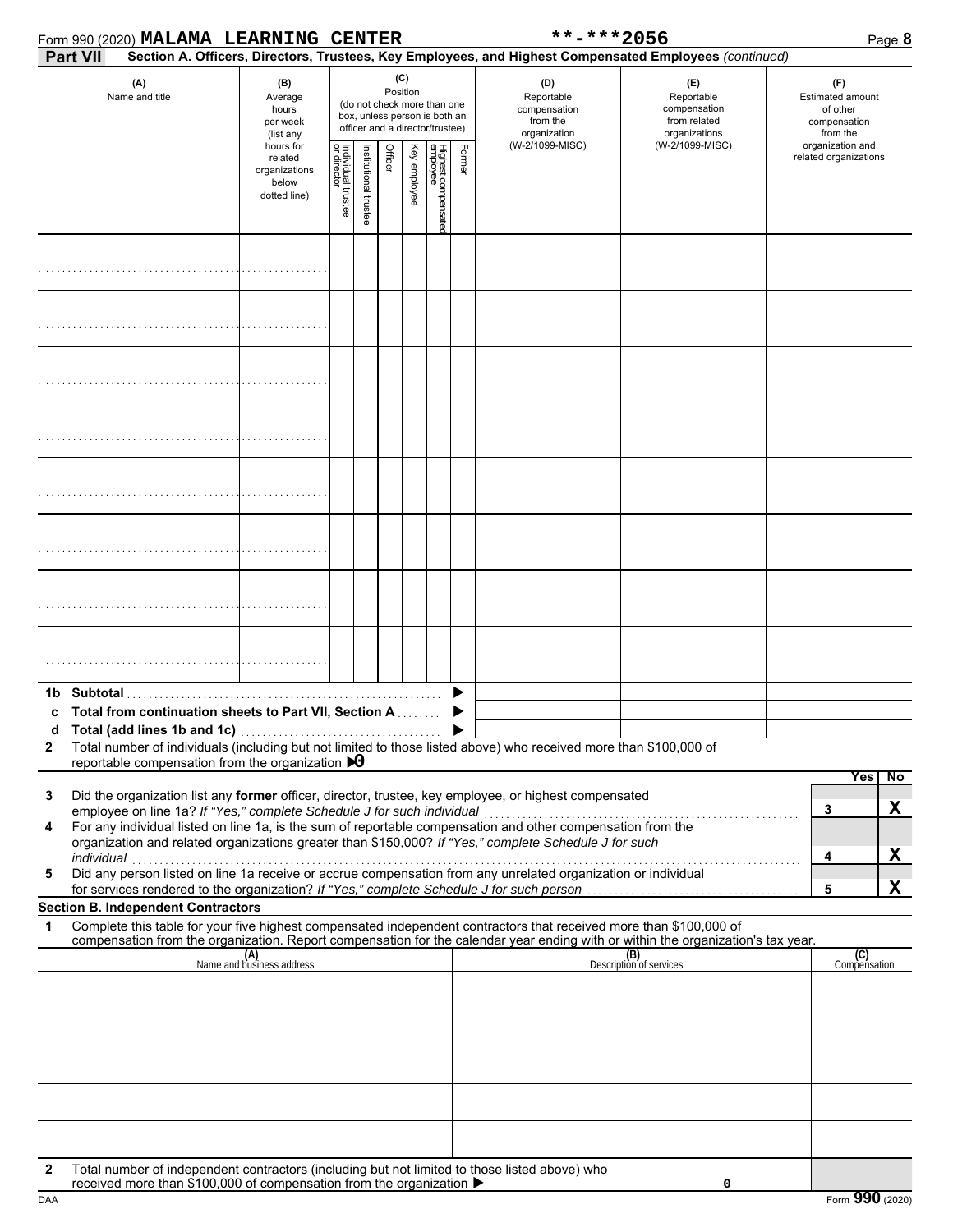Form 990 (2020) **MALAMA LEARNING CENTER** **-***2056 Page **8**

**Part VII** **Section A. Officers, Directors, Trustees, Key Employees, and Highest Compensated Employees** *(continued)*

| (A) Name and title | (B) Average hours per week (list any hours for related organizations below dotted line) | (C) Position (do not check more than one box, unless person is both an officer and a director/trustee) | | | | | | (D) Reportable compensation from the organization (W-2/1099-MISC) | (E) Reportable compensation from related organizations (W-2/1099-MISC) | (F) Estimated amount of other compensation from the organization and related organizations |
|---|---|---|---|---|---|---|---|---|---|---|
| | | Individual trustee or director | Institutional trustee | Officer | Key employee | Highest compensated employee | Former | | | |
| | | | | | | | | | | |
| | | | | | | | | | | |
| | | | | | | | | | | |
| | | | | | | | | | | |
| | | | | | | | | | | |
| | | | | | | | | | | |
| | | | | | | | | | | |
| | | | | | | | | | | |

**1b Subtotal** ▶

**c Total from continuation sheets to Part VII, Section A** ▶

**d Total (add lines 1b and 1c)** ▶

**2** Total number of individuals (including but not limited to those listed above) who received more than $100,000 of reportable compensation from the organization ▶ **0**

| | | | Yes | No |
|---|---|---|---|---|
| **3** | Did the organization list any **former** officer, director, trustee, key employee, or highest compensated employee on line 1a? *If "Yes," complete Schedule J for such individual* | 3 | | X |
| **4** | For any individual listed on line 1a, is the sum of reportable compensation and other compensation from the organization and related organizations greater than $150,000? *If "Yes," complete Schedule J for such individual* | 4 | | X |
| **5** | Did any person listed on line 1a receive or accrue compensation from any unrelated organization or individual for services rendered to the organization? *If "Yes," complete Schedule J for such person* | 5 | | X |

**Section B. Independent Contractors**

**1** Complete this table for your five highest compensated independent contractors that received more than $100,000 of compensation from the organization. Report compensation for the calendar year ending with or within the organization's tax year.

| (A) Name and business address | (B) Description of services | (C) Compensation |
|---|---|---|
| | | |
| | | |
| | | |
| | | |
| | | |

**2** Total number of independent contractors (including but not limited to those listed above) who received more than $100,000 of compensation from the organization ▶ 0

DAA Form **990** (2020)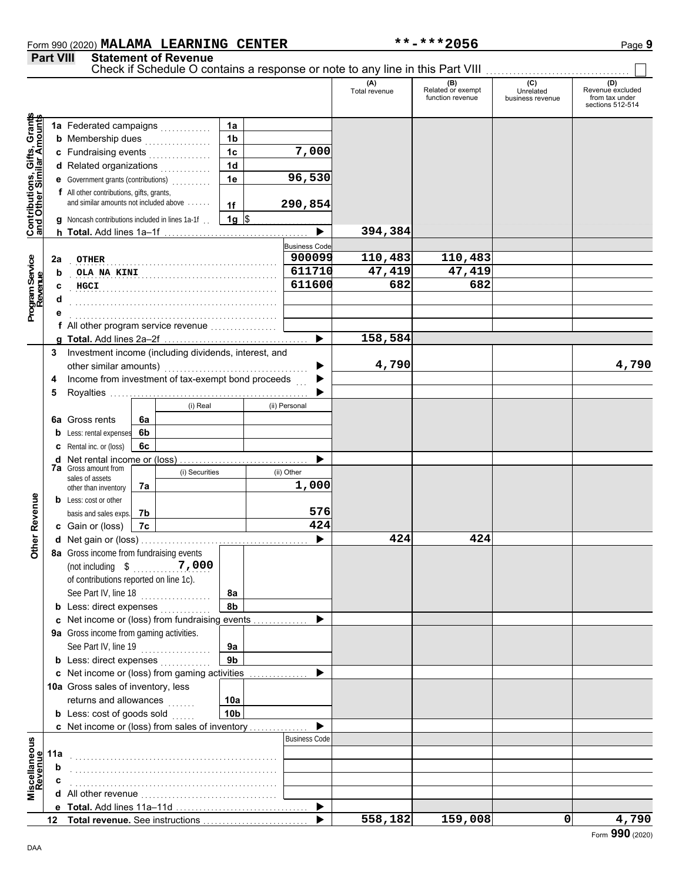Form 990 (2020) MALAMA LEARNING CENTER **-***2056 Page 9

## Part VIII Statement of Revenue

Check if Schedule O contains a response or note to any line in this Part VIII ☐

| | | | | (A) Total revenue | (B) Related or exempt function revenue | (C) Unrelated business revenue | (D) Revenue excluded from tax under sections 512-514 |
|---|---|---|---|---|---|---|---|
| **Contributions, Gifts, Grants and Other Similar Amounts** | 1a Federated campaigns | 1a | | | | | |
| | b Membership dues | 1b | | | | | |
| | c Fundraising events | 1c | 7,000 | | | | |
| | d Related organizations | 1d | | | | | |
| | e Government grants (contributions) | 1e | 96,530 | | | | |
| | f All other contributions, gifts, grants, and similar amounts not included above | 1f | 290,854 | | | | |
| | g Noncash contributions included in lines 1a-1f | 1g | $ | | | | |
| | h **Total.** Add lines 1a–1f | | ▶ | 394,384 | | | |
| **Program Service Revenue** | | | Business Code | | | | |
| | 2a OTHER | | 900099 | 110,483 | 110,483 | | |
| | b OLA NA KINI | | 611710 | 47,419 | 47,419 | | |
| | c HGCI | | 611600 | 682 | 682 | | |
| | d | | | | | | |
| | e | | | | | | |
| | f All other program service revenue | | | | | | |
| | g **Total.** Add lines 2a–2f | | ▶ | 158,584 | | | |
| **Other Revenue** | 3 Investment income (including dividends, interest, and other similar amounts) | | ▶ | 4,790 | | | 4,790 |
| | 4 Income from investment of tax-exempt bond proceeds | | ▶ | | | | |
| | 5 Royalties | | ▶ | | | | |
| | | (i) Real | (ii) Personal | | | | |
| | 6a Gross rents (6a) | | | | | | |
| | b Less: rental expenses (6b) | | | | | | |
| | c Rental inc. or (loss) (6c) | | | | | | |
| | d Net rental income or (loss) | | ▶ | | | | |
| | 7a Gross amount from sales of assets other than inventory | (i) Securities | (ii) Other | | | | |
| | (7a) | | 1,000 | | | | |
| | b Less: cost or other basis and sales exps. (7b) | | 576 | | | | |
| | c Gain or (loss) (7c) | | 424 | | | | |
| | d Net gain or (loss) | | ▶ | 424 | 424 | | |
| | 8a Gross income from fundraising events (not including $ 7,000 of contributions reported on line 1c). See Part IV, line 18 | 8a | | | | | |
| | b Less: direct expenses | 8b | | | | | |
| | c Net income or (loss) from fundraising events | | ▶ | | | | |
| | 9a Gross income from gaming activities. See Part IV, line 19 | 9a | | | | | |
| | b Less: direct expenses | 9b | | | | | |
| | c Net income or (loss) from gaming activities | | ▶ | | | | |
| | 10a Gross sales of inventory, less returns and allowances | 10a | | | | | |
| | b Less: cost of goods sold | 10b | | | | | |
| | c Net income or (loss) from sales of inventory | | ▶ | | | | |
| **Miscellaneous Revenue** | | | Business Code | | | | |
| | 11a | | | | | | |
| | b | | | | | | |
| | c | | | | | | |
| | d All other revenue | | | | | | |
| | e **Total.** Add lines 11a–11d | | ▶ | | | | |
| | 12 **Total revenue.** See instructions | | ▶ | 558,182 | 159,008 | 0 | 4,790 |

Form **990** (2020)

DAA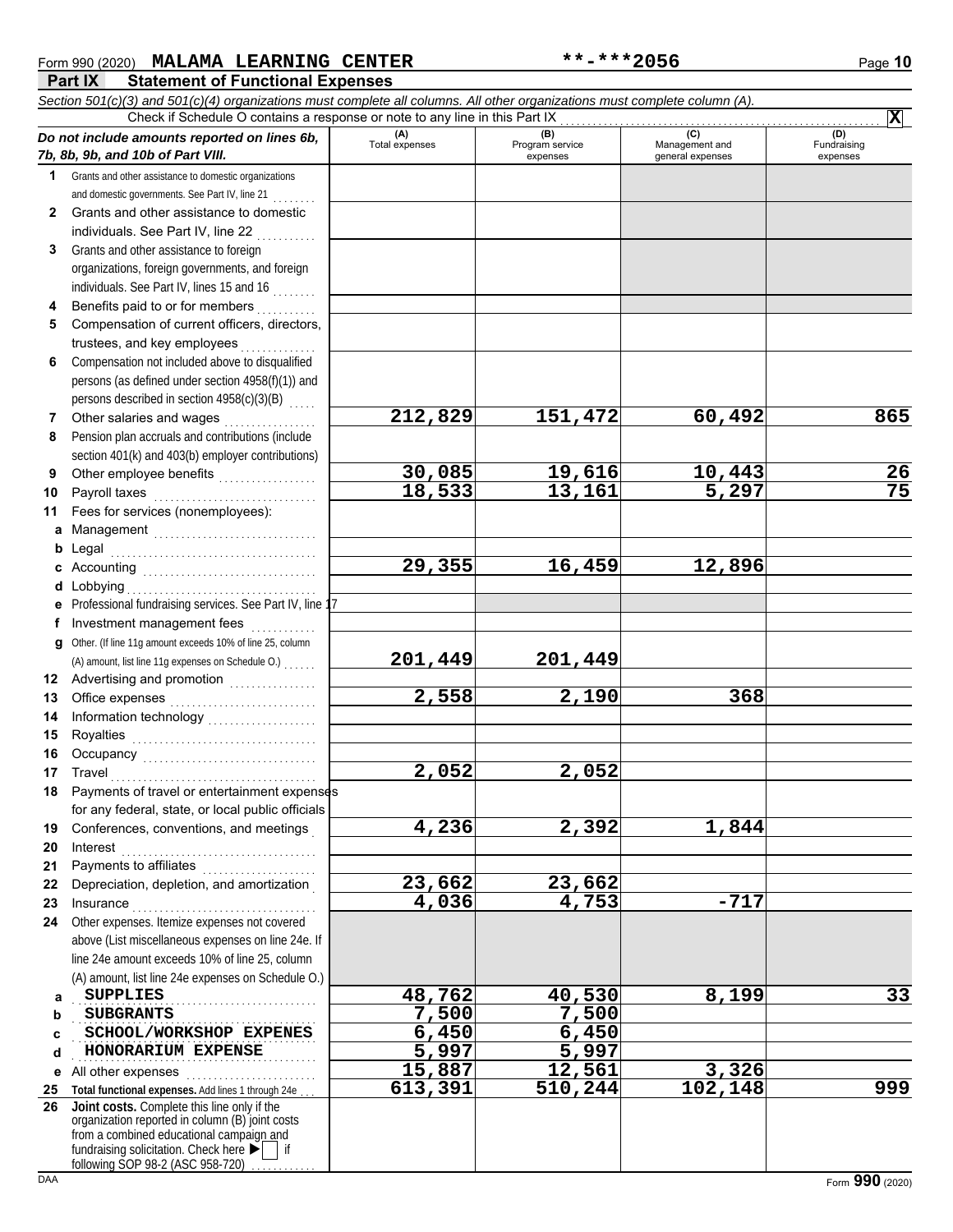Form 990 (2020) **MALAMA LEARNING CENTER** **-***2056

## Part IX Statement of Functional Expenses

*Section 501(c)(3) and 501(c)(4) organizations must complete all columns. All other organizations must complete column (A).*

Check if Schedule O contains a response or note to any line in this Part IX . . . . . . . . . . **X**

| *Do not include amounts reported on lines 6b, 7b, 8b, 9b, and 10b of Part VIII.* | (A) Total expenses | (B) Program service expenses | (C) Management and general expenses | (D) Fundraising expenses |
|---|---|---|---|---|
| **1** Grants and other assistance to domestic organizations and domestic governments. See Part IV, line 21 | | | | |
| **2** Grants and other assistance to domestic individuals. See Part IV, line 22 | | | | |
| **3** Grants and other assistance to foreign organizations, foreign governments, and foreign individuals. See Part IV, lines 15 and 16 | | | | |
| **4** Benefits paid to or for members | | | | |
| **5** Compensation of current officers, directors, trustees, and key employees | | | | |
| **6** Compensation not included above to disqualified persons (as defined under section 4958(f)(1)) and persons described in section 4958(c)(3)(B) | | | | |
| **7** Other salaries and wages | 212,829 | 151,472 | 60,492 | 865 |
| **8** Pension plan accruals and contributions (include section 401(k) and 403(b) employer contributions) | | | | |
| **9** Other employee benefits | 30,085 | 19,616 | 10,443 | 26 |
| **10** Payroll taxes | 18,533 | 13,161 | 5,297 | 75 |
| **11** Fees for services (nonemployees): | | | | |
| **a** Management | | | | |
| **b** Legal | | | | |
| **c** Accounting | 29,355 | 16,459 | 12,896 | |
| **d** Lobbying | | | | |
| **e** Professional fundraising services. See Part IV, line 17 | | | | |
| **f** Investment management fees | | | | |
| **g** Other. (If line 11g amount exceeds 10% of line 25, column (A) amount, list line 11g expenses on Schedule O.) | 201,449 | 201,449 | | |
| **12** Advertising and promotion | | | | |
| **13** Office expenses | 2,558 | 2,190 | 368 | |
| **14** Information technology | | | | |
| **15** Royalties | | | | |
| **16** Occupancy | | | | |
| **17** Travel | 2,052 | 2,052 | | |
| **18** Payments of travel or entertainment expenses for any federal, state, or local public officials | | | | |
| **19** Conferences, conventions, and meetings | 4,236 | 2,392 | 1,844 | |
| **20** Interest | | | | |
| **21** Payments to affiliates | | | | |
| **22** Depreciation, depletion, and amortization | 23,662 | 23,662 | | |
| **23** Insurance | 4,036 | 4,753 | -717 | |
| **24** Other expenses. Itemize expenses not covered above (List miscellaneous expenses on line 24e. If line 24e amount exceeds 10% of line 25, column (A) amount, list line 24e expenses on Schedule O.) | | | | |
| **a** SUPPLIES | 48,762 | 40,530 | 8,199 | 33 |
| **b** SUBGRANTS | 7,500 | 7,500 | | |
| **c** SCHOOL/WORKSHOP EXPENES | 6,450 | 6,450 | | |
| **d** HONORARIUM EXPENSE | 5,997 | 5,997 | | |
| **e** All other expenses | 15,887 | 12,561 | 3,326 | |
| **25 Total functional expenses.** Add lines 1 through 24e | 613,391 | 510,244 | 102,148 | 999 |
| **26 Joint costs.** Complete this line only if the organization reported in column (B) joint costs from a combined educational campaign and fundraising solicitation. Check here ▶ ☐ if following SOP 98-2 (ASC 958-720) | | | | |

DAA Form **990** (2020)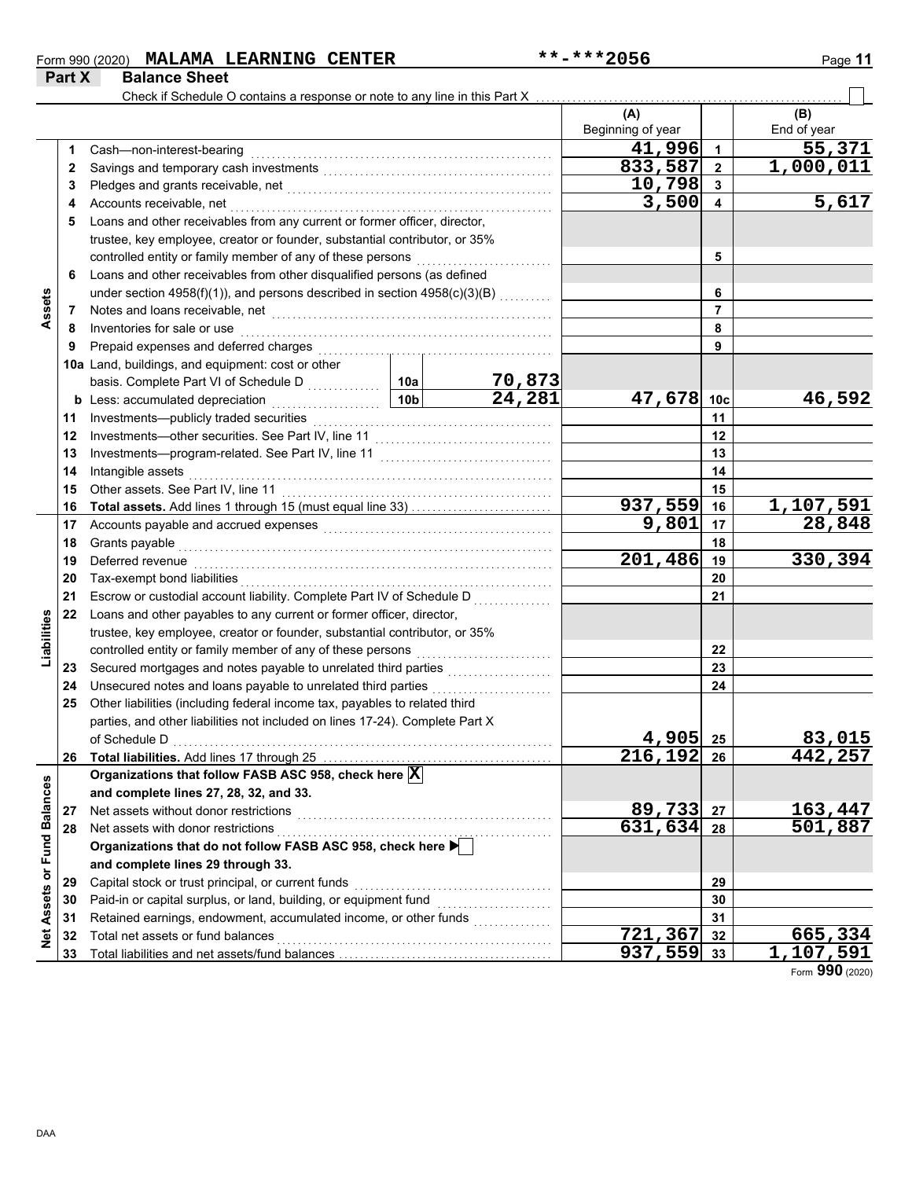Form 990 (2020) **MALAMA LEARNING CENTER** **-***2056

## Part X Balance Sheet

Check if Schedule O contains a response or note to any line in this Part X ☐

| | | Description | | | (A) Beginning of year | | (B) End of year |
|---|---|---|---|---|---|---|---|
| **Assets** | 1 | Cash—non-interest-bearing | | | 41,996 | 1 | 55,371 |
| | 2 | Savings and temporary cash investments | | | 833,587 | 2 | 1,000,011 |
| | 3 | Pledges and grants receivable, net | | | 10,798 | 3 | |
| | 4 | Accounts receivable, net | | | 3,500 | 4 | 5,617 |
| | 5 | Loans and other receivables from any current or former officer, director, trustee, key employee, creator or founder, substantial contributor, or 35% controlled entity or family member of any of these persons | | | | 5 | |
| | 6 | Loans and other receivables from other disqualified persons (as defined under section 4958(f)(1)), and persons described in section 4958(c)(3)(B) | | | | 6 | |
| | 7 | Notes and loans receivable, net | | | | 7 | |
| | 8 | Inventories for sale or use | | | | 8 | |
| | 9 | Prepaid expenses and deferred charges | | | | 9 | |
| | 10a | Land, buildings, and equipment: cost or other basis. Complete Part VI of Schedule D | 10a | 70,873 | | | |
| | b | Less: accumulated depreciation | 10b | 24,281 | 47,678 | 10c | 46,592 |
| | 11 | Investments—publicly traded securities | | | | 11 | |
| | 12 | Investments—other securities. See Part IV, line 11 | | | | 12 | |
| | 13 | Investments—program-related. See Part IV, line 11 | | | | 13 | |
| | 14 | Intangible assets | | | | 14 | |
| | 15 | Other assets. See Part IV, line 11 | | | | 15 | |
| | 16 | **Total assets.** Add lines 1 through 15 (must equal line 33) | | | 937,559 | 16 | 1,107,591 |
| **Liabilities** | 17 | Accounts payable and accrued expenses | | | 9,801 | 17 | 28,848 |
| | 18 | Grants payable | | | | 18 | |
| | 19 | Deferred revenue | | | 201,486 | 19 | 330,394 |
| | 20 | Tax-exempt bond liabilities | | | | 20 | |
| | 21 | Escrow or custodial account liability. Complete Part IV of Schedule D | | | | 21 | |
| | 22 | Loans and other payables to any current or former officer, director, trustee, key employee, creator or founder, substantial contributor, or 35% controlled entity or family member of any of these persons | | | | 22 | |
| | 23 | Secured mortgages and notes payable to unrelated third parties | | | | 23 | |
| | 24 | Unsecured notes and loans payable to unrelated third parties | | | | 24 | |
| | 25 | Other liabilities (including federal income tax, payables to related third parties, and other liabilities not included on lines 17-24). Complete Part X of Schedule D | | | 4,905 | 25 | 83,015 |
| | 26 | **Total liabilities.** Add lines 17 through 25 | | | 216,192 | 26 | 442,257 |
| **Net Assets or Fund Balances** | | **Organizations that follow FASB ASC 958, check here** ☒ **and complete lines 27, 28, 32, and 33.** | | | | | |
| | 27 | Net assets without donor restrictions | | | 89,733 | 27 | 163,447 |
| | 28 | Net assets with donor restrictions | | | 631,634 | 28 | 501,887 |
| | | **Organizations that do not follow FASB ASC 958, check here** ☐ **and complete lines 29 through 33.** | | | | | |
| | 29 | Capital stock or trust principal, or current funds | | | | 29 | |
| | 30 | Paid-in or capital surplus, or land, building, or equipment fund | | | | 30 | |
| | 31 | Retained earnings, endowment, accumulated income, or other funds | | | | 31 | |
| | 32 | Total net assets or fund balances | | | 721,367 | 32 | 665,334 |
| | 33 | Total liabilities and net assets/fund balances | | | 937,559 | 33 | 1,107,591 |

Form **990** (2020)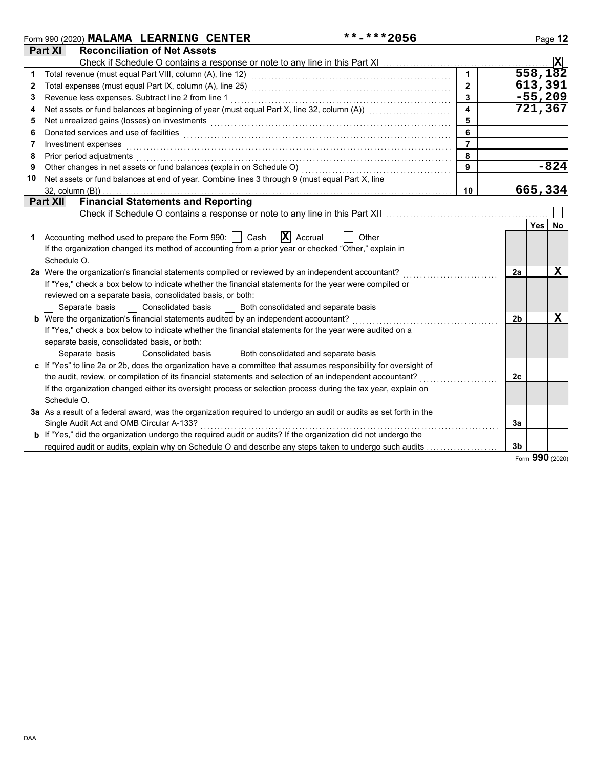Form 990 (2020) **MALAMA LEARNING CENTER** **-***2056

## Part XI Reconciliation of Net Assets

Check if Schedule O contains a response or note to any line in this Part XI . . . . . . . . . . [X]

| | | | |
|---|---|---|---|
| 1 | Total revenue (must equal Part VIII, column (A), line 12) | 1 | 558,182 |
| 2 | Total expenses (must equal Part IX, column (A), line 25) | 2 | 613,391 |
| 3 | Revenue less expenses. Subtract line 2 from line 1 | 3 | -55,209 |
| 4 | Net assets or fund balances at beginning of year (must equal Part X, line 32, column (A)) | 4 | 721,367 |
| 5 | Net unrealized gains (losses) on investments | 5 | |
| 6 | Donated services and use of facilities | 6 | |
| 7 | Investment expenses | 7 | |
| 8 | Prior period adjustments | 8 | |
| 9 | Other changes in net assets or fund balances (explain on Schedule O) | 9 | -824 |
| 10 | Net assets or fund balances at end of year. Combine lines 3 through 9 (must equal Part X, line 32, column (B)) | 10 | 665,334 |

## Part XII Financial Statements and Reporting

Check if Schedule O contains a response or note to any line in this Part XII . . . . . . . . . . [ ]

| | | | Yes | No |
|---|---|---|---|---|
| 1 | Accounting method used to prepare the Form 990: [ ] Cash [X] Accrual [ ] Other<br>If the organization changed its method of accounting from a prior year or checked "Other," explain in Schedule O. | | | |
| 2a | Were the organization's financial statements compiled or reviewed by an independent accountant?<br>If "Yes," check a box below to indicate whether the financial statements for the year were compiled or reviewed on a separate basis, consolidated basis, or both:<br>[ ] Separate basis [ ] Consolidated basis [ ] Both consolidated and separate basis | 2a | | X |
| b | Were the organization's financial statements audited by an independent accountant?<br>If "Yes," check a box below to indicate whether the financial statements for the year were audited on a separate basis, consolidated basis, or both:<br>[ ] Separate basis [ ] Consolidated basis [ ] Both consolidated and separate basis | 2b | | X |
| c | If "Yes" to line 2a or 2b, does the organization have a committee that assumes responsibility for oversight of the audit, review, or compilation of its financial statements and selection of an independent accountant?<br>If the organization changed either its oversight process or selection process during the tax year, explain on Schedule O. | 2c | | |
| 3a | As a result of a federal award, was the organization required to undergo an audit or audits as set forth in the Single Audit Act and OMB Circular A-133? | 3a | | |
| b | If "Yes," did the organization undergo the required audit or audits? If the organization did not undergo the required audit or audits, explain why on Schedule O and describe any steps taken to undergo such audits | 3b | | |

Form **990** (2020)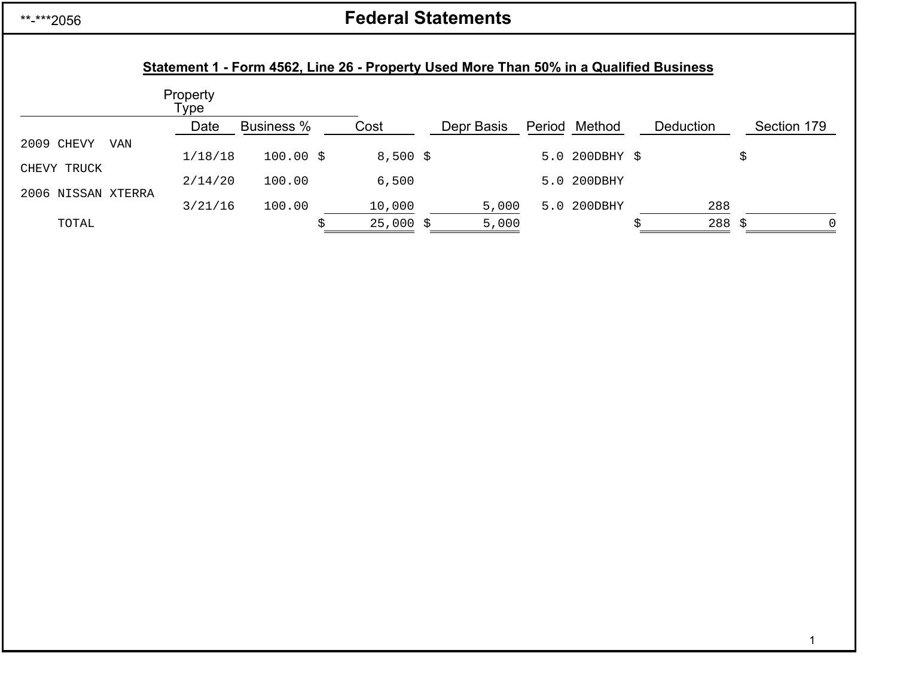**-***2056

# Federal Statements

## Statement 1 - Form 4562, Line 26 - Property Used More Than 50% in a Qualified Business

| Property Type | Date | Business % | Cost | Depr Basis | Period | Method | Deduction | Section 179 |
|---|---|---|---|---|---|---|---|---|
| 2009 CHEVY VAN | 1/18/18 | 100.00 | $ 8,500 | $ | 5.0 | 200DBHY | $ | $ |
| CHEVY TRUCK | 2/14/20 | 100.00 | 6,500 | | 5.0 | 200DBHY | | |
| 2006 NISSAN XTERRA | 3/21/16 | 100.00 | 10,000 | 5,000 | 5.0 | 200DBHY | 288 | |
| TOTAL | | | $ 25,000 | $ 5,000 | | | $ 288 | $ 0 |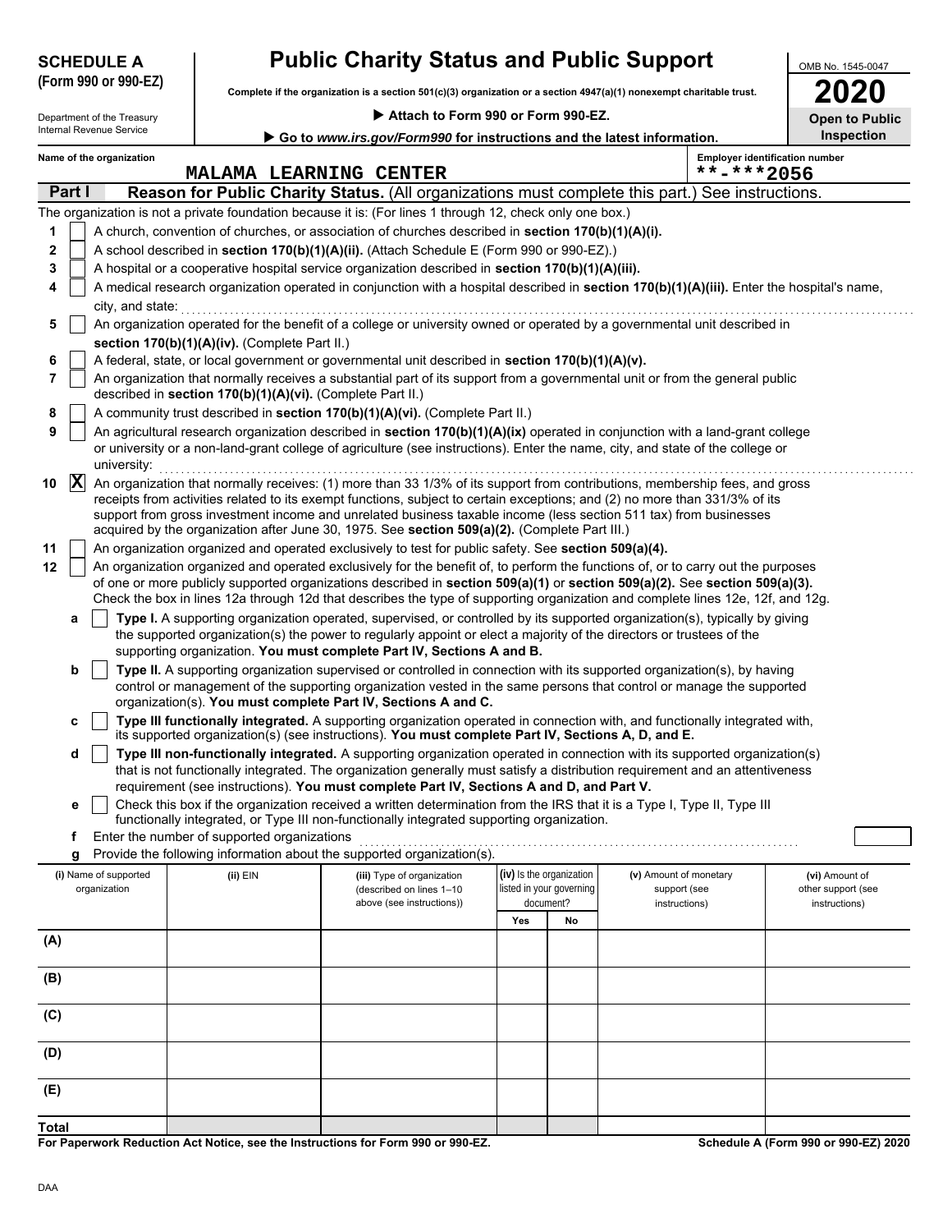**SCHEDULE A (Form 990 or 990-EZ)**

Department of the Treasury
Internal Revenue Service

# Public Charity Status and Public Support

**Complete if the organization is a section 501(c)(3) organization or a section 4947(a)(1) nonexempt charitable trust.**

▶ **Attach to Form 990 or Form 990-EZ.**

▶ **Go to *www.irs.gov/Form990* for instructions and the latest information.**

OMB No. 1545-0047

**2020**

**Open to Public Inspection**

**Name of the organization:** MALAMA LEARNING CENTER

**Employer identification number:** **-***2056

## Part I — Reason for Public Charity Status. (All organizations must complete this part.) See instructions.

The organization is not a private foundation because it is: (For lines 1 through 12, check only one box.)

1. [ ] A church, convention of churches, or association of churches described in **section 170(b)(1)(A)(i).**
2. [ ] A school described in **section 170(b)(1)(A)(ii).** (Attach Schedule E (Form 990 or 990-EZ).)
3. [ ] A hospital or a cooperative hospital service organization described in **section 170(b)(1)(A)(iii).**
4. [ ] A medical research organization operated in conjunction with a hospital described in **section 170(b)(1)(A)(iii).** Enter the hospital's name, city, and state:
5. [ ] An organization operated for the benefit of a college or university owned or operated by a governmental unit described in **section 170(b)(1)(A)(iv).** (Complete Part II.)
6. [ ] A federal, state, or local government or governmental unit described in **section 170(b)(1)(A)(v).**
7. [ ] An organization that normally receives a substantial part of its support from a governmental unit or from the general public described in **section 170(b)(1)(A)(vi).** (Complete Part II.)
8. [ ] A community trust described in **section 170(b)(1)(A)(vi).** (Complete Part II.)
9. [ ] An agricultural research organization described in **section 170(b)(1)(A)(ix)** operated in conjunction with a land-grant college or university or a non-land-grant college of agriculture (see instructions). Enter the name, city, and state of the college or university:
10. [X] An organization that normally receives: (1) more than 33 1/3% of its support from contributions, membership fees, and gross receipts from activities related to its exempt functions, subject to certain exceptions; and (2) no more than 331/3% of its support from gross investment income and unrelated business taxable income (less section 511 tax) from businesses acquired by the organization after June 30, 1975. See **section 509(a)(2).** (Complete Part III.)
11. [ ] An organization organized and operated exclusively to test for public safety. See **section 509(a)(4).**
12. [ ] An organization organized and operated exclusively for the benefit of, to perform the functions of, or to carry out the purposes of one or more publicly supported organizations described in **section 509(a)(1)** or **section 509(a)(2).** See **section 509(a)(3).** Check the box in lines 12a through 12d that describes the type of supporting organization and complete lines 12e, 12f, and 12g.
   - **a** [ ] **Type I.** A supporting organization operated, supervised, or controlled by its supported organization(s), typically by giving the supported organization(s) the power to regularly appoint or elect a majority of the directors or trustees of the supporting organization. **You must complete Part IV, Sections A and B.**
   - **b** [ ] **Type II.** A supporting organization supervised or controlled in connection with its supported organization(s), by having control or management of the supporting organization vested in the same persons that control or manage the supported organization(s). **You must complete Part IV, Sections A and C.**
   - **c** [ ] **Type III functionally integrated.** A supporting organization operated in connection with, and functionally integrated with, its supported organization(s) (see instructions). **You must complete Part IV, Sections A, D, and E.**
   - **d** [ ] **Type III non-functionally integrated.** A supporting organization operated in connection with its supported organization(s) that is not functionally integrated. The organization generally must satisfy a distribution requirement and an attentiveness requirement (see instructions). **You must complete Part IV, Sections A and D, and Part V.**
   - **e** [ ] Check this box if the organization received a written determination from the IRS that it is a Type I, Type II, Type III functionally integrated, or Type III non-functionally integrated supporting organization.
   - **f** Enter the number of supported organizations
   - **g** Provide the following information about the supported organization(s).

| (i) Name of supported organization | (ii) EIN | (iii) Type of organization (described on lines 1–10 above (see instructions)) | (iv) Is the organization listed in your governing document? Yes | No | (v) Amount of monetary support (see instructions) | (vi) Amount of other support (see instructions) |
|---|---|---|---|---|---|---|
| (A) | | | | | | |
| (B) | | | | | | |
| (C) | | | | | | |
| (D) | | | | | | |
| (E) | | | | | | |
| **Total** | | | | | | |

**For Paperwork Reduction Act Notice, see the Instructions for Form 990 or 990-EZ.**

**Schedule A (Form 990 or 990-EZ) 2020**

DAA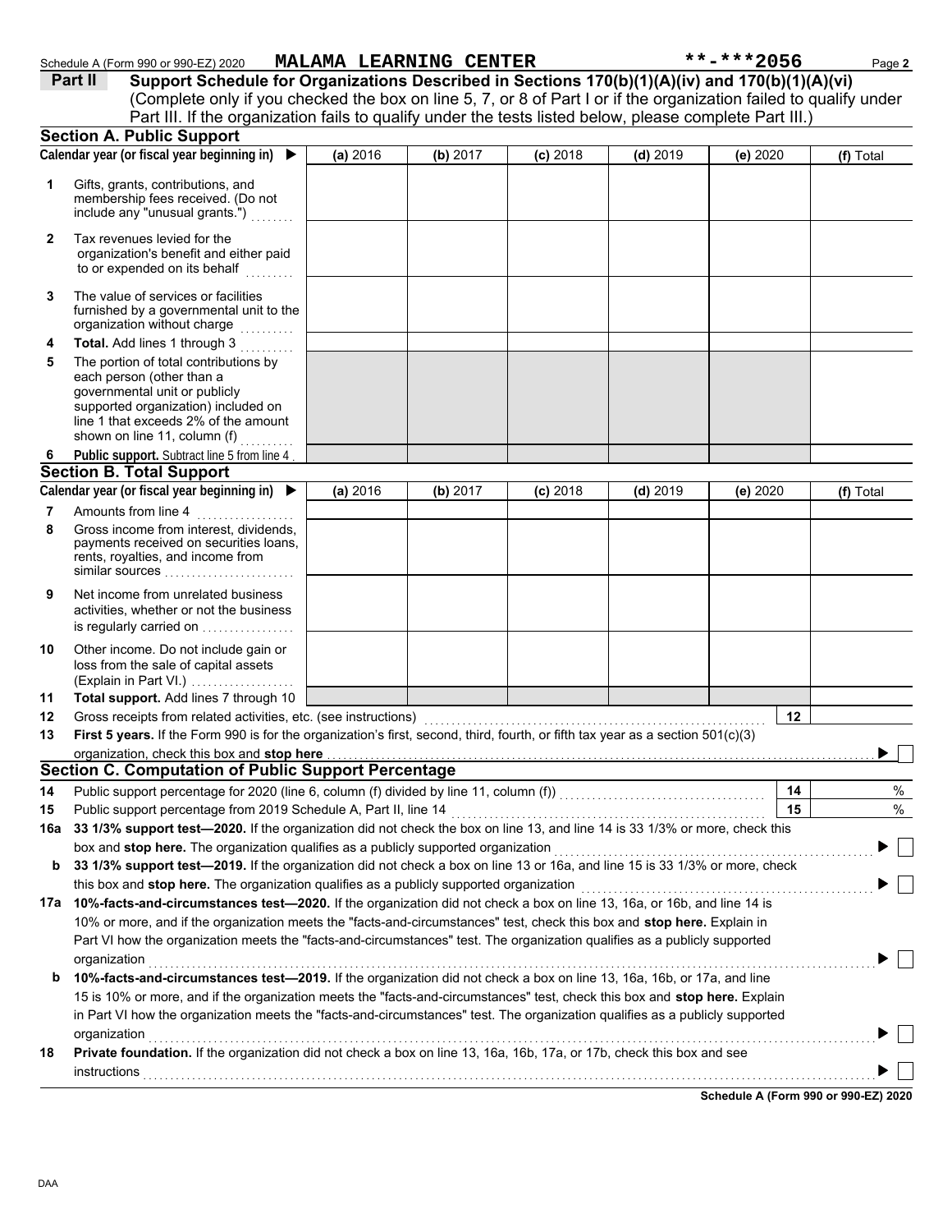Schedule A (Form 990 or 990-EZ) 2020 **MALAMA LEARNING CENTER** **-***2056

## Part II Support Schedule for Organizations Described in Sections 170(b)(1)(A)(iv) and 170(b)(1)(A)(vi)

(Complete only if you checked the box on line 5, 7, or 8 of Part I or if the organization failed to qualify under Part III. If the organization fails to qualify under the tests listed below, please complete Part III.)

### Section A. Public Support

| Calendar year (or fiscal year beginning in) ▶ | (a) 2016 | (b) 2017 | (c) 2018 | (d) 2019 | (e) 2020 | (f) Total |
|---|---|---|---|---|---|---|
| **1** Gifts, grants, contributions, and membership fees received. (Do not include any "unusual grants.") | | | | | | |
| **2** Tax revenues levied for the organization's benefit and either paid to or expended on its behalf | | | | | | |
| **3** The value of services or facilities furnished by a governmental unit to the organization without charge | | | | | | |
| **4** **Total.** Add lines 1 through 3 | | | | | | |
| **5** The portion of total contributions by each person (other than a governmental unit or publicly supported organization) included on line 1 that exceeds 2% of the amount shown on line 11, column (f) | | | | | | |
| **6** **Public support.** Subtract line 5 from line 4 | | | | | | |

### Section B. Total Support

| Calendar year (or fiscal year beginning in) ▶ | (a) 2016 | (b) 2017 | (c) 2018 | (d) 2019 | (e) 2020 | (f) Total |
|---|---|---|---|---|---|---|
| **7** Amounts from line 4 | | | | | | |
| **8** Gross income from interest, dividends, payments received on securities loans, rents, royalties, and income from similar sources | | | | | | |
| **9** Net income from unrelated business activities, whether or not the business is regularly carried on | | | | | | |
| **10** Other income. Do not include gain or loss from the sale of capital assets (Explain in Part VI.) | | | | | | |
| **11** **Total support.** Add lines 7 through 10 | | | | | | |

**12** Gross receipts from related activities, etc. (see instructions) | **12** |

**13** **First 5 years.** If the Form 990 is for the organization's first, second, third, fourth, or fifth tax year as a section 501(c)(3) organization, check this box and **stop here** ▶ ☐

### Section C. Computation of Public Support Percentage

**14** Public support percentage for 2020 (line 6, column (f) divided by line 11, column (f)) | **14** | %

**15** Public support percentage from 2019 Schedule A, Part II, line 14 | **15** | %

**16a** **33 1/3% support test—2020.** If the organization did not check the box on line 13, and line 14 is 33 1/3% or more, check this box and **stop here.** The organization qualifies as a publicly supported organization ▶ ☐

**b** **33 1/3% support test—2019.** If the organization did not check a box on line 13 or 16a, and line 15 is 33 1/3% or more, check this box and **stop here.** The organization qualifies as a publicly supported organization ▶ ☐

**17a** **10%-facts-and-circumstances test—2020.** If the organization did not check a box on line 13, 16a, or 16b, and line 14 is 10% or more, and if the organization meets the "facts-and-circumstances" test, check this box and **stop here.** Explain in Part VI how the organization meets the "facts-and-circumstances" test. The organization qualifies as a publicly supported organization ▶ ☐

**b** **10%-facts-and-circumstances test—2019.** If the organization did not check a box on line 13, 16a, 16b, or 17a, and line 15 is 10% or more, and if the organization meets the "facts-and-circumstances" test, check this box and **stop here.** Explain in Part VI how the organization meets the "facts-and-circumstances" test. The organization qualifies as a publicly supported organization ▶ ☐

**18** **Private foundation.** If the organization did not check a box on line 13, 16a, 16b, 17a, or 17b, check this box and see instructions ▶ ☐

**Schedule A (Form 990 or 990-EZ) 2020**

DAA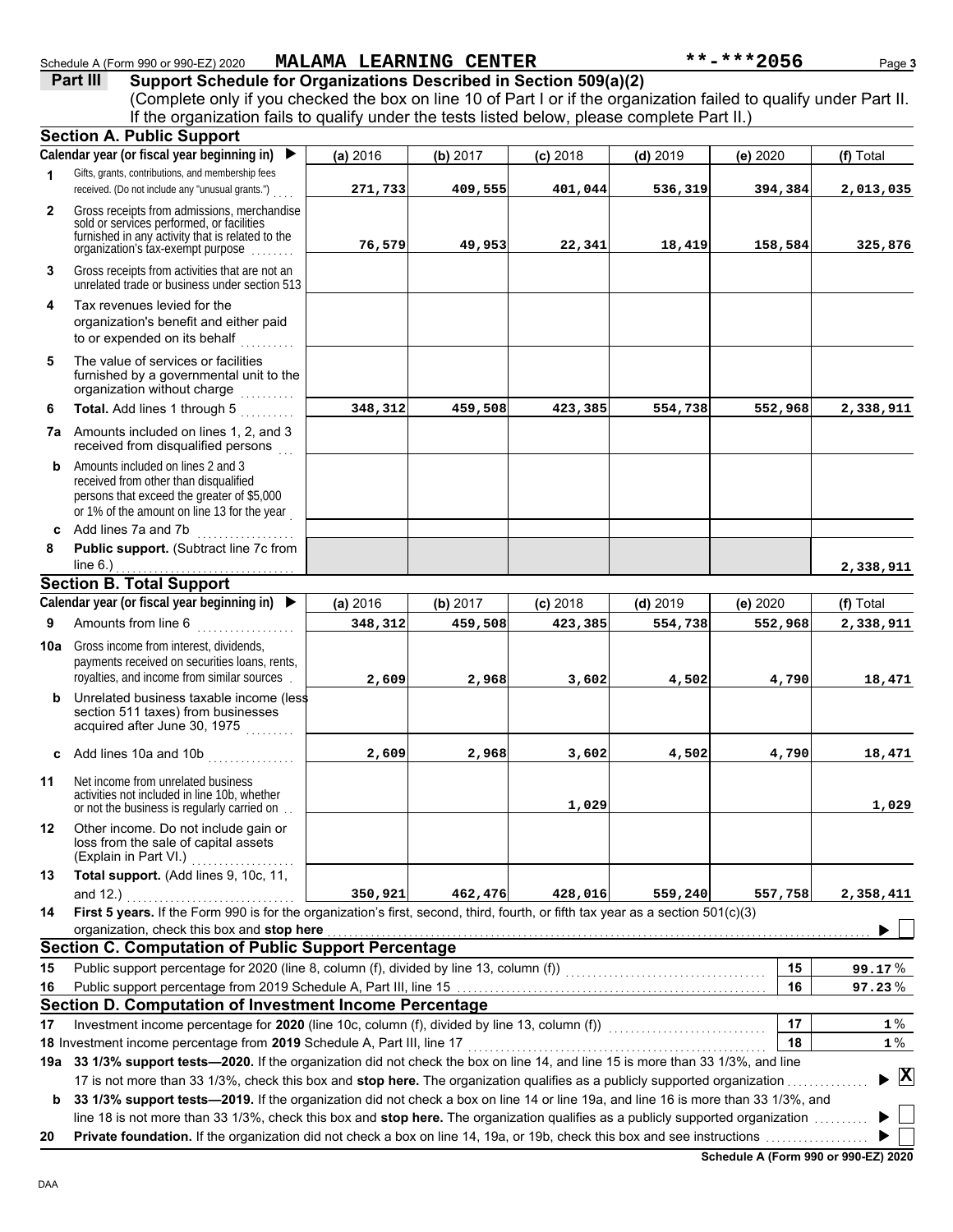Schedule A (Form 990 or 990-EZ) 2020 **MALAMA LEARNING CENTER** **-***2056

## Part III Support Schedule for Organizations Described in Section 509(a)(2)

(Complete only if you checked the box on line 10 of Part I or if the organization failed to qualify under Part II. If the organization fails to qualify under the tests listed below, please complete Part II.)

### Section A. Public Support

| Calendar year (or fiscal year beginning in) ▶ | (a) 2016 | (b) 2017 | (c) 2018 | (d) 2019 | (e) 2020 | (f) Total |
|---|---|---|---|---|---|---|
| **1** Gifts, grants, contributions, and membership fees received. (Do not include any "unusual grants.") | 271,733 | 409,555 | 401,044 | 536,319 | 394,384 | 2,013,035 |
| **2** Gross receipts from admissions, merchandise sold or services performed, or facilities furnished in any activity that is related to the organization's tax-exempt purpose | 76,579 | 49,953 | 22,341 | 18,419 | 158,584 | 325,876 |
| **3** Gross receipts from activities that are not an unrelated trade or business under section 513 | | | | | | |
| **4** Tax revenues levied for the organization's benefit and either paid to or expended on its behalf | | | | | | |
| **5** The value of services or facilities furnished by a governmental unit to the organization without charge | | | | | | |
| **6** **Total.** Add lines 1 through 5 | 348,312 | 459,508 | 423,385 | 554,738 | 552,968 | 2,338,911 |
| **7a** Amounts included on lines 1, 2, and 3 received from disqualified persons | | | | | | |
| **b** Amounts included on lines 2 and 3 received from other than disqualified persons that exceed the greater of $5,000 or 1% of the amount on line 13 for the year | | | | | | |
| **c** Add lines 7a and 7b | | | | | | |
| **8** **Public support.** (Subtract line 7c from line 6.) | | | | | | 2,338,911 |

### Section B. Total Support

| Calendar year (or fiscal year beginning in) ▶ | (a) 2016 | (b) 2017 | (c) 2018 | (d) 2019 | (e) 2020 | (f) Total |
|---|---|---|---|---|---|---|
| **9** Amounts from line 6 | 348,312 | 459,508 | 423,385 | 554,738 | 552,968 | 2,338,911 |
| **10a** Gross income from interest, dividends, payments received on securities loans, rents, royalties, and income from similar sources | 2,609 | 2,968 | 3,602 | 4,502 | 4,790 | 18,471 |
| **b** Unrelated business taxable income (less section 511 taxes) from businesses acquired after June 30, 1975 | | | | | | |
| **c** Add lines 10a and 10b | 2,609 | 2,968 | 3,602 | 4,502 | 4,790 | 18,471 |
| **11** Net income from unrelated business activities not included in line 10b, whether or not the business is regularly carried on | | | 1,029 | | | 1,029 |
| **12** Other income. Do not include gain or loss from the sale of capital assets (Explain in Part VI.) | | | | | | |
| **13** **Total support.** (Add lines 9, 10c, 11, and 12.) | 350,921 | 462,476 | 428,016 | 559,240 | 557,758 | 2,358,411 |

**14** **First 5 years.** If the Form 990 is for the organization's first, second, third, fourth, or fifth tax year as a section 501(c)(3) organization, check this box and **stop here** ▶ ☐

### Section C. Computation of Public Support Percentage

| | | | |
|---|---|---|---|
| **15** | Public support percentage for 2020 (line 8, column (f), divided by line 13, column (f)) | 15 | 99.17 % |
| **16** | Public support percentage from 2019 Schedule A, Part III, line 15 | 16 | 97.23 % |

### Section D. Computation of Investment Income Percentage

| | | | |
|---|---|---|---|
| **17** | Investment income percentage for **2020** (line 10c, column (f), divided by line 13, column (f)) | 17 | 1 % |
| **18** | Investment income percentage from **2019** Schedule A, Part III, line 17 | 18 | 1 % |

**19a** **33 1/3% support tests—2020.** If the organization did not check the box on line 14, and line 15 is more than 33 1/3%, and line 17 is not more than 33 1/3%, check this box and **stop here.** The organization qualifies as a publicly supported organization ▶ ☒

**b** **33 1/3% support tests—2019.** If the organization did not check a box on line 14 or line 19a, and line 16 is more than 33 1/3%, and line 18 is not more than 33 1/3%, check this box and **stop here.** The organization qualifies as a publicly supported organization ▶ ☐

**20** **Private foundation.** If the organization did not check a box on line 14, 19a, or 19b, check this box and see instructions ▶ ☐

**Schedule A (Form 990 or 990-EZ) 2020**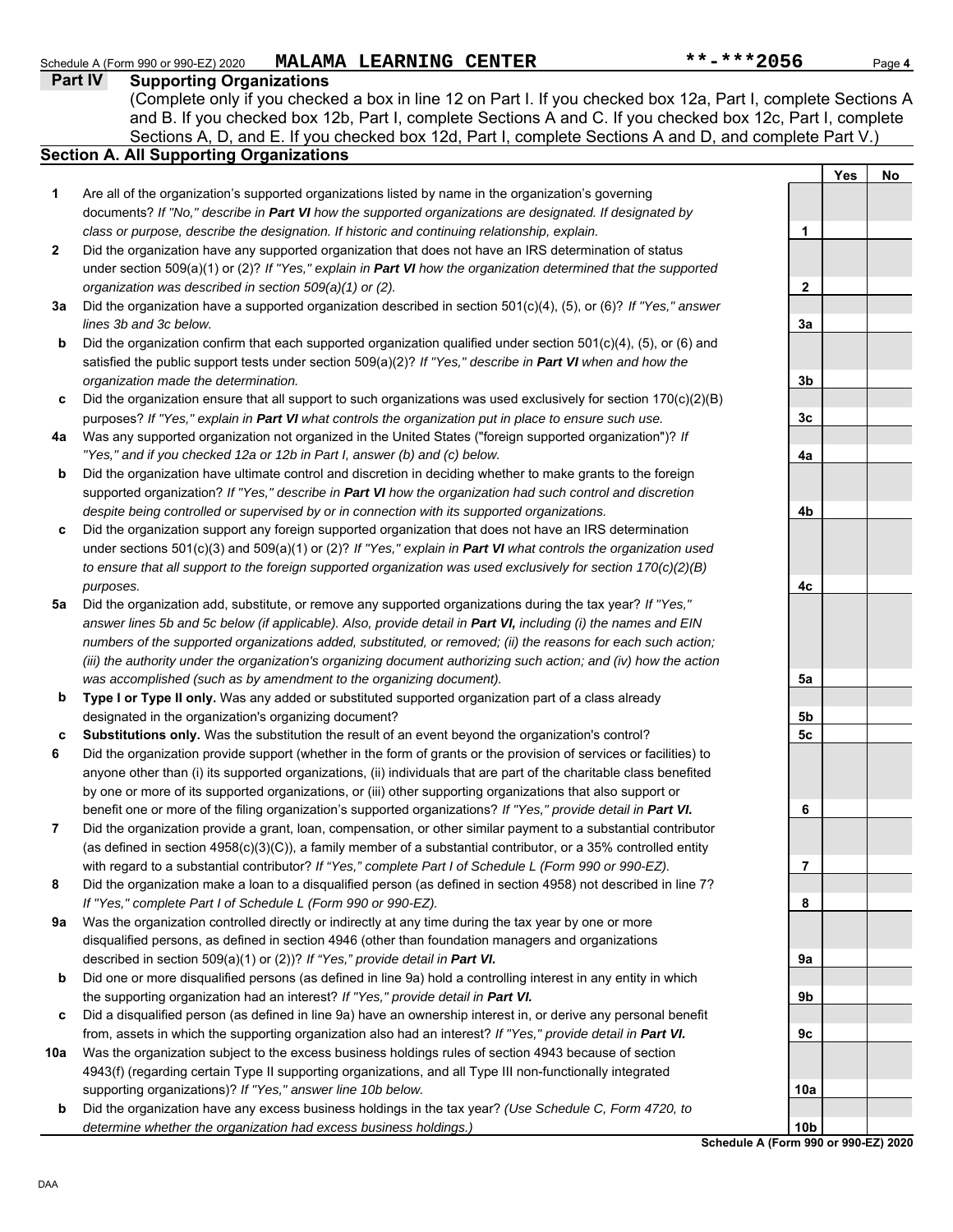Schedule A (Form 990 or 990-EZ) 2020 MALAMA LEARNING CENTER **-***2056 Page **4**

## Part IV Supporting Organizations

(Complete only if you checked a box in line 12 on Part I. If you checked box 12a, Part I, complete Sections A and B. If you checked box 12b, Part I, complete Sections A and C. If you checked box 12c, Part I, complete Sections A, D, and E. If you checked box 12d, Part I, complete Sections A and D, and complete Part V.)

### Section A. All Supporting Organizations

| | | Line | Yes | No |
|---|---|---|---|---|
| **1** | Are all of the organization's supported organizations listed by name in the organization's governing documents? *If "No," describe in **Part VI** how the supported organizations are designated. If designated by class or purpose, describe the designation. If historic and continuing relationship, explain.* | **1** | | |
| **2** | Did the organization have any supported organization that does not have an IRS determination of status under section 509(a)(1) or (2)? *If "Yes," explain in **Part VI** how the organization determined that the supported organization was described in section 509(a)(1) or (2).* | **2** | | |
| **3a** | Did the organization have a supported organization described in section 501(c)(4), (5), or (6)? *If "Yes," answer lines 3b and 3c below.* | **3a** | | |
| **b** | Did the organization confirm that each supported organization qualified under section 501(c)(4), (5), or (6) and satisfied the public support tests under section 509(a)(2)? *If "Yes," describe in **Part VI** when and how the organization made the determination.* | **3b** | | |
| **c** | Did the organization ensure that all support to such organizations was used exclusively for section 170(c)(2)(B) purposes? *If "Yes," explain in **Part VI** what controls the organization put in place to ensure such use.* | **3c** | | |
| **4a** | Was any supported organization not organized in the United States ("foreign supported organization")? *If "Yes," and if you checked 12a or 12b in Part I, answer (b) and (c) below.* | **4a** | | |
| **b** | Did the organization have ultimate control and discretion in deciding whether to make grants to the foreign supported organization? *If "Yes," describe in **Part VI** how the organization had such control and discretion despite being controlled or supervised by or in connection with its supported organizations.* | **4b** | | |
| **c** | Did the organization support any foreign supported organization that does not have an IRS determination under sections 501(c)(3) and 509(a)(1) or (2)? *If "Yes," explain in **Part VI** what controls the organization used to ensure that all support to the foreign supported organization was used exclusively for section 170(c)(2)(B) purposes.* | **4c** | | |
| **5a** | Did the organization add, substitute, or remove any supported organizations during the tax year? *If "Yes," answer lines 5b and 5c below (if applicable). Also, provide detail in **Part VI,** including (i) the names and EIN numbers of the supported organizations added, substituted, or removed; (ii) the reasons for each such action; (iii) the authority under the organization's organizing document authorizing such action; and (iv) how the action was accomplished (such as by amendment to the organizing document).* | **5a** | | |
| **b** | **Type I or Type II only.** Was any added or substituted supported organization part of a class already designated in the organization's organizing document? | **5b** | | |
| **c** | **Substitutions only.** Was the substitution the result of an event beyond the organization's control? | **5c** | | |
| **6** | Did the organization provide support (whether in the form of grants or the provision of services or facilities) to anyone other than (i) its supported organizations, (ii) individuals that are part of the charitable class benefited by one or more of its supported organizations, or (iii) other supporting organizations that also support or benefit one or more of the filing organization's supported organizations? *If "Yes," provide detail in **Part VI.*** | **6** | | |
| **7** | Did the organization provide a grant, loan, compensation, or other similar payment to a substantial contributor (as defined in section 4958(c)(3)(C)), a family member of a substantial contributor, or a 35% controlled entity with regard to a substantial contributor? *If "Yes," complete Part I of Schedule L (Form 990 or 990-EZ).* | **7** | | |
| **8** | Did the organization make a loan to a disqualified person (as defined in section 4958) not described in line 7? *If "Yes," complete Part I of Schedule L (Form 990 or 990-EZ).* | **8** | | |
| **9a** | Was the organization controlled directly or indirectly at any time during the tax year by one or more disqualified persons, as defined in section 4946 (other than foundation managers and organizations described in section 509(a)(1) or (2))? *If "Yes," provide detail in **Part VI.*** | **9a** | | |
| **b** | Did one or more disqualified persons (as defined in line 9a) hold a controlling interest in any entity in which the supporting organization had an interest? *If "Yes," provide detail in **Part VI.*** | **9b** | | |
| **c** | Did a disqualified person (as defined in line 9a) have an ownership interest in, or derive any personal benefit from, assets in which the supporting organization also had an interest? *If "Yes," provide detail in **Part VI.*** | **9c** | | |
| **10a** | Was the organization subject to the excess business holdings rules of section 4943 because of section 4943(f) (regarding certain Type II supporting organizations, and all Type III non-functionally integrated supporting organizations)? *If "Yes," answer line 10b below.* | **10a** | | |
| **b** | Did the organization have any excess business holdings in the tax year? *(Use Schedule C, Form 4720, to determine whether the organization had excess business holdings.)* | **10b** | | |

**Schedule A (Form 990 or 990-EZ) 2020**

DAA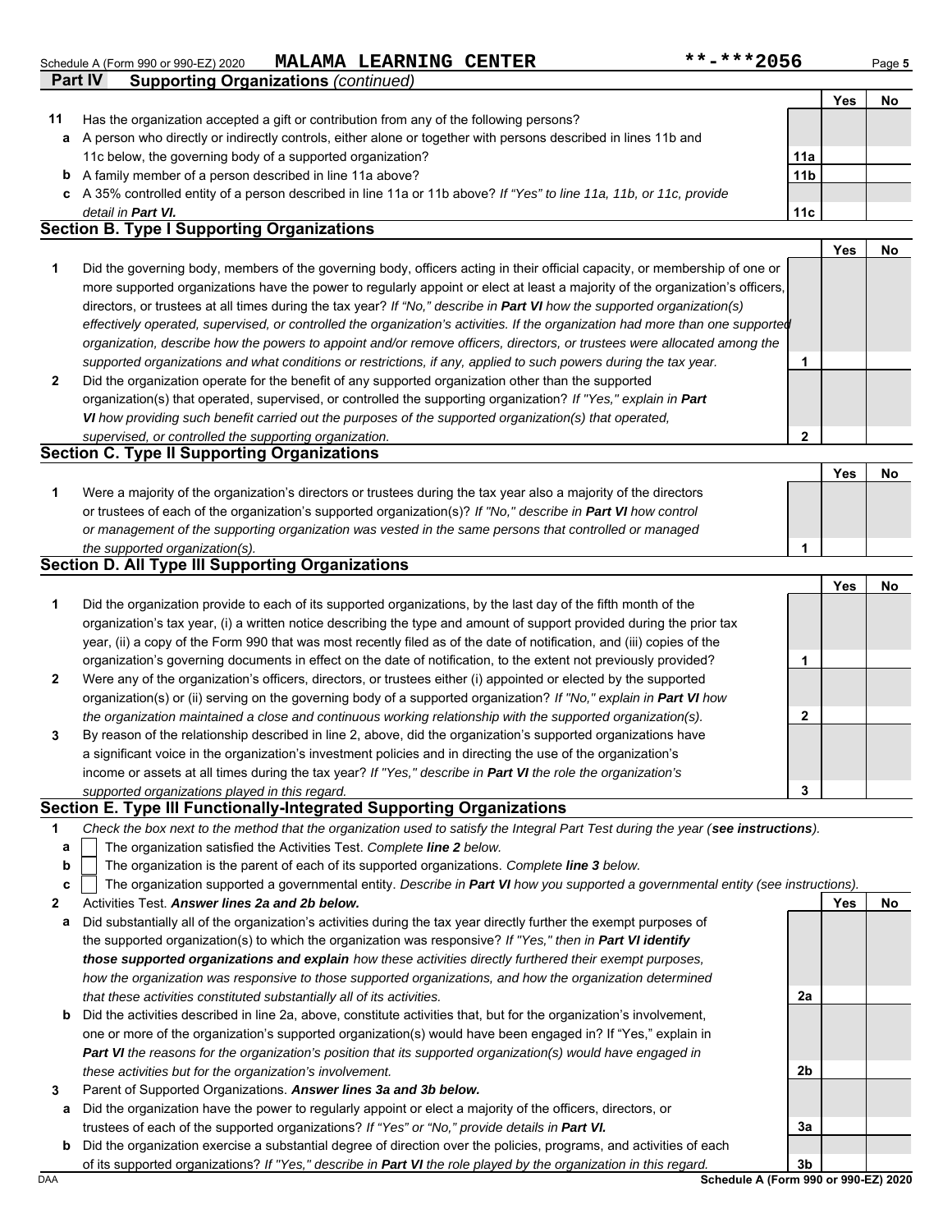Schedule A (Form 990 or 990-EZ) 2020 MALAMA LEARNING CENTER **-***2056

## Part IV Supporting Organizations *(continued)*

| | | | Yes | No |
|---|---|---|---|---|
| **11** | Has the organization accepted a gift or contribution from any of the following persons? | | | |
| **a** | A person who directly or indirectly controls, either alone or together with persons described in lines 11b and 11c below, the governing body of a supported organization? | **11a** | | |
| **b** | A family member of a person described in line 11a above? | **11b** | | |
| **c** | A 35% controlled entity of a person described in line 11a or 11b above? *If "Yes" to line 11a, 11b, or 11c, provide detail in* ***Part VI.*** | **11c** | | |

### Section B. Type I Supporting Organizations

| | | | Yes | No |
|---|---|---|---|---|
| **1** | Did the governing body, members of the governing body, officers acting in their official capacity, or membership of one or more supported organizations have the power to regularly appoint or elect at least a majority of the organization's officers, directors, or trustees at all times during the tax year? *If "No," describe in* ***Part VI*** *how the supported organization(s) effectively operated, supervised, or controlled the organization's activities. If the organization had more than one supported organization, describe how the powers to appoint and/or remove officers, directors, or trustees were allocated among the supported organizations and what conditions or restrictions, if any, applied to such powers during the tax year.* | **1** | | |
| **2** | Did the organization operate for the benefit of any supported organization other than the supported organization(s) that operated, supervised, or controlled the supporting organization? *If "Yes," explain in* ***Part VI*** *how providing such benefit carried out the purposes of the supported organization(s) that operated, supervised, or controlled the supporting organization.* | **2** | | |

### Section C. Type II Supporting Organizations

| | | | Yes | No |
|---|---|---|---|---|
| **1** | Were a majority of the organization's directors or trustees during the tax year also a majority of the directors or trustees of each of the organization's supported organization(s)? *If "No," describe in* ***Part VI*** *how control or management of the supporting organization was vested in the same persons that controlled or managed the supported organization(s).* | **1** | | |

### Section D. All Type III Supporting Organizations

| | | | Yes | No |
|---|---|---|---|---|
| **1** | Did the organization provide to each of its supported organizations, by the last day of the fifth month of the organization's tax year, (i) a written notice describing the type and amount of support provided during the prior tax year, (ii) a copy of the Form 990 that was most recently filed as of the date of notification, and (iii) copies of the organization's governing documents in effect on the date of notification, to the extent not previously provided? | **1** | | |
| **2** | Were any of the organization's officers, directors, or trustees either (i) appointed or elected by the supported organization(s) or (ii) serving on the governing body of a supported organization? *If "No," explain in* ***Part VI*** *how the organization maintained a close and continuous working relationship with the supported organization(s).* | **2** | | |
| **3** | By reason of the relationship described in line 2, above, did the organization's supported organizations have a significant voice in the organization's investment policies and in directing the use of the organization's income or assets at all times during the tax year? *If "Yes," describe in* ***Part VI*** *the role the organization's supported organizations played in this regard.* | **3** | | |

### Section E. Type III Functionally-Integrated Supporting Organizations

**1** *Check the box next to the method that the organization used to satisfy the Integral Part Test during the year (**see instructions**).*

- **a** ☐ The organization satisfied the Activities Test. *Complete **line 2** below.*
- **b** ☐ The organization is the parent of each of its supported organizations. *Complete **line 3** below.*
- **c** ☐ The organization supported a governmental entity. *Describe in **Part VI** how you supported a governmental entity (see instructions).*

| | | | Yes | No |
|---|---|---|---|---|
| **2** | Activities Test. ***Answer lines 2a and 2b below.*** | | | |
| **a** | Did substantially all of the organization's activities during the tax year directly further the exempt purposes of the supported organization(s) to which the organization was responsive? *If "Yes," then in* ***Part VI identify those supported organizations and explain*** *how these activities directly furthered their exempt purposes, how the organization was responsive to those supported organizations, and how the organization determined that these activities constituted substantially all of its activities.* | **2a** | | |
| **b** | Did the activities described in line 2a, above, constitute activities that, but for the organization's involvement, one or more of the organization's supported organization(s) would have been engaged in? If "Yes," explain in ***Part VI*** *the reasons for the organization's position that its supported organization(s) would have engaged in these activities but for the organization's involvement.* | **2b** | | |
| **3** | Parent of Supported Organizations. ***Answer lines 3a and 3b below.*** | | | |
| **a** | Did the organization have the power to regularly appoint or elect a majority of the officers, directors, or trustees of each of the supported organizations? *If "Yes" or "No," provide details in* ***Part VI.*** | **3a** | | |
| **b** | Did the organization exercise a substantial degree of direction over the policies, programs, and activities of each of its supported organizations? *If "Yes," describe in* ***Part VI*** *the role played by the organization in this regard.* | **3b** | | |

DAA **Schedule A (Form 990 or 990-EZ) 2020**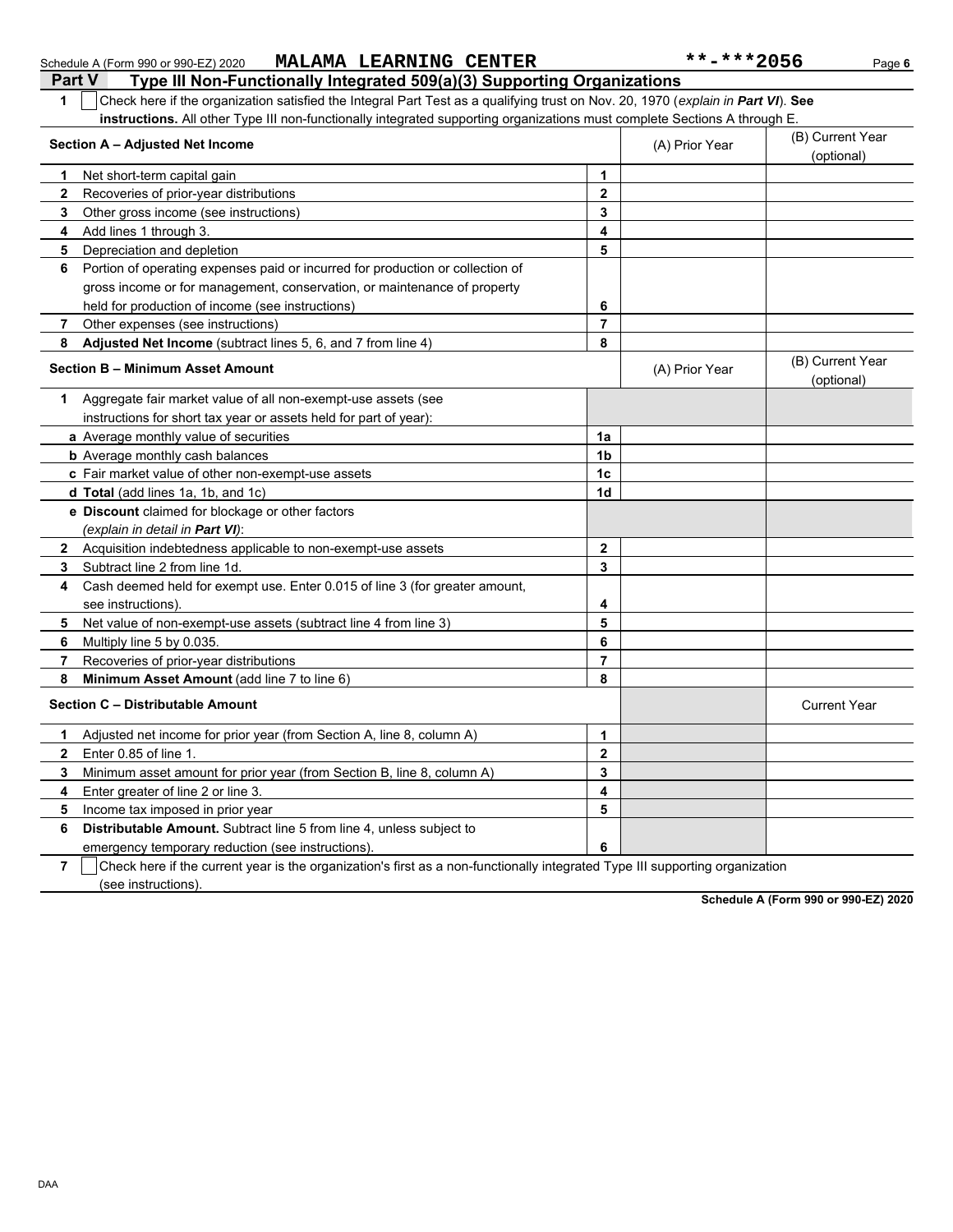Schedule A (Form 990 or 990-EZ) 2020 **MALAMA LEARNING CENTER** **-***2056

## Part V Type III Non-Functionally Integrated 509(a)(3) Supporting Organizations

**1** ☐ Check here if the organization satisfied the Integral Part Test as a qualifying trust on Nov. 20, 1970 (*explain in **Part VI***). **See instructions.** All other Type III non-functionally integrated supporting organizations must complete Sections A through E.

| **Section A – Adjusted Net Income** | | (A) Prior Year | (B) Current Year (optional) |
|---|---|---|---|
| **1** Net short-term capital gain | **1** | | |
| **2** Recoveries of prior-year distributions | **2** | | |
| **3** Other gross income (see instructions) | **3** | | |
| **4** Add lines 1 through 3. | **4** | | |
| **5** Depreciation and depletion | **5** | | |
| **6** Portion of operating expenses paid or incurred for production or collection of gross income or for management, conservation, or maintenance of property held for production of income (see instructions) | **6** | | |
| **7** Other expenses (see instructions) | **7** | | |
| **8** **Adjusted Net Income** (subtract lines 5, 6, and 7 from line 4) | **8** | | |

| **Section B – Minimum Asset Amount** | | (A) Prior Year | (B) Current Year (optional) |
|---|---|---|---|
| **1** Aggregate fair market value of all non-exempt-use assets (see instructions for short tax year or assets held for part of year): | | | |
| **a** Average monthly value of securities | **1a** | | |
| **b** Average monthly cash balances | **1b** | | |
| **c** Fair market value of other non-exempt-use assets | **1c** | | |
| **d** **Total** (add lines 1a, 1b, and 1c) | **1d** | | |
| **e** **Discount** claimed for blockage or other factors (*explain in detail in **Part VI***): | | | |
| **2** Acquisition indebtedness applicable to non-exempt-use assets | **2** | | |
| **3** Subtract line 2 from line 1d. | **3** | | |
| **4** Cash deemed held for exempt use. Enter 0.015 of line 3 (for greater amount, see instructions). | **4** | | |
| **5** Net value of non-exempt-use assets (subtract line 4 from line 3) | **5** | | |
| **6** Multiply line 5 by 0.035. | **6** | | |
| **7** Recoveries of prior-year distributions | **7** | | |
| **8** **Minimum Asset Amount** (add line 7 to line 6) | **8** | | |

| **Section C – Distributable Amount** | | | Current Year |
|---|---|---|---|
| **1** Adjusted net income for prior year (from Section A, line 8, column A) | **1** | | |
| **2** Enter 0.85 of line 1. | **2** | | |
| **3** Minimum asset amount for prior year (from Section B, line 8, column A) | **3** | | |
| **4** Enter greater of line 2 or line 3. | **4** | | |
| **5** Income tax imposed in prior year | **5** | | |
| **6** **Distributable Amount.** Subtract line 5 from line 4, unless subject to emergency temporary reduction (see instructions). | **6** | | |

**7** ☐ Check here if the current year is the organization's first as a non-functionally integrated Type III supporting organization (see instructions).

**Schedule A (Form 990 or 990-EZ) 2020**

DAA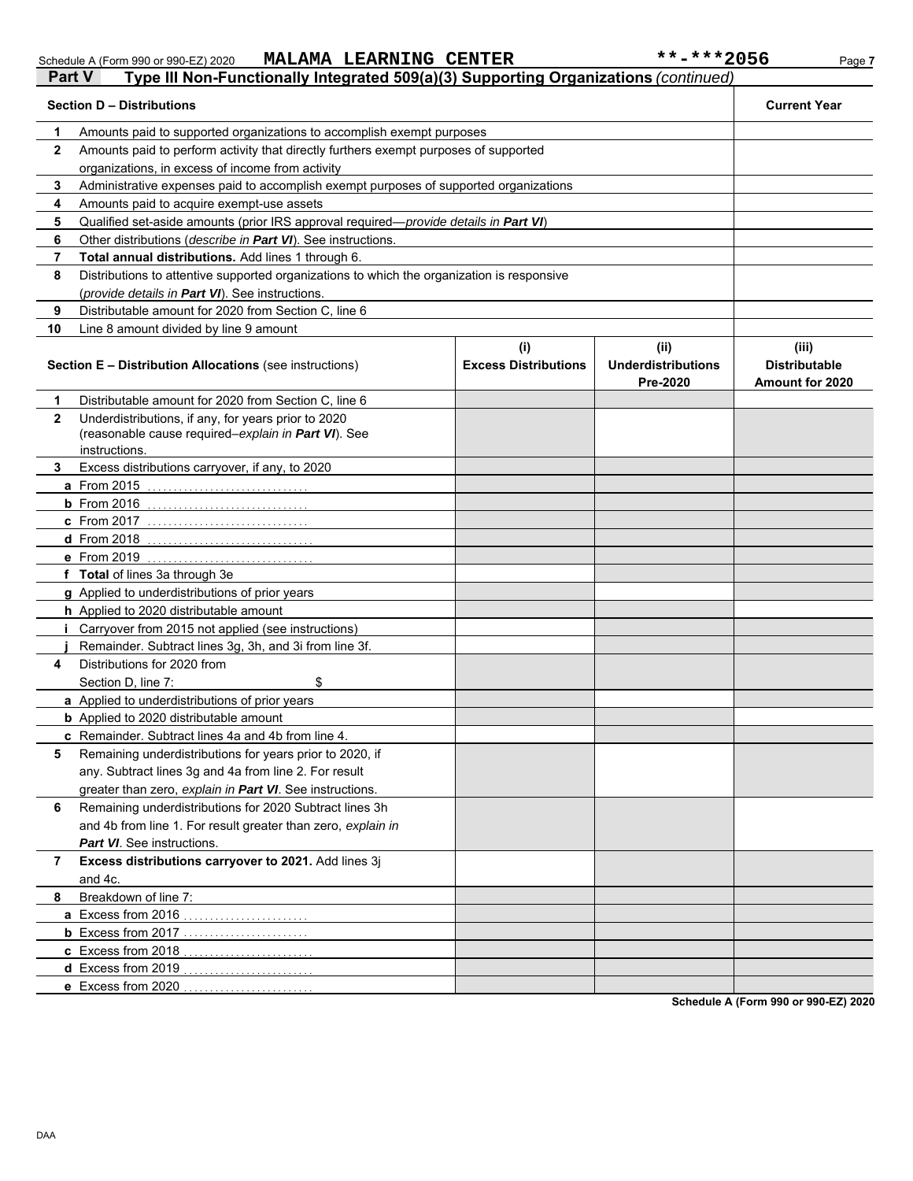Schedule A (Form 990 or 990-EZ) 2020 MALAMA LEARNING CENTER **-***2056

## Part V Type III Non-Functionally Integrated 509(a)(3) Supporting Organizations *(continued)*

| | Section D – Distributions | Current Year |
|---|---|---|
| 1 | Amounts paid to supported organizations to accomplish exempt purposes | |
| 2 | Amounts paid to perform activity that directly furthers exempt purposes of supported organizations, in excess of income from activity | |
| 3 | Administrative expenses paid to accomplish exempt purposes of supported organizations | |
| 4 | Amounts paid to acquire exempt-use assets | |
| 5 | Qualified set-aside amounts (prior IRS approval required—*provide details in **Part VI***) | |
| 6 | Other distributions (*describe in **Part VI***). See instructions. | |
| 7 | **Total annual distributions.** Add lines 1 through 6. | |
| 8 | Distributions to attentive supported organizations to which the organization is responsive (*provide details in **Part VI***). See instructions. | |
| 9 | Distributable amount for 2020 from Section C, line 6 | |
| 10 | Line 8 amount divided by line 9 amount | |

| | Section E – Distribution Allocations (see instructions) | (i) Excess Distributions | (ii) Underdistributions Pre-2020 | (iii) Distributable Amount for 2020 |
|---|---|---|---|---|
| 1 | Distributable amount for 2020 from Section C, line 6 | | | |
| 2 | Underdistributions, if any, for years prior to 2020 (reasonable cause required–*explain in **Part VI***). See instructions. | | | |
| 3 | Excess distributions carryover, if any, to 2020 | | | |
| a | From 2015 | | | |
| b | From 2016 | | | |
| c | From 2017 | | | |
| d | From 2018 | | | |
| e | From 2019 | | | |
| f | **Total** of lines 3a through 3e | | | |
| g | Applied to underdistributions of prior years | | | |
| h | Applied to 2020 distributable amount | | | |
| i | Carryover from 2015 not applied (see instructions) | | | |
| j | Remainder. Subtract lines 3g, 3h, and 3i from line 3f. | | | |
| 4 | Distributions for 2020 from Section D, line 7: $ | | | |
| a | Applied to underdistributions of prior years | | | |
| b | Applied to 2020 distributable amount | | | |
| c | Remainder. Subtract lines 4a and 4b from line 4. | | | |
| 5 | Remaining underdistributions for years prior to 2020, if any. Subtract lines 3g and 4a from line 2. For result greater than zero, *explain in **Part VI***. See instructions. | | | |
| 6 | Remaining underdistributions for 2020 Subtract lines 3h and 4b from line 1. For result greater than zero, *explain in **Part VI***. See instructions. | | | |
| 7 | **Excess distributions carryover to 2021.** Add lines 3j and 4c. | | | |
| 8 | Breakdown of line 7: | | | |
| a | Excess from 2016 | | | |
| b | Excess from 2017 | | | |
| c | Excess from 2018 | | | |
| d | Excess from 2019 | | | |
| e | Excess from 2020 | | | |

**Schedule A (Form 990 or 990-EZ) 2020**

DAA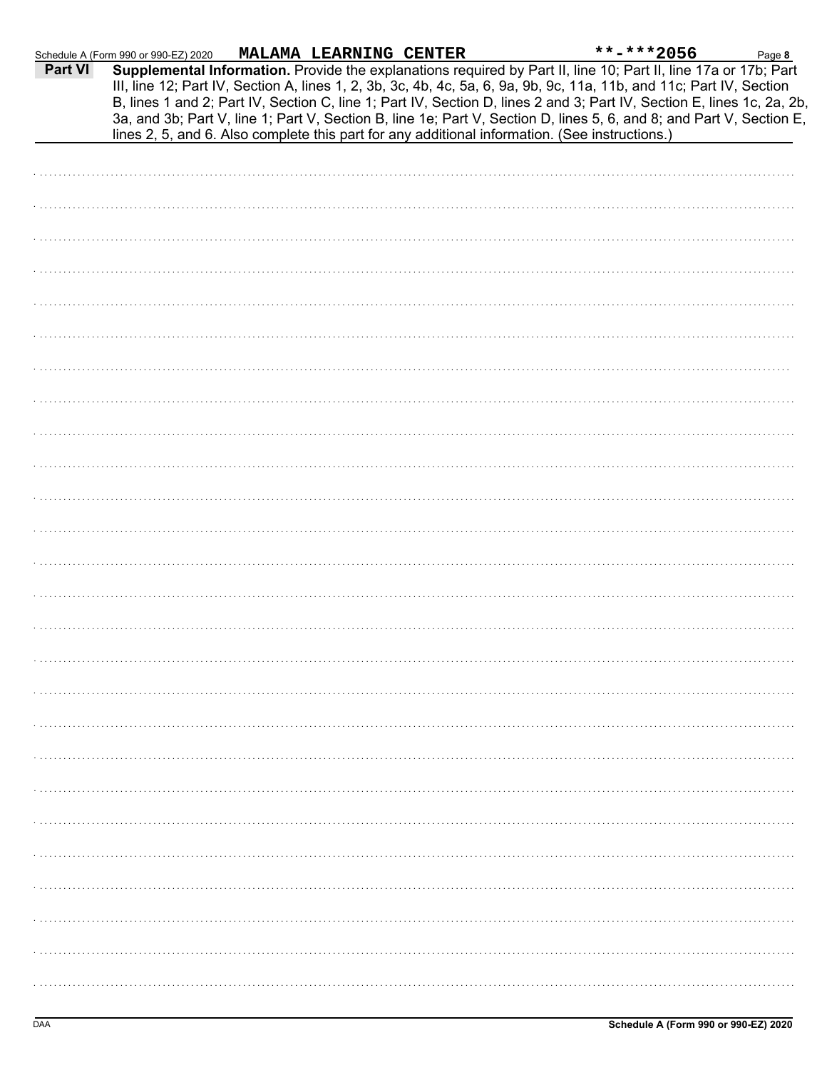Schedule A (Form 990 or 990-EZ) 2020 **MALAMA LEARNING CENTER** **-***2056 Page **8**

**Part VI** **Supplemental Information.** Provide the explanations required by Part II, line 10; Part II, line 17a or 17b; Part III, line 12; Part IV, Section A, lines 1, 2, 3b, 3c, 4b, 4c, 5a, 6, 9a, 9b, 9c, 11a, 11b, and 11c; Part IV, Section B, lines 1 and 2; Part IV, Section C, line 1; Part IV, Section D, lines 2 and 3; Part IV, Section E, lines 1c, 2a, 2b, 3a, and 3b; Part V, line 1; Part V, Section B, line 1e; Part V, Section D, lines 5, 6, and 8; and Part V, Section E, lines 2, 5, and 6. Also complete this part for any additional information. (See instructions.)

DAA **Schedule A (Form 990 or 990-EZ) 2020**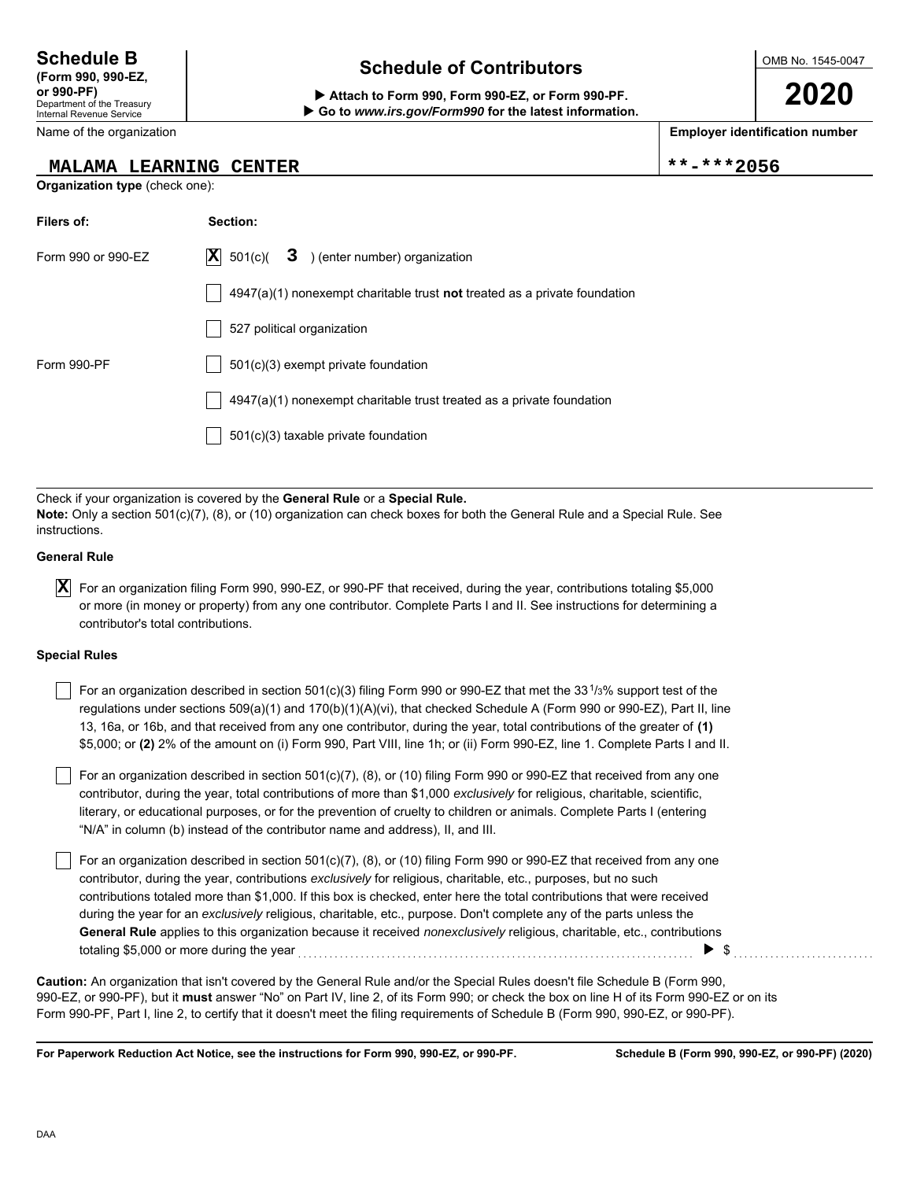**Schedule B**
**(Form 990, 990-EZ, or 990-PF)**
Department of the Treasury
Internal Revenue Service

# Schedule of Contributors

▶ **Attach to Form 990, Form 990-EZ, or Form 990-PF.**
▶ **Go to *www.irs.gov/Form990* for the latest information.**

OMB No. 1545-0047

**2020**

| Name of the organization | Employer identification number |
|---|---|
| MALAMA LEARNING CENTER | **-***2056 |

**Organization type** (check one):

| Filers of: | Section: |
|---|---|
| Form 990 or 990-EZ | [X] 501(c)( 3 ) (enter number) organization |
| | [ ] 4947(a)(1) nonexempt charitable trust **not** treated as a private foundation |
| | [ ] 527 political organization |
| Form 990-PF | [ ] 501(c)(3) exempt private foundation |
| | [ ] 4947(a)(1) nonexempt charitable trust treated as a private foundation |
| | [ ] 501(c)(3) taxable private foundation |

Check if your organization is covered by the **General Rule** or a **Special Rule.**
**Note:** Only a section 501(c)(7), (8), or (10) organization can check boxes for both the General Rule and a Special Rule. See instructions.

**General Rule**

[X] For an organization filing Form 990, 990-EZ, or 990-PF that received, during the year, contributions totaling $5,000 or more (in money or property) from any one contributor. Complete Parts I and II. See instructions for determining a contributor's total contributions.

**Special Rules**

[ ] For an organization described in section 501(c)(3) filing Form 990 or 990-EZ that met the 33 1/3% support test of the regulations under sections 509(a)(1) and 170(b)(1)(A)(vi), that checked Schedule A (Form 990 or 990-EZ), Part II, line 13, 16a, or 16b, and that received from any one contributor, during the year, total contributions of the greater of **(1)** $5,000; or **(2)** 2% of the amount on (i) Form 990, Part VIII, line 1h; or (ii) Form 990-EZ, line 1. Complete Parts I and II.

[ ] For an organization described in section 501(c)(7), (8), or (10) filing Form 990 or 990-EZ that received from any one contributor, during the year, total contributions of more than $1,000 *exclusively* for religious, charitable, scientific, literary, or educational purposes, or for the prevention of cruelty to children or animals. Complete Parts I (entering "N/A" in column (b) instead of the contributor name and address), II, and III.

[ ] For an organization described in section 501(c)(7), (8), or (10) filing Form 990 or 990-EZ that received from any one contributor, during the year, contributions *exclusively* for religious, charitable, etc., purposes, but no such contributions totaled more than $1,000. If this box is checked, enter here the total contributions that were received during the year for an *exclusively* religious, charitable, etc., purpose. Don't complete any of the parts unless the **General Rule** applies to this organization because it received *nonexclusively* religious, charitable, etc., contributions totaling $5,000 or more during the year ▶ $ ..........

**Caution:** An organization that isn't covered by the General Rule and/or the Special Rules doesn't file Schedule B (Form 990, 990-EZ, or 990-PF), but it **must** answer "No" on Part IV, line 2, of its Form 990; or check the box on line H of its Form 990-EZ or on its Form 990-PF, Part I, line 2, to certify that it doesn't meet the filing requirements of Schedule B (Form 990, 990-EZ, or 990-PF).

**For Paperwork Reduction Act Notice, see the instructions for Form 990, 990-EZ, or 990-PF.** **Schedule B (Form 990, 990-EZ, or 990-PF) (2020)**

DAA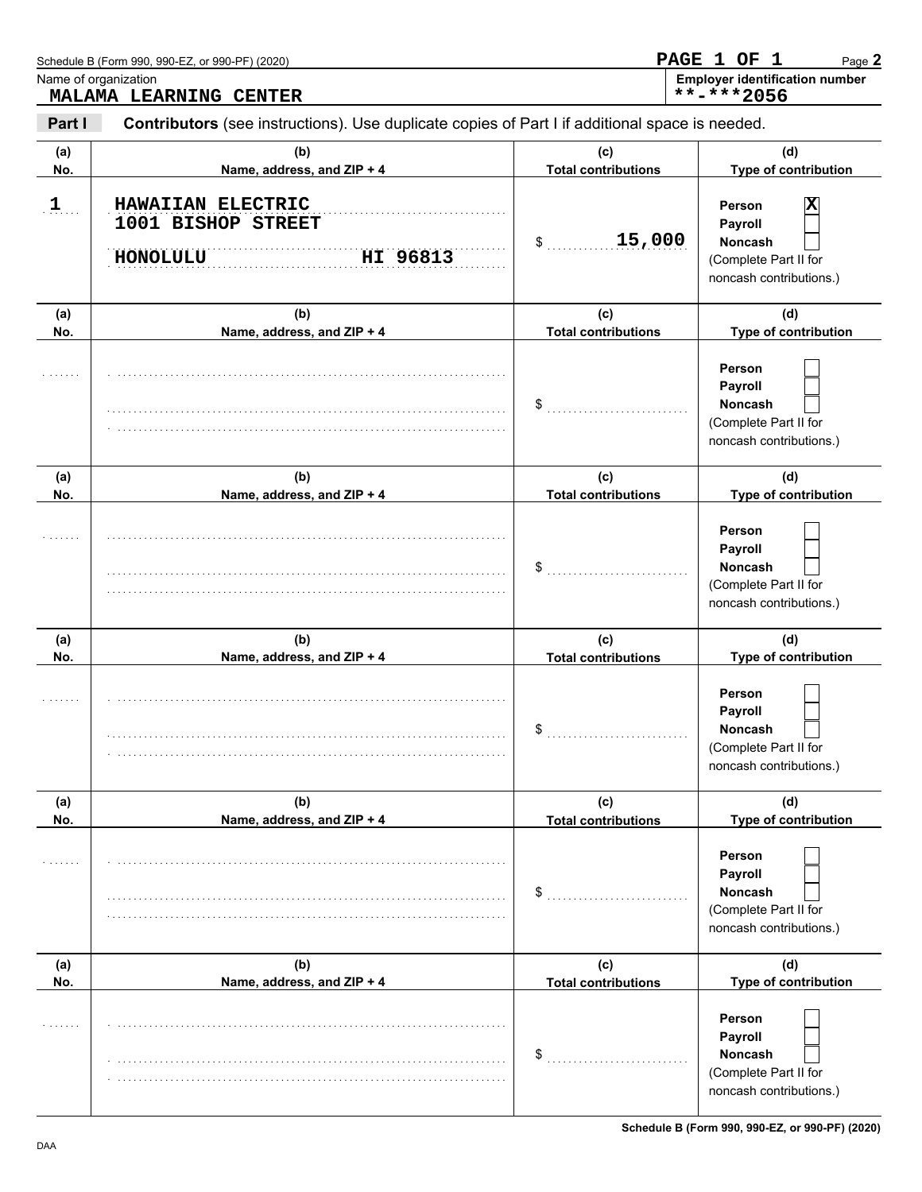Schedule B (Form 990, 990-EZ, or 990-PF) (2020)

**PAGE 1 OF 1**

Name of organization: **MALAMA LEARNING CENTER**

Employer identification number: **\*\*-\*\*\*2056**

**Part I** **Contributors** (see instructions). Use duplicate copies of Part I if additional space is needed.

| (a) No. | (b) Name, address, and ZIP + 4 | (c) Total contributions | (d) Type of contribution |
|---|---|---|---|
| 1 | HAWAIIAN ELECTRIC<br>1001 BISHOP STREET<br>HONOLULU HI 96813 | $ 15,000 | Person [X]<br>Payroll [ ]<br>Noncash [ ]<br>(Complete Part II for noncash contributions.) |
| | | $ | Person [ ]<br>Payroll [ ]<br>Noncash [ ]<br>(Complete Part II for noncash contributions.) |
| | | $ | Person [ ]<br>Payroll [ ]<br>Noncash [ ]<br>(Complete Part II for noncash contributions.) |
| | | $ | Person [ ]<br>Payroll [ ]<br>Noncash [ ]<br>(Complete Part II for noncash contributions.) |
| | | $ | Person [ ]<br>Payroll [ ]<br>Noncash [ ]<br>(Complete Part II for noncash contributions.) |
| | | $ | Person [ ]<br>Payroll [ ]<br>Noncash [ ]<br>(Complete Part II for noncash contributions.) |

DAA

**Schedule B (Form 990, 990-EZ, or 990-PF) (2020)**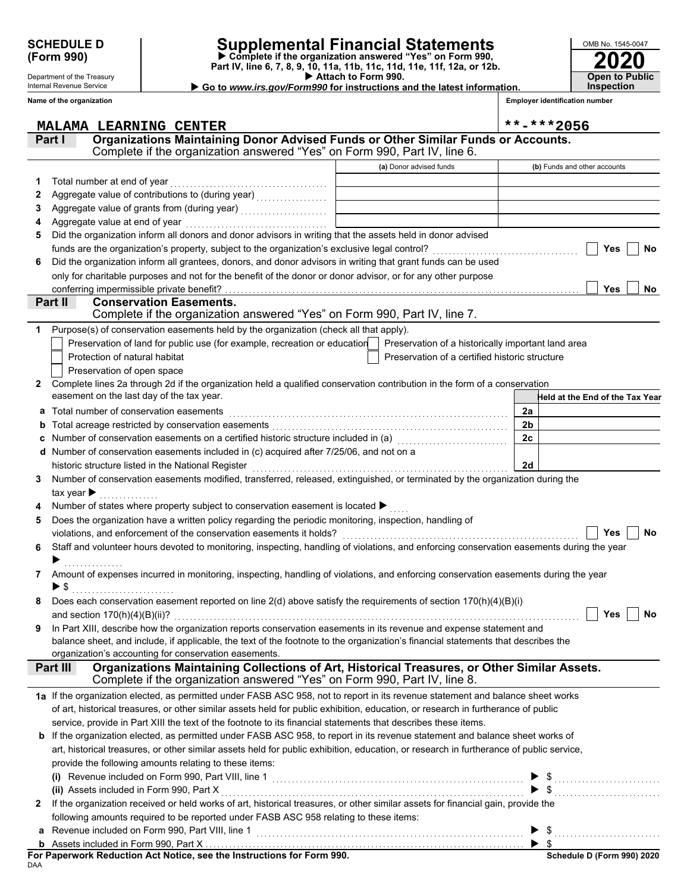**SCHEDULE D (Form 990)**

Department of the Treasury
Internal Revenue Service

# Supplemental Financial Statements

▶ Complete if the organization answered "Yes" on Form 990, Part IV, line 6, 7, 8, 9, 10, 11a, 11b, 11c, 11d, 11e, 11f, 12a, or 12b.
▶ Attach to Form 990.
▶ Go to *www.irs.gov/Form990* for instructions and the latest information.

OMB No. 1545-0047

**2020**

**Open to Public Inspection**

Name of the organization: MALAMA LEARNING CENTER

Employer identification number: **-***2056

## Part I Organizations Maintaining Donor Advised Funds or Other Similar Funds or Accounts.

Complete if the organization answered "Yes" on Form 990, Part IV, line 6.

| | | (a) Donor advised funds | (b) Funds and other accounts |
|---|---|---|---|
| 1 | Total number at end of year | | |
| 2 | Aggregate value of contributions to (during year) | | |
| 3 | Aggregate value of grants from (during year) | | |
| 4 | Aggregate value at end of year | | |

5 Did the organization inform all donors and donor advisors in writing that the assets held in donor advised funds are the organization's property, subject to the organization's exclusive legal control? ☐ Yes ☐ No

6 Did the organization inform all grantees, donors, and donor advisors in writing that grant funds can be used only for charitable purposes and not for the benefit of the donor or donor advisor, or for any other purpose conferring impermissible private benefit? ☐ Yes ☐ No

## Part II Conservation Easements.

Complete if the organization answered "Yes" on Form 990, Part IV, line 7.

1 Purpose(s) of conservation easements held by the organization (check all that apply).

- ☐ Preservation of land for public use (for example, recreation or education)
- ☐ Protection of natural habitat
- ☐ Preservation of open space
- ☐ Preservation of a historically important land area
- ☐ Preservation of a certified historic structure

2 Complete lines 2a through 2d if the organization held a qualified conservation contribution in the form of a conservation easement on the last day of the tax year.

| | | | Held at the End of the Tax Year |
|---|---|---|---|
| a | Total number of conservation easements | 2a | |
| b | Total acreage restricted by conservation easements | 2b | |
| c | Number of conservation easements on a certified historic structure included in (a) | 2c | |
| d | Number of conservation easements included in (c) acquired after 7/25/06, and not on a historic structure listed in the National Register | 2d | |

3 Number of conservation easements modified, transferred, released, extinguished, or terminated by the organization during the tax year ▶

4 Number of states where property subject to conservation easement is located ▶

5 Does the organization have a written policy regarding the periodic monitoring, inspection, handling of violations, and enforcement of the conservation easements it holds? ☐ Yes ☐ No

6 Staff and volunteer hours devoted to monitoring, inspecting, handling of violations, and enforcing conservation easements during the year ▶

7 Amount of expenses incurred in monitoring, inspecting, handling of violations, and enforcing conservation easements during the year ▶ $

8 Does each conservation easement reported on line 2(d) above satisfy the requirements of section 170(h)(4)(B)(i) and section 170(h)(4)(B)(ii)? ☐ Yes ☐ No

9 In Part XIII, describe how the organization reports conservation easements in its revenue and expense statement and balance sheet, and include, if applicable, the text of the footnote to the organization's financial statements that describes the organization's accounting for conservation easements.

## Part III Organizations Maintaining Collections of Art, Historical Treasures, or Other Similar Assets.

Complete if the organization answered "Yes" on Form 990, Part IV, line 8.

1a If the organization elected, as permitted under FASB ASC 958, not to report in its revenue statement and balance sheet works of art, historical treasures, or other similar assets held for public exhibition, education, or research in furtherance of public service, provide in Part XIII the text of the footnote to its financial statements that describes these items.

b If the organization elected, as permitted under FASB ASC 958, to report in its revenue statement and balance sheet works of art, historical treasures, or other similar assets held for public exhibition, education, or research in furtherance of public service, provide the following amounts relating to these items:

(i) Revenue included on Form 990, Part VIII, line 1 ▶ $

(ii) Assets included in Form 990, Part X ▶ $

2 If the organization received or held works of art, historical treasures, or other similar assets for financial gain, provide the following amounts required to be reported under FASB ASC 958 relating to these items:

a Revenue included on Form 990, Part VIII, line 1 ▶ $

b Assets included in Form 990, Part X ▶ $

**For Paperwork Reduction Act Notice, see the Instructions for Form 990.**

DAA

**Schedule D (Form 990) 2020**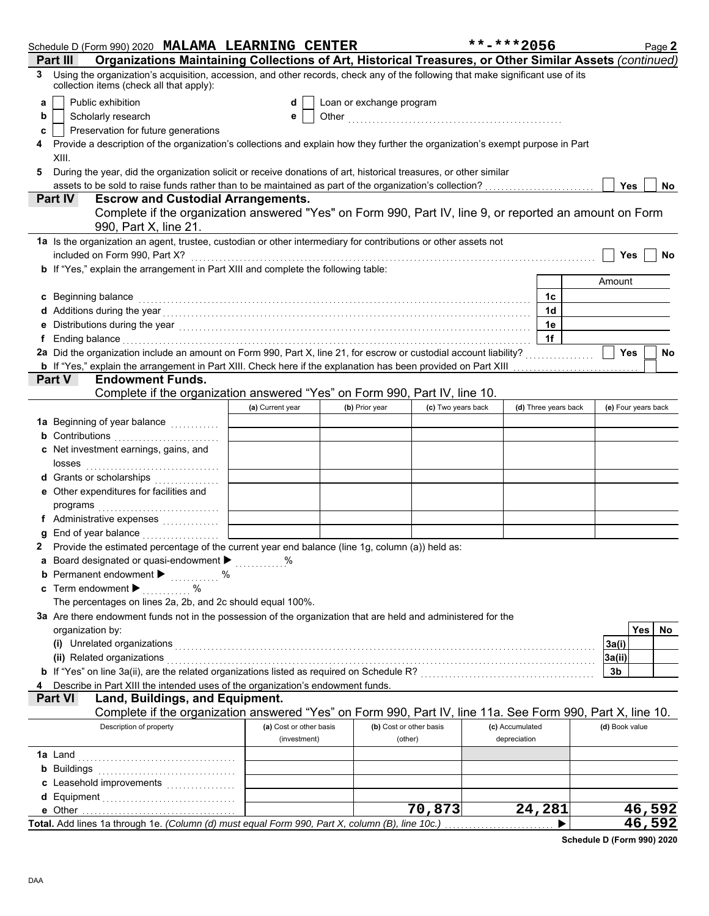Schedule D (Form 990) 2020 **MALAMA LEARNING CENTER** **-***2056 Page **2**

## Part III Organizations Maintaining Collections of Art, Historical Treasures, or Other Similar Assets *(continued)*

**3** Using the organization's acquisition, accession, and other records, check any of the following that make significant use of its collection items (check all that apply):

- **a** ☐ Public exhibition
- **b** ☐ Scholarly research
- **c** ☐ Preservation for future generations
- **d** ☐ Loan or exchange program
- **e** ☐ Other ....................

**4** Provide a description of the organization's collections and explain how they further the organization's exempt purpose in Part XIII.

**5** During the year, did the organization solicit or receive donations of art, historical treasures, or other similar assets to be sold to raise funds rather than to be maintained as part of the organization's collection? ☐ Yes ☐ No

## Part IV Escrow and Custodial Arrangements.

Complete if the organization answered "Yes" on Form 990, Part IV, line 9, or reported an amount on Form 990, Part X, line 21.

**1a** Is the organization an agent, trustee, custodian or other intermediary for contributions or other assets not included on Form 990, Part X? ☐ Yes ☐ No

**b** If "Yes," explain the arrangement in Part XIII and complete the following table:

| | | Amount |
|---|---|---|
| **c** Beginning balance | 1c | |
| **d** Additions during the year | 1d | |
| **e** Distributions during the year | 1e | |
| **f** Ending balance | 1f | |

**2a** Did the organization include an amount on Form 990, Part X, line 21, for escrow or custodial account liability? ☐ Yes ☐ No

**b** If "Yes," explain the arrangement in Part XIII. Check here if the explanation has been provided on Part XIII ☐

## Part V Endowment Funds.

Complete if the organization answered "Yes" on Form 990, Part IV, line 10.

| | (a) Current year | (b) Prior year | (c) Two years back | (d) Three years back | (e) Four years back |
|---|---|---|---|---|---|
| **1a** Beginning of year balance | | | | | |
| **b** Contributions | | | | | |
| **c** Net investment earnings, gains, and losses | | | | | |
| **d** Grants or scholarships | | | | | |
| **e** Other expenditures for facilities and programs | | | | | |
| **f** Administrative expenses | | | | | |
| **g** End of year balance | | | | | |

**2** Provide the estimated percentage of the current year end balance (line 1g, column (a)) held as:

- **a** Board designated or quasi-endowment ▶ ........ %
- **b** Permanent endowment ▶ ........ %
- **c** Term endowment ▶ ........ %

The percentages on lines 2a, 2b, and 2c should equal 100%.

**3a** Are there endowment funds not in the possession of the organization that are held and administered for the organization by:

| | | Yes | No |
|---|---|---|---|
| **(i)** Unrelated organizations | 3a(i) | | |
| **(ii)** Related organizations | 3a(ii) | | |
| **b** If "Yes" on line 3a(ii), are the related organizations listed as required on Schedule R? | 3b | | |

**4** Describe in Part XIII the intended uses of the organization's endowment funds.

## Part VI Land, Buildings, and Equipment.

Complete if the organization answered "Yes" on Form 990, Part IV, line 11a. See Form 990, Part X, line 10.

| Description of property | (a) Cost or other basis (investment) | (b) Cost or other basis (other) | (c) Accumulated depreciation | (d) Book value |
|---|---|---|---|---|
| **1a** Land | | | | |
| **b** Buildings | | | | |
| **c** Leasehold improvements | | | | |
| **d** Equipment | | | | |
| **e** Other | | 70,873 | 24,281 | 46,592 |
| **Total.** Add lines 1a through 1e. *(Column (d) must equal Form 990, Part X, column (B), line 10c.)* ▶ | | | | 46,592 |

**Schedule D (Form 990) 2020**

DAA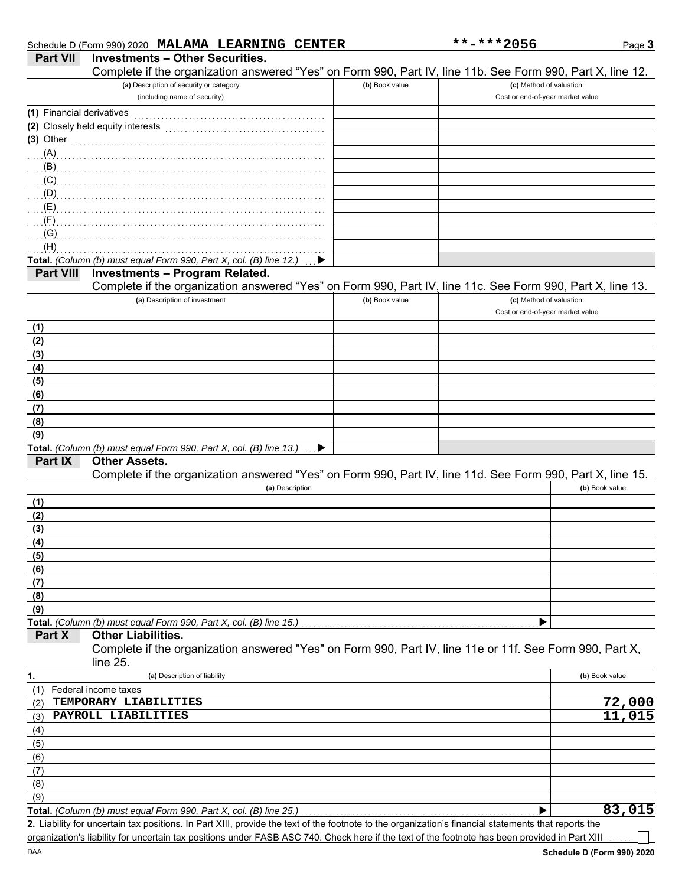Schedule D (Form 990) 2020 **MALAMA LEARNING CENTER** **-***2056 Page **3**

## Part VII Investments – Other Securities.

Complete if the organization answered "Yes" on Form 990, Part IV, line 11b. See Form 990, Part X, line 12.

| (a) Description of security or category (including name of security) | (b) Book value | (c) Method of valuation: Cost or end-of-year market value |
|---|---|---|
| (1) Financial derivatives | | |
| (2) Closely held equity interests | | |
| (3) Other | | |
| (A) | | |
| (B) | | |
| (C) | | |
| (D) | | |
| (E) | | |
| (F) | | |
| (G) | | |
| (H) | | |
| **Total.** *(Column (b) must equal Form 990, Part X, col. (B) line 12.)* ▶ | | |

## Part VIII Investments – Program Related.

Complete if the organization answered "Yes" on Form 990, Part IV, line 11c. See Form 990, Part X, line 13.

| (a) Description of investment | (b) Book value | (c) Method of valuation: Cost or end-of-year market value |
|---|---|---|
| (1) | | |
| (2) | | |
| (3) | | |
| (4) | | |
| (5) | | |
| (6) | | |
| (7) | | |
| (8) | | |
| (9) | | |
| **Total.** *(Column (b) must equal Form 990, Part X, col. (B) line 13.)* ▶ | | |

## Part IX Other Assets.

Complete if the organization answered "Yes" on Form 990, Part IV, line 11d. See Form 990, Part X, line 15.

| (a) Description | (b) Book value |
|---|---|
| (1) | |
| (2) | |
| (3) | |
| (4) | |
| (5) | |
| (6) | |
| (7) | |
| (8) | |
| (9) | |
| **Total.** *(Column (b) must equal Form 990, Part X, col. (B) line 15.)* ▶ | |

## Part X Other Liabilities.

Complete if the organization answered "Yes" on Form 990, Part IV, line 11e or 11f. See Form 990, Part X, line 25.

| 1. (a) Description of liability | (b) Book value |
|---|---|
| (1) Federal income taxes | |
| (2) TEMPORARY LIABILITIES | 72,000 |
| (3) PAYROLL LIABILITIES | 11,015 |
| (4) | |
| (5) | |
| (6) | |
| (7) | |
| (8) | |
| (9) | |
| **Total.** *(Column (b) must equal Form 990, Part X, col. (B) line 25.)* ▶ | 83,015 |

**2.** Liability for uncertain tax positions. In Part XIII, provide the text of the footnote to the organization's financial statements that reports the organization's liability for uncertain tax positions under FASB ASC 740. Check here if the text of the footnote has been provided in Part XIII ☐

DAA **Schedule D (Form 990) 2020**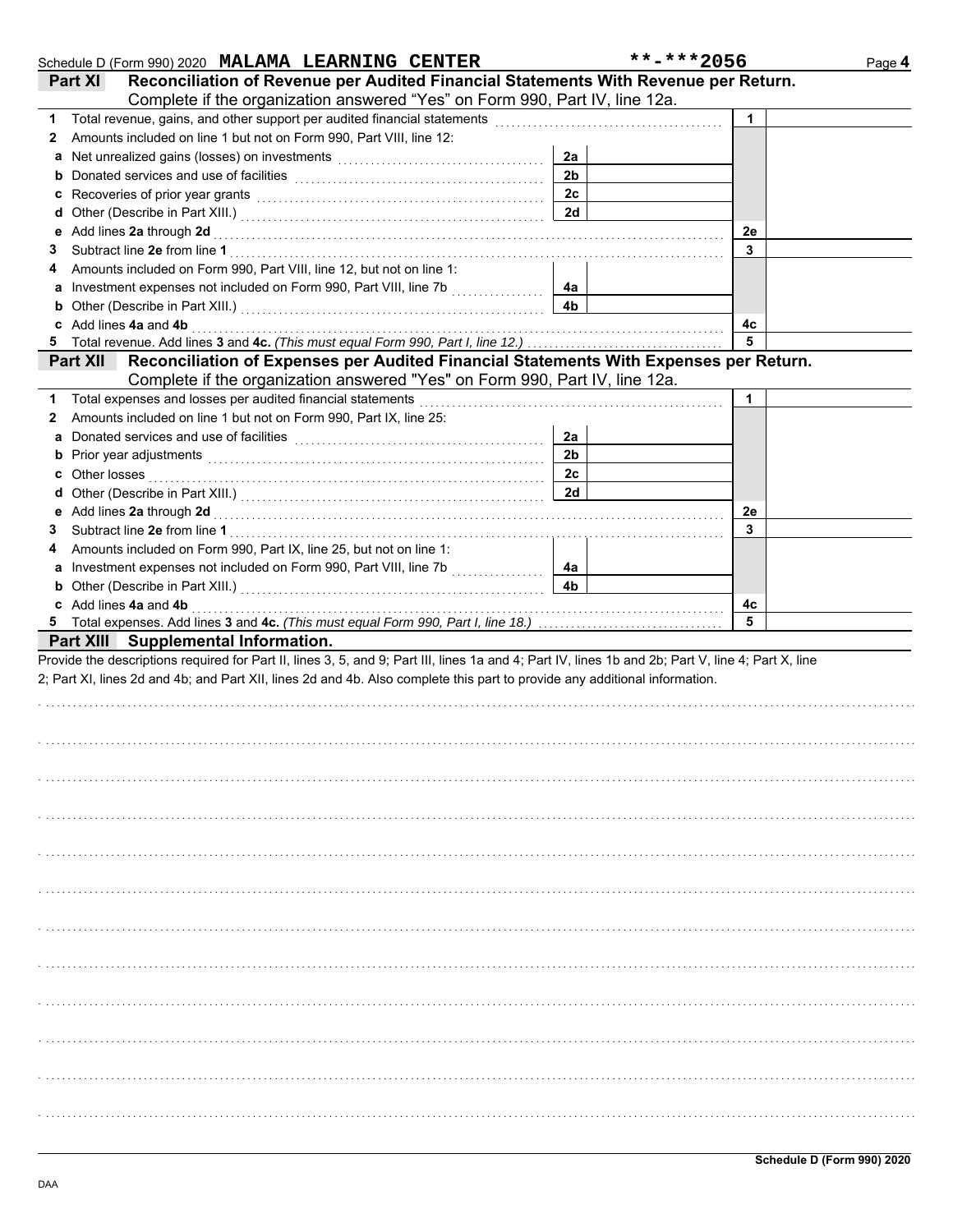Schedule D (Form 990) 2020 **MALAMA LEARNING CENTER** **-***2056 Page **4**

## Part XI Reconciliation of Revenue per Audited Financial Statements With Revenue per Return.

Complete if the organization answered "Yes" on Form 990, Part IV, line 12a.

| | | | | | |
|---|---|---|---|---|---|
| **1** | Total revenue, gains, and other support per audited financial statements | | | 1 | |
| **2** | Amounts included on line 1 but not on Form 990, Part VIII, line 12: | | | | |
| **a** | Net unrealized gains (losses) on investments | 2a | | | |
| **b** | Donated services and use of facilities | 2b | | | |
| **c** | Recoveries of prior year grants | 2c | | | |
| **d** | Other (Describe in Part XIII.) | 2d | | | |
| **e** | Add lines **2a** through **2d** | | | 2e | |
| **3** | Subtract line **2e** from line **1** | | | 3 | |
| **4** | Amounts included on Form 990, Part VIII, line 12, but not on line 1: | | | | |
| **a** | Investment expenses not included on Form 990, Part VIII, line 7b | 4a | | | |
| **b** | Other (Describe in Part XIII.) | 4b | | | |
| **c** | Add lines **4a** and **4b** | | | 4c | |
| **5** | Total revenue. Add lines **3** and **4c.** *(This must equal Form 990, Part I, line 12.)* | | | 5 | |

## Part XII Reconciliation of Expenses per Audited Financial Statements With Expenses per Return.

Complete if the organization answered "Yes" on Form 990, Part IV, line 12a.

| | | | | | |
|---|---|---|---|---|---|
| **1** | Total expenses and losses per audited financial statements | | | 1 | |
| **2** | Amounts included on line 1 but not on Form 990, Part IX, line 25: | | | | |
| **a** | Donated services and use of facilities | 2a | | | |
| **b** | Prior year adjustments | 2b | | | |
| **c** | Other losses | 2c | | | |
| **d** | Other (Describe in Part XIII.) | 2d | | | |
| **e** | Add lines **2a** through **2d** | | | 2e | |
| **3** | Subtract line **2e** from line **1** | | | 3 | |
| **4** | Amounts included on Form 990, Part IX, line 25, but not on line 1: | | | | |
| **a** | Investment expenses not included on Form 990, Part VIII, line 7b | 4a | | | |
| **b** | Other (Describe in Part XIII.) | 4b | | | |
| **c** | Add lines **4a** and **4b** | | | 4c | |
| **5** | Total expenses. Add lines **3** and **4c.** *(This must equal Form 990, Part I, line 18.)* | | | 5 | |

## Part XIII Supplemental Information.

Provide the descriptions required for Part II, lines 3, 5, and 9; Part III, lines 1a and 4; Part IV, lines 1b and 2b; Part V, line 4; Part X, line 2; Part XI, lines 2d and 4b; and Part XII, lines 2d and 4b. Also complete this part to provide any additional information.

**Schedule D (Form 990) 2020**

DAA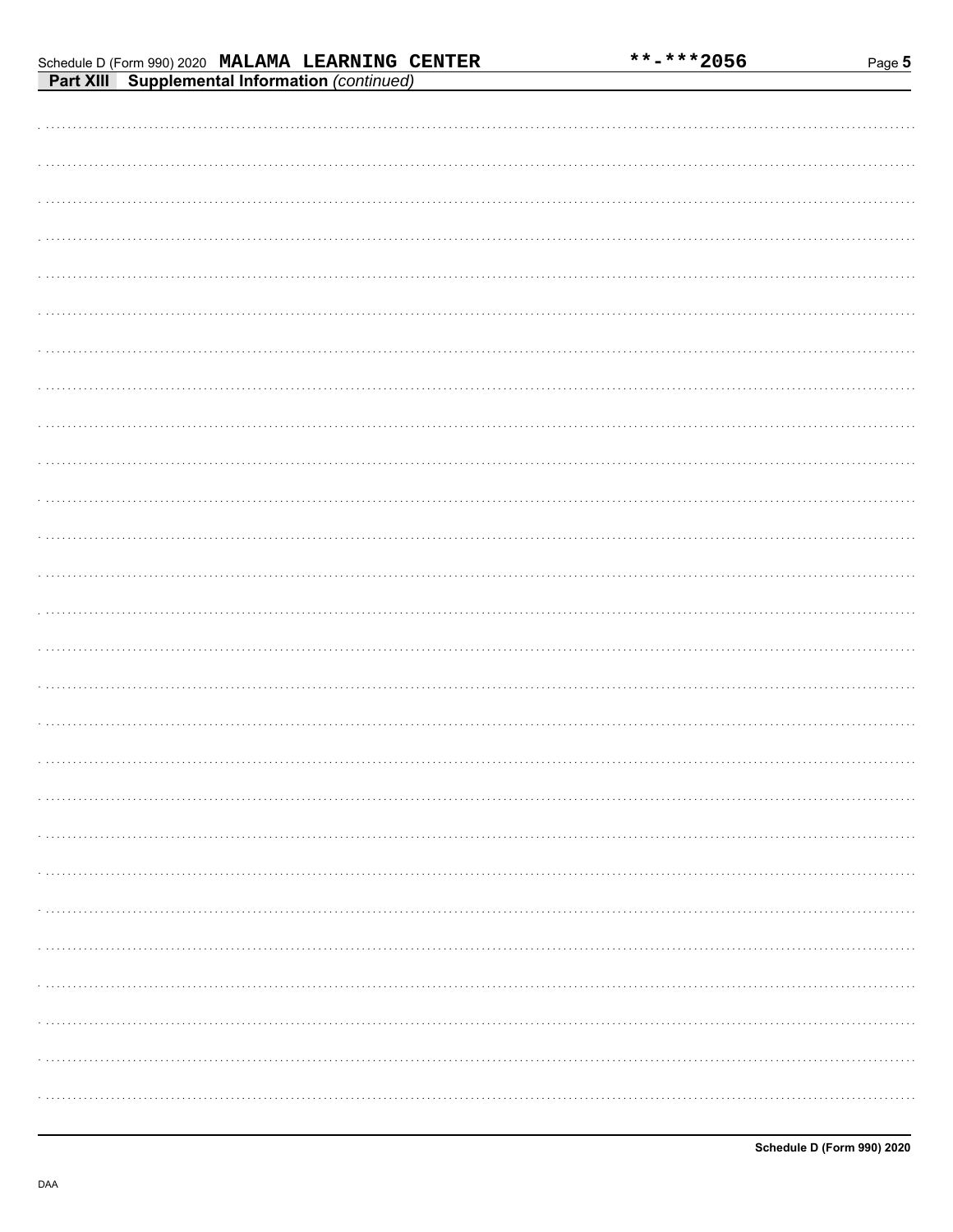Schedule D (Form 990) 2020 **MALAMA LEARNING CENTER** **-***2056

**Part XIII** **Supplemental Information** *(continued)*

DAA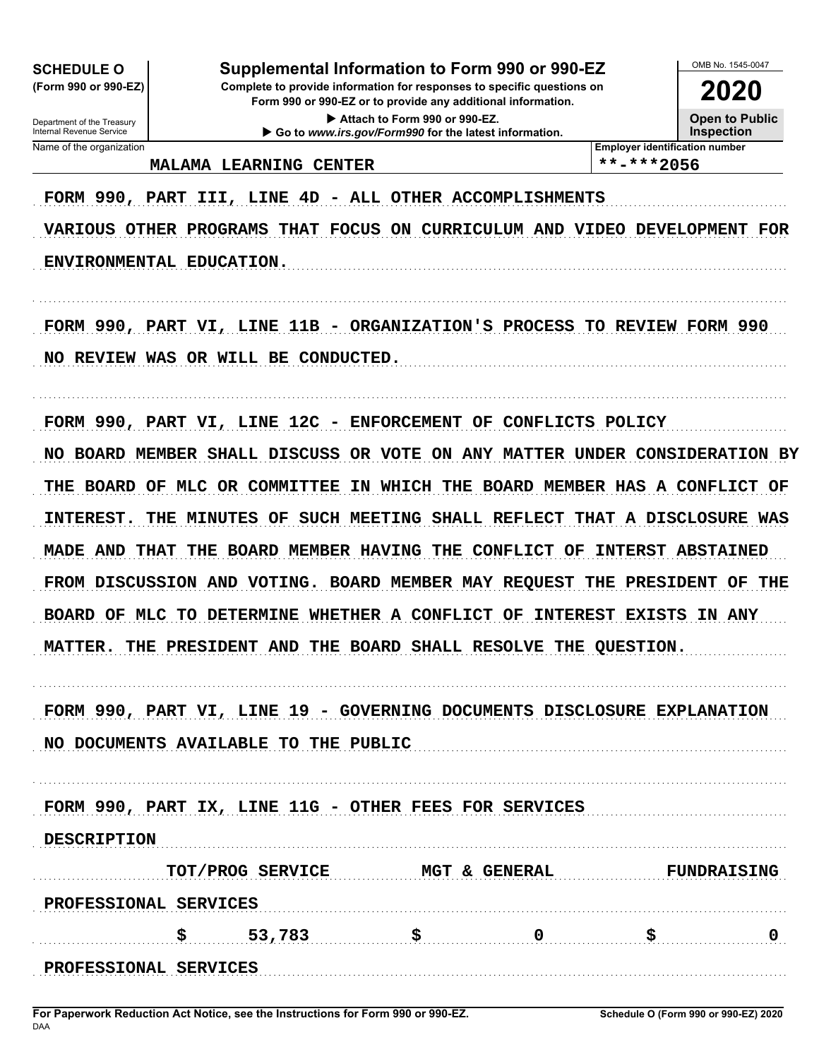**SCHEDULE O**
**(Form 990 or 990-EZ)**

Department of the Treasury
Internal Revenue Service

# Supplemental Information to Form 990 or 990-EZ

**Complete to provide information for responses to specific questions on Form 990 or 990-EZ or to provide any additional information.**

▶ Attach to Form 990 or 990-EZ.
▶ Go to *www.irs.gov/Form990* for the latest information.

OMB No. 1545-0047

**2020**

**Open to Public Inspection**

Name of the organization: MALAMA LEARNING CENTER

Employer identification number: **-***2056

FORM 990, PART III, LINE 4D - ALL OTHER ACCOMPLISHMENTS

VARIOUS OTHER PROGRAMS THAT FOCUS ON CURRICULUM AND VIDEO DEVELOPMENT FOR ENVIRONMENTAL EDUCATION.

FORM 990, PART VI, LINE 11B - ORGANIZATION'S PROCESS TO REVIEW FORM 990

NO REVIEW WAS OR WILL BE CONDUCTED.

FORM 990, PART VI, LINE 12C - ENFORCEMENT OF CONFLICTS POLICY

NO BOARD MEMBER SHALL DISCUSS OR VOTE ON ANY MATTER UNDER CONSIDERATION BY THE BOARD OF MLC OR COMMITTEE IN WHICH THE BOARD MEMBER HAS A CONFLICT OF INTEREST. THE MINUTES OF SUCH MEETING SHALL REFLECT THAT A DISCLOSURE WAS MADE AND THAT THE BOARD MEMBER HAVING THE CONFLICT OF INTERST ABSTAINED FROM DISCUSSION AND VOTING. BOARD MEMBER MAY REQUEST THE PRESIDENT OF THE BOARD OF MLC TO DETERMINE WHETHER A CONFLICT OF INTEREST EXISTS IN ANY MATTER. THE PRESIDENT AND THE BOARD SHALL RESOLVE THE QUESTION.

FORM 990, PART VI, LINE 19 - GOVERNING DOCUMENTS DISCLOSURE EXPLANATION

NO DOCUMENTS AVAILABLE TO THE PUBLIC

FORM 990, PART IX, LINE 11G - OTHER FEES FOR SERVICES

| DESCRIPTION | TOT/PROG SERVICE | MGT & GENERAL | FUNDRAISING |
|---|---|---|---|
| PROFESSIONAL SERVICES | $ 53,783 | $ 0 | $ 0 |
| PROFESSIONAL SERVICES | | | |

For Paperwork Reduction Act Notice, see the Instructions for Form 990 or 990-EZ.

DAA

Schedule O (Form 990 or 990-EZ) 2020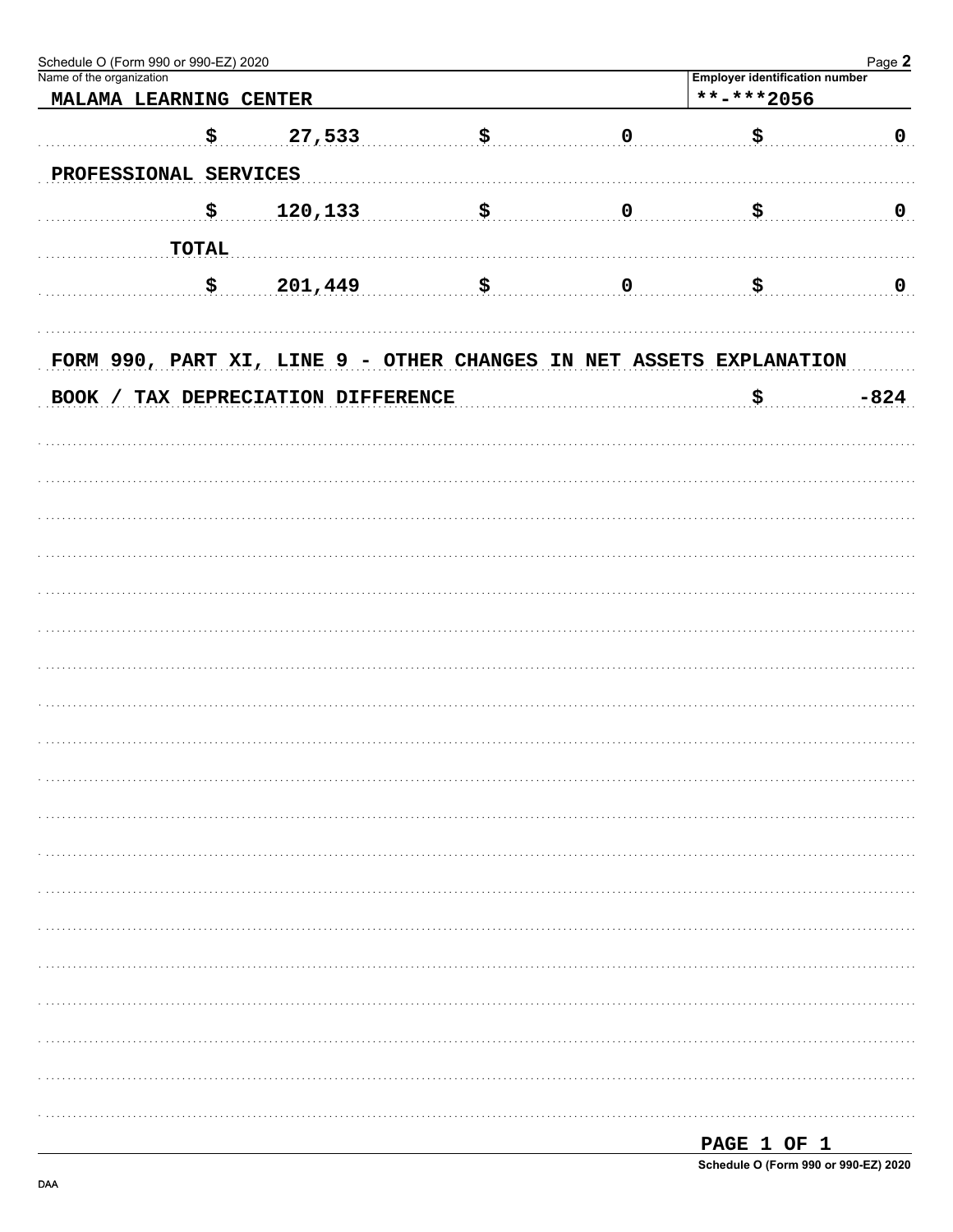Schedule O (Form 990 or 990-EZ) 2020 Page **2**

Name of the organization: MALAMA LEARNING CENTER

Employer identification number: **-***2056

| | | |
|---|---|---|
| $ 27,533 | $ 0 | $ 0 |

PROFESSIONAL SERVICES

| | | |
|---|---|---|
| $ 120,133 | $ 0 | $ 0 |

TOTAL

| | | |
|---|---|---|
| $ 201,449 | $ 0 | $ 0 |

FORM 990, PART XI, LINE 9 - OTHER CHANGES IN NET ASSETS EXPLANATION

BOOK / TAX DEPRECIATION DIFFERENCE $ -824

PAGE 1 OF 1

Schedule O (Form 990 or 990-EZ) 2020

DAA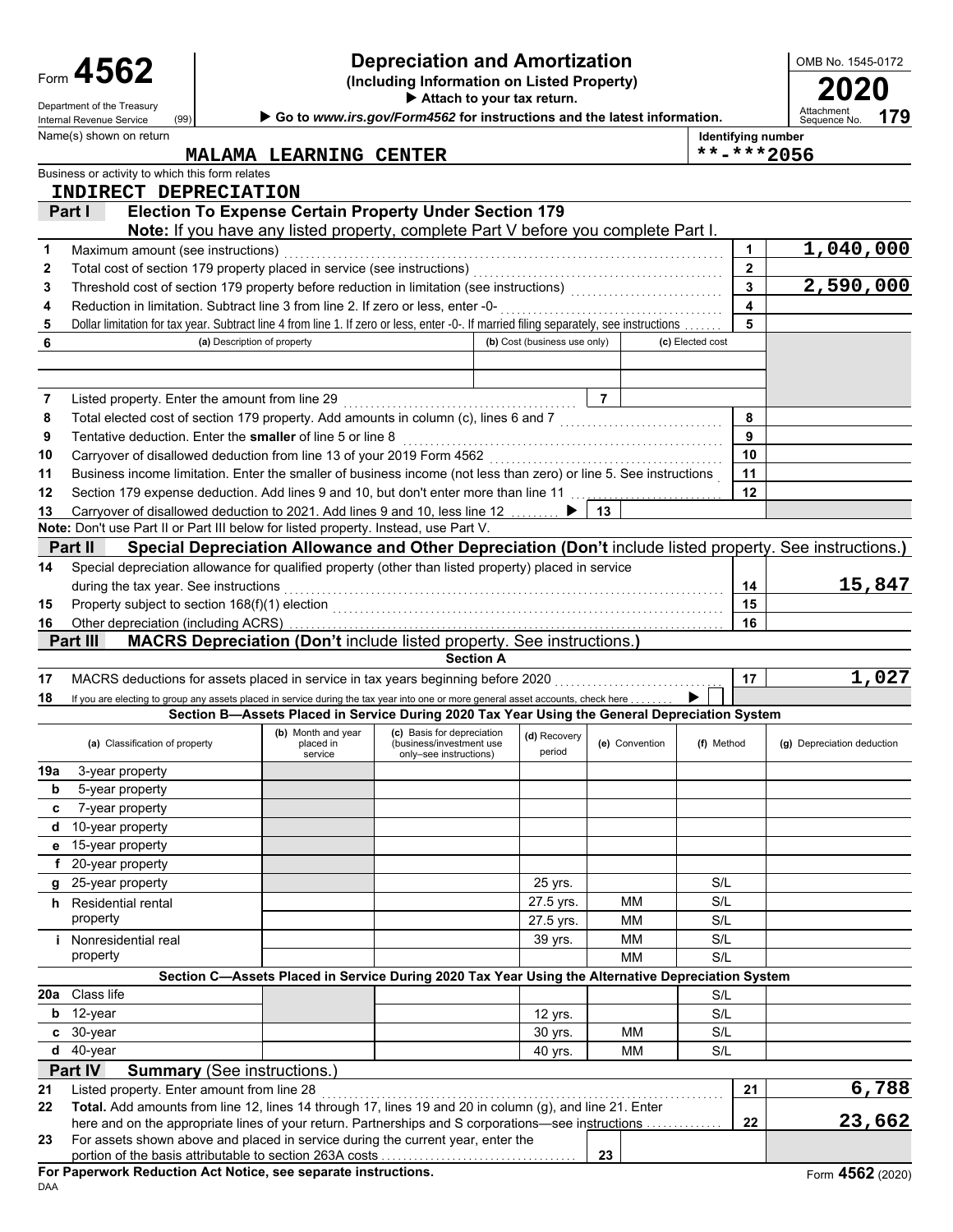# Form 4562 — Depreciation and Amortization

**(Including Information on Listed Property)**

▶ Attach to your tax return.

▶ Go to *www.irs.gov/Form4562* for instructions and the latest information.

Department of the Treasury
Internal Revenue Service (99)

OMB No. 1545-0172

**2020**

Attachment Sequence No. **179**

Name(s) shown on return: **MALAMA LEARNING CENTER**

Identifying number: **\*\*-\*\*\*2056**

Business or activity to which this form relates: **INDIRECT DEPRECIATION**

## Part I — Election To Expense Certain Property Under Section 179

**Note:** If you have any listed property, complete Part V before you complete Part I.

| Line | Description | | Amount |
|---|---|---|---|
| 1 | Maximum amount (see instructions) | 1 | 1,040,000 |
| 2 | Total cost of section 179 property placed in service (see instructions) | 2 | |
| 3 | Threshold cost of section 179 property before reduction in limitation (see instructions) | 3 | 2,590,000 |
| 4 | Reduction in limitation. Subtract line 3 from line 2. If zero or less, enter -0- | 4 | |
| 5 | Dollar limitation for tax year. Subtract line 4 from line 1. If zero or less, enter -0-. If married filing separately, see instructions | 5 | |

| 6 | (a) Description of property | (b) Cost (business use only) | (c) Elected cost |
|---|---|---|---|
| | | | |
| | | | |

| Line | Description | | Amount |
|---|---|---|---|
| 7 | Listed property. Enter the amount from line 29 | 7 | |
| 8 | Total elected cost of section 179 property. Add amounts in column (c), lines 6 and 7 | 8 | |
| 9 | Tentative deduction. Enter the **smaller** of line 5 or line 8 | 9 | |
| 10 | Carryover of disallowed deduction from line 13 of your 2019 Form 4562 | 10 | |
| 11 | Business income limitation. Enter the smaller of business income (not less than zero) or line 5. See instructions | 11 | |
| 12 | Section 179 expense deduction. Add lines 9 and 10, but don't enter more than line 11 | 12 | |
| 13 | Carryover of disallowed deduction to 2021. Add lines 9 and 10, less line 12 ▶ | 13 | |

**Note:** Don't use Part II or Part III below for listed property. Instead, use Part V.

## Part II — Special Depreciation Allowance and Other Depreciation (Don't include listed property. See instructions.)

| Line | Description | | Amount |
|---|---|---|---|
| 14 | Special depreciation allowance for qualified property (other than listed property) placed in service during the tax year. See instructions | 14 | 15,847 |
| 15 | Property subject to section 168(f)(1) election | 15 | |
| 16 | Other depreciation (including ACRS) | 16 | |

## Part III — MACRS Depreciation (Don't include listed property. See instructions.)

### Section A

| Line | Description | | Amount |
|---|---|---|---|
| 17 | MACRS deductions for assets placed in service in tax years beginning before 2020 | 17 | 1,027 |
| 18 | If you are electing to group any assets placed in service during the tax year into one or more general asset accounts, check here ▶ ☐ | | |

### Section B—Assets Placed in Service During 2020 Tax Year Using the General Depreciation System

| (a) Classification of property | (b) Month and year placed in service | (c) Basis for depreciation (business/investment use only–see instructions) | (d) Recovery period | (e) Convention | (f) Method | (g) Depreciation deduction |
|---|---|---|---|---|---|---|
| 19a 3-year property | | | | | | |
| b 5-year property | | | | | | |
| c 7-year property | | | | | | |
| d 10-year property | | | | | | |
| e 15-year property | | | | | | |
| f 20-year property | | | | | | |
| g 25-year property | | | 25 yrs. | | S/L | |
| h Residential rental property | | | 27.5 yrs. | MM | S/L | |
| | | | 27.5 yrs. | MM | S/L | |
| i Nonresidential real property | | | 39 yrs. | MM | S/L | |
| | | | | MM | S/L | |

### Section C—Assets Placed in Service During 2020 Tax Year Using the Alternative Depreciation System

| (a) Classification of property | (b) Month and year placed in service | (c) Basis for depreciation | (d) Recovery period | (e) Convention | (f) Method | (g) Depreciation deduction |
|---|---|---|---|---|---|---|
| 20a Class life | | | | | S/L | |
| b 12-year | | | 12 yrs. | | S/L | |
| c 30-year | | | 30 yrs. | MM | S/L | |
| d 40-year | | | 40 yrs. | MM | S/L | |

## Part IV — Summary (See instructions.)

| Line | Description | | Amount |
|---|---|---|---|
| 21 | Listed property. Enter amount from line 28 | 21 | 6,788 |
| 22 | **Total.** Add amounts from line 12, lines 14 through 17, lines 19 and 20 in column (g), and line 21. Enter here and on the appropriate lines of your return. Partnerships and S corporations—see instructions | 22 | 23,662 |
| 23 | For assets shown above and placed in service during the current year, enter the portion of the basis attributable to section 263A costs | 23 | |

**For Paperwork Reduction Act Notice, see separate instructions.**

DAA

Form **4562** (2020)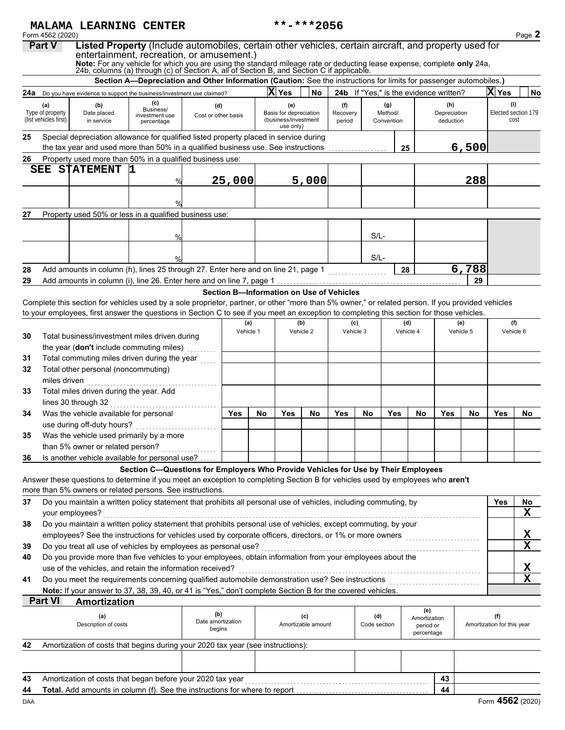MALAMA LEARNING CENTER **-***2056

Form 4562 (2020) Page **2**

## Part V Listed Property (Include automobiles, certain other vehicles, certain aircraft, and property used for entertainment, recreation, or amusement.)

**Note:** For any vehicle for which you are using the standard mileage rate or deducting lease expense, complete **only** 24a, 24b, columns (a) through (c) of Section A, all of Section B, and Section C if applicable.

### Section A—Depreciation and Other Information (Caution: See the instructions for limits for passenger automobiles.)

**24a** Do you have evidence to support the business/investment use claimed? X Yes No **24b** If "Yes," is the evidence written? X Yes No

| (a) Type of property (list vehicles first) | (b) Date placed in service | (c) Business/ investment use percentage | (d) Cost or other basis | (e) Basis for depreciation (business/investment use only) | (f) Recovery period | (g) Method/ Convention | (h) Depreciation deduction | (i) Elected section 179 cost |
|---|---|---|---|---|---|---|---|---|
| **25** Special depreciation allowance for qualified listed property placed in service during the tax year and used more than 50% in a qualified business use. See instructions | | | | | | 25 | 6,500 | |
| **26** Property used more than 50% in a qualified business use: | | | | | | | | |
| SEE STATEMENT 1 | | % | 25,000 | 5,000 | | | 288 | |
| | | % | | | | | | |
| **27** Property used 50% or less in a qualified business use: | | | | | | | | |
| | | % | | | | S/L- | | |
| | | % | | | | S/L- | | |
| **28** Add amounts in column (h), lines 25 through 27. Enter here and on line 21, page 1 | | | | | | 28 | 6,788 | |
| **29** Add amounts in column (i), line 26. Enter here and on line 7, page 1 | | | | | | | 29 | |

### Section B—Information on Use of Vehicles

Complete this section for vehicles used by a sole proprietor, partner, or other "more than 5% owner," or related person. If you provided vehicles to your employees, first answer the questions in Section C to see if you meet an exception to completing this section for those vehicles.

| | (a) Vehicle 1 | | (b) Vehicle 2 | | (c) Vehicle 3 | | (d) Vehicle 4 | | (e) Vehicle 5 | | (f) Vehicle 6 | |
|---|---|---|---|---|---|---|---|---|---|---|---|---|
| **30** Total business/investment miles driven during the year (**don't** include commuting miles) | | | | | | | | | | | | |
| **31** Total commuting miles driven during the year | | | | | | | | | | | | |
| **32** Total other personal (noncommuting) miles driven | | | | | | | | | | | | |
| **33** Total miles driven during the year. Add lines 30 through 32 | | | | | | | | | | | | |
| | Yes | No | Yes | No | Yes | No | Yes | No | Yes | No | Yes | No |
| **34** Was the vehicle available for personal use during off-duty hours? | | | | | | | | | | | | |
| **35** Was the vehicle used primarily by a more than 5% owner or related person? | | | | | | | | | | | | |
| **36** Is another vehicle available for personal use? | | | | | | | | | | | | |

### Section C—Questions for Employers Who Provide Vehicles for Use by Their Employees

Answer these questions to determine if you meet an exception to completing Section B for vehicles used by employees who **aren't** more than 5% owners or related persons. See instructions.

| | Yes | No |
|---|---|---|
| **37** Do you maintain a written policy statement that prohibits all personal use of vehicles, including commuting, by your employees? | | X |
| **38** Do you maintain a written policy statement that prohibits personal use of vehicles, except commuting, by your employees? See the instructions for vehicles used by corporate officers, directors, or 1% or more owners | | X |
| **39** Do you treat all use of vehicles by employees as personal use? | | X |
| **40** Do you provide more than five vehicles to your employees, obtain information from your employees about the use of the vehicles, and retain the information received? | | X |
| **41** Do you meet the requirements concerning qualified automobile demonstration use? See instructions | | X |

**Note:** If your answer to 37, 38, 39, 40, or 41 is "Yes," don't complete Section B for the covered vehicles.

## Part VI Amortization

| (a) Description of costs | (b) Date amortization begins | (c) Amortizable amount | (d) Code section | (e) Amortization period or percentage | (f) Amortization for this year |
|---|---|---|---|---|---|
| **42** Amortization of costs that begins during your 2020 tax year (see instructions): | | | | | |
| | | | | | |
| **43** Amortization of costs that began before your 2020 tax year | | | | 43 | |
| **44** **Total.** Add amounts in column (f). See the instructions for where to report | | | | 44 | |

DAA Form **4562** (2020)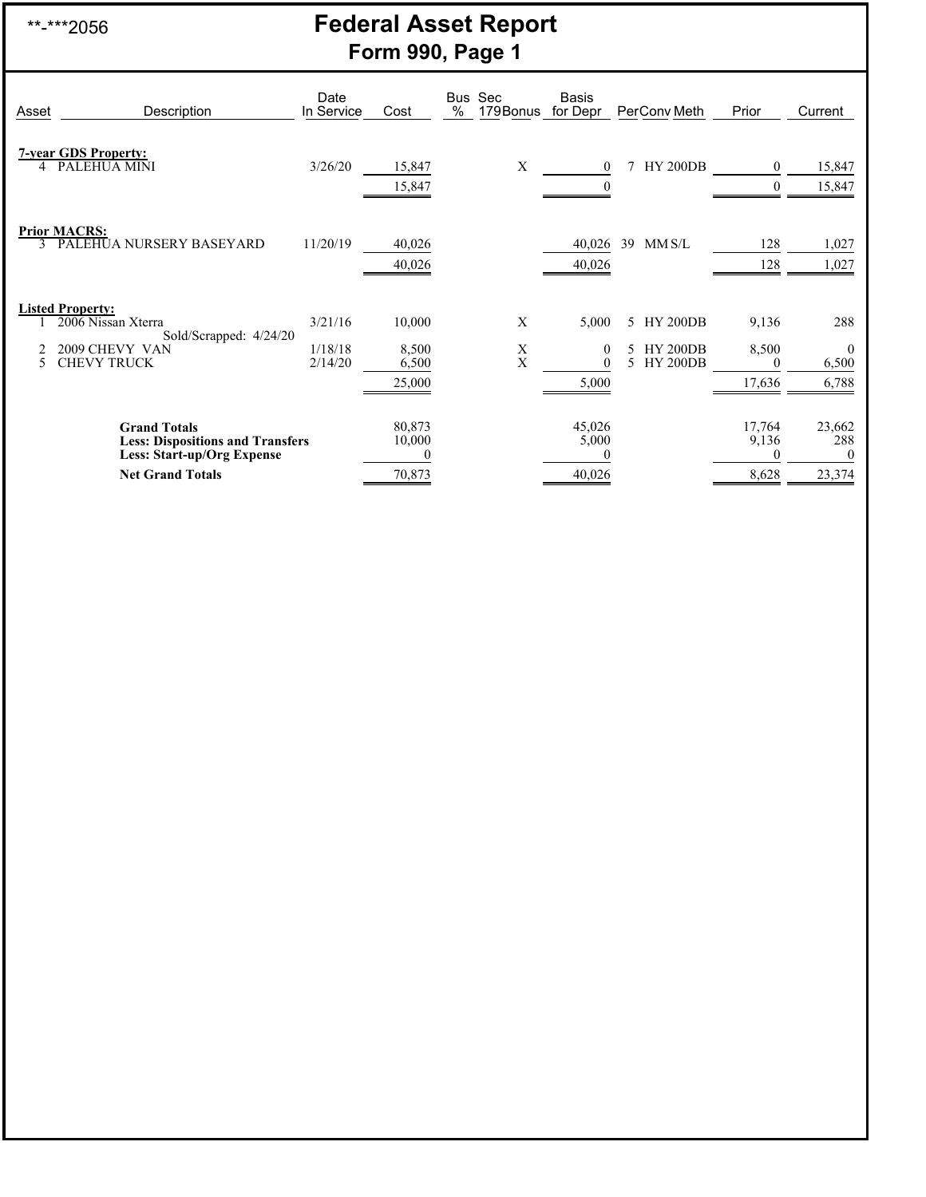**-***2056

# Federal Asset Report

## Form 990, Page 1

| Asset | Description | Date In Service | Cost | Bus % | Sec 179 | Bonus | Basis for Depr | Per | Conv | Meth | Prior | Current |
|---|---|---|---|---|---|---|---|---|---|---|---|---|
| **7-year GDS Property:** | | | | | | | | | | | | |
| 4 | PALEHUA MINI | 3/26/20 | 15,847 | | | X | 0 | 7 | HY | 200DB | 0 | 15,847 |
| | | | 15,847 | | | | 0 | | | | 0 | 15,847 |
| **Prior MACRS:** | | | | | | | | | | | | |
| 3 | PALEHUA NURSERY BASEYARD | 11/20/19 | 40,026 | | | | 40,026 | 39 | MM | S/L | 128 | 1,027 |
| | | | 40,026 | | | | 40,026 | | | | 128 | 1,027 |
| **Listed Property:** | | | | | | | | | | | | |
| 1 | 2006 Nissan Xterra Sold/Scrapped: 4/24/20 | 3/21/16 | 10,000 | | | X | 5,000 | 5 | HY | 200DB | 9,136 | 288 |
| 2 | 2009 CHEVY VAN | 1/18/18 | 8,500 | | | X | 0 | 5 | HY | 200DB | 8,500 | 0 |
| 5 | CHEVY TRUCK | 2/14/20 | 6,500 | | | X | 0 | 5 | HY | 200DB | 0 | 6,500 |
| | | | 25,000 | | | | 5,000 | | | | 17,636 | 6,788 |
| | **Grand Totals** | | 80,873 | | | | 45,026 | | | | 17,764 | 23,662 |
| | **Less: Dispositions and Transfers** | | 10,000 | | | | 5,000 | | | | 9,136 | 288 |
| | **Less: Start-up/Org Expense** | | 0 | | | | 0 | | | | 0 | 0 |
| | **Net Grand Totals** | | 70,873 | | | | 40,026 | | | | 8,628 | 23,374 |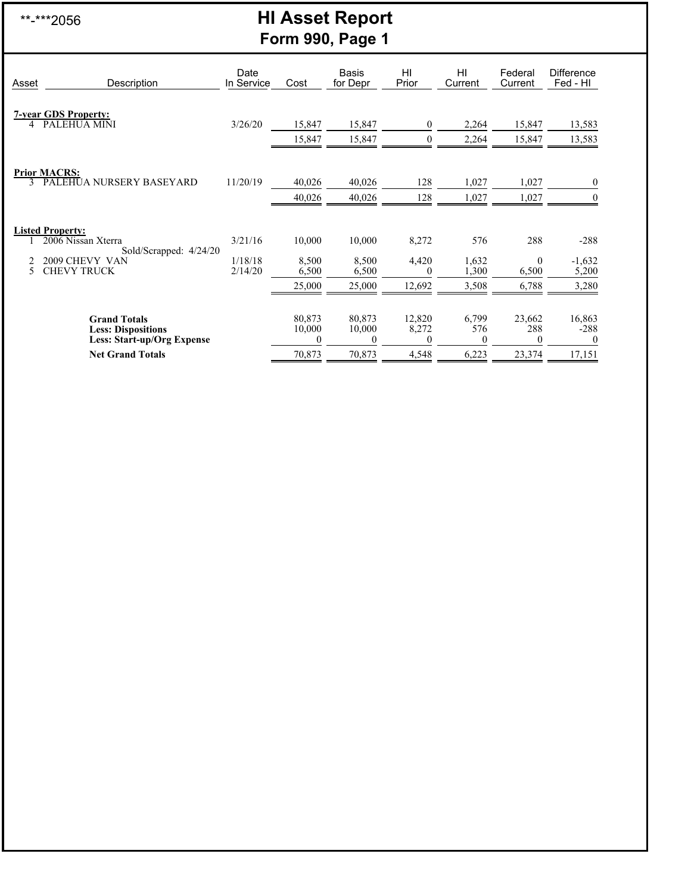**-***2056

# HI Asset Report

## Form 990, Page 1

| Asset | Description | Date In Service | Cost | Basis for Depr | HI Prior | HI Current | Federal Current | Difference Fed - HI |
|---|---|---|---|---|---|---|---|---|
| **7-year GDS Property:** | | | | | | | | |
| 4 | PALEHUA MINI | 3/26/20 | 15,847 | 15,847 | 0 | 2,264 | 15,847 | 13,583 |
| | | | 15,847 | 15,847 | 0 | 2,264 | 15,847 | 13,583 |
| **Prior MACRS:** | | | | | | | | |
| 3 | PALEHUA NURSERY BASEYARD | 11/20/19 | 40,026 | 40,026 | 128 | 1,027 | 1,027 | 0 |
| | | | 40,026 | 40,026 | 128 | 1,027 | 1,027 | 0 |
| **Listed Property:** | | | | | | | | |
| 1 | 2006 Nissan Xterra Sold/Scrapped: 4/24/20 | 3/21/16 | 10,000 | 10,000 | 8,272 | 576 | 288 | -288 |
| 2 | 2009 CHEVY VAN | 1/18/18 | 8,500 | 8,500 | 4,420 | 1,632 | 0 | -1,632 |
| 5 | CHEVY TRUCK | 2/14/20 | 6,500 | 6,500 | 0 | 1,300 | 6,500 | 5,200 |
| | | | 25,000 | 25,000 | 12,692 | 3,508 | 6,788 | 3,280 |
| | **Grand Totals** | | 80,873 | 80,873 | 12,820 | 6,799 | 23,662 | 16,863 |
| | **Less: Dispositions** | | 10,000 | 10,000 | 8,272 | 576 | 288 | -288 |
| | **Less: Start-up/Org Expense** | | 0 | 0 | 0 | 0 | 0 | 0 |
| | **Net Grand Totals** | | 70,873 | 70,873 | 4,548 | 6,223 | 23,374 | 17,151 |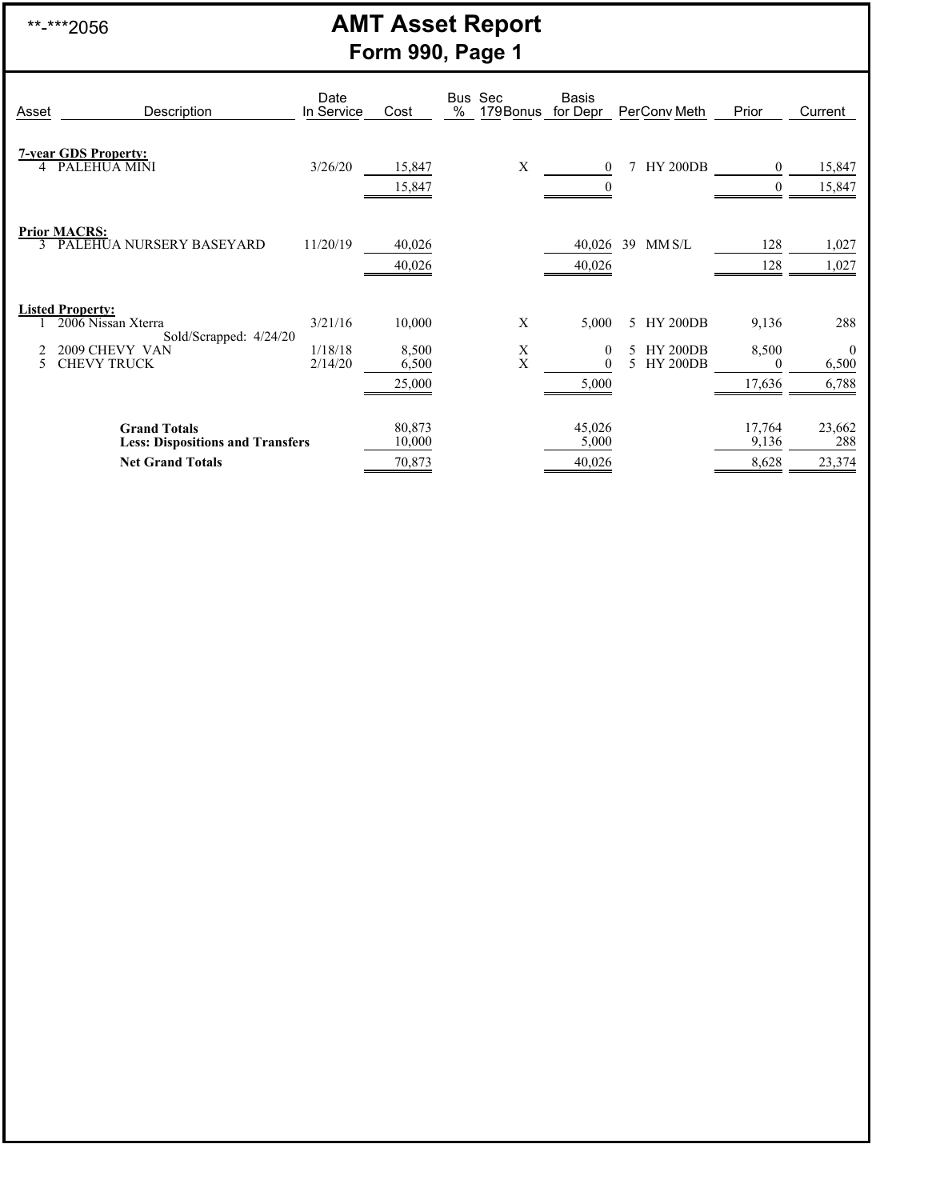**-***2056

# AMT Asset Report
## Form 990, Page 1

| Asset | Description | Date In Service | Cost | Bus % | Sec 179 | Bonus | Basis for Depr | Per | Conv | Meth | Prior | Current |
|---|---|---|---|---|---|---|---|---|---|---|---|---|
| **7-year GDS Property:** | | | | | | | | | | | | |
| 4 | PALEHUA MINI | 3/26/20 | 15,847 | | | X | 0 | 7 | HY | 200DB | 0 | 15,847 |
| | | | 15,847 | | | | 0 | | | | 0 | 15,847 |
| **Prior MACRS:** | | | | | | | | | | | | |
| 3 | PALEHUA NURSERY BASEYARD | 11/20/19 | 40,026 | | | | 40,026 | 39 | MM | S/L | 128 | 1,027 |
| | | | 40,026 | | | | 40,026 | | | | 128 | 1,027 |
| **Listed Property:** | | | | | | | | | | | | |
| 1 | 2006 Nissan Xterra<br>Sold/Scrapped: 4/24/20 | 3/21/16 | 10,000 | | | X | 5,000 | 5 | HY | 200DB | 9,136 | 288 |
| 2 | 2009 CHEVY VAN | 1/18/18 | 8,500 | | | X | 0 | 5 | HY | 200DB | 8,500 | 0 |
| 5 | CHEVY TRUCK | 2/14/20 | 6,500 | | | X | 0 | 5 | HY | 200DB | 0 | 6,500 |
| | | | 25,000 | | | | 5,000 | | | | 17,636 | 6,788 |
| | **Grand Totals** | | 80,873 | | | | 45,026 | | | | 17,764 | 23,662 |
| | **Less: Dispositions and Transfers** | | 10,000 | | | | 5,000 | | | | 9,136 | 288 |
| | **Net Grand Totals** | | 70,873 | | | | 40,026 | | | | 8,628 | 23,374 |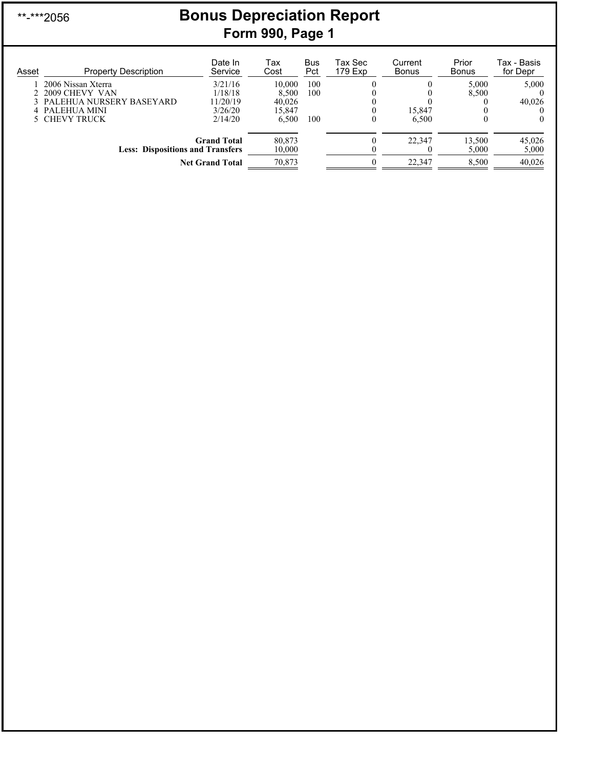**-***2056

# Bonus Depreciation Report

## Form 990, Page 1

| Asset | Property Description | Date In Service | Tax Cost | Bus Pct | Tax Sec 179 Exp | Current Bonus | Prior Bonus | Tax - Basis for Depr |
|---|---|---|---|---|---|---|---|---|
| 1 | 2006 Nissan Xterra | 3/21/16 | 10,000 | 100 | 0 | 0 | 5,000 | 5,000 |
| 2 | 2009 CHEVY VAN | 1/18/18 | 8,500 | 100 | 0 | 0 | 8,500 | 0 |
| 3 | PALEHUA NURSERY BASEYARD | 11/20/19 | 40,026 | | 0 | 0 | 0 | 40,026 |
| 4 | PALEHUA MINI | 3/26/20 | 15,847 | | 0 | 15,847 | 0 | 0 |
| 5 | CHEVY TRUCK | 2/14/20 | 6,500 | 100 | 0 | 6,500 | 0 | 0 |
| | **Grand Total** | | 80,873 | | 0 | 22,347 | 13,500 | 45,026 |
| | **Less: Dispositions and Transfers** | | 10,000 | | 0 | 0 | 5,000 | 5,000 |
| | **Net Grand Total** | | 70,873 | | 0 | 22,347 | 8,500 | 40,026 |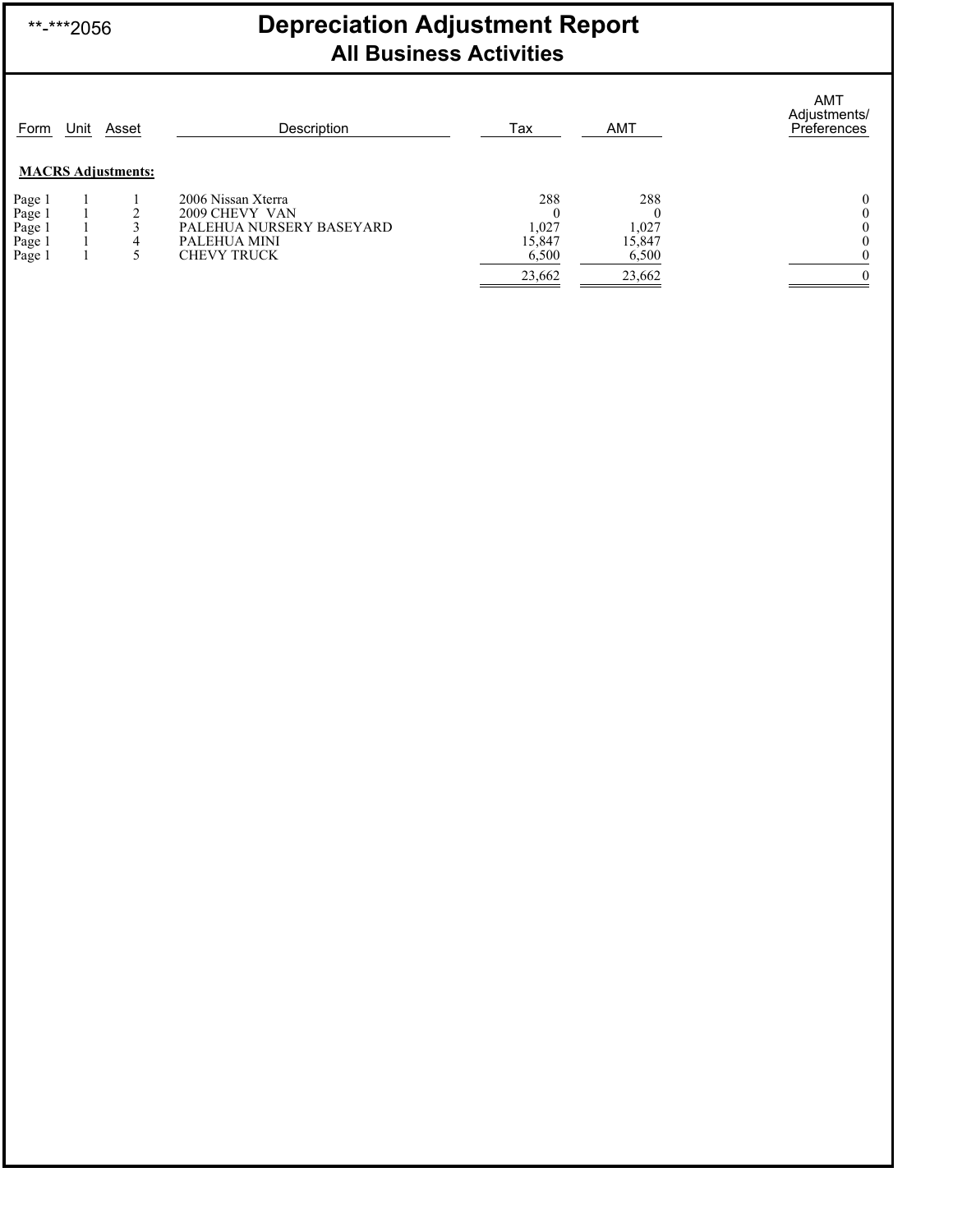**-***2056

# Depreciation Adjustment Report

## All Business Activities

| Form | Unit | Asset | Description | Tax | AMT | AMT Adjustments/ Preferences |
|---|---|---|---|---|---|---|
| **MACRS Adjustments:** | | | | | | |
| Page 1 | 1 | 1 | 2006 Nissan Xterra | 288 | 288 | 0 |
| Page 1 | 1 | 2 | 2009 CHEVY VAN | 0 | 0 | 0 |
| Page 1 | 1 | 3 | PALEHUA NURSERY BASEYARD | 1,027 | 1,027 | 0 |
| Page 1 | 1 | 4 | PALEHUA MINI | 15,847 | 15,847 | 0 |
| Page 1 | 1 | 5 | CHEVY TRUCK | 6,500 | 6,500 | 0 |
| | | | | 23,662 | 23,662 | 0 |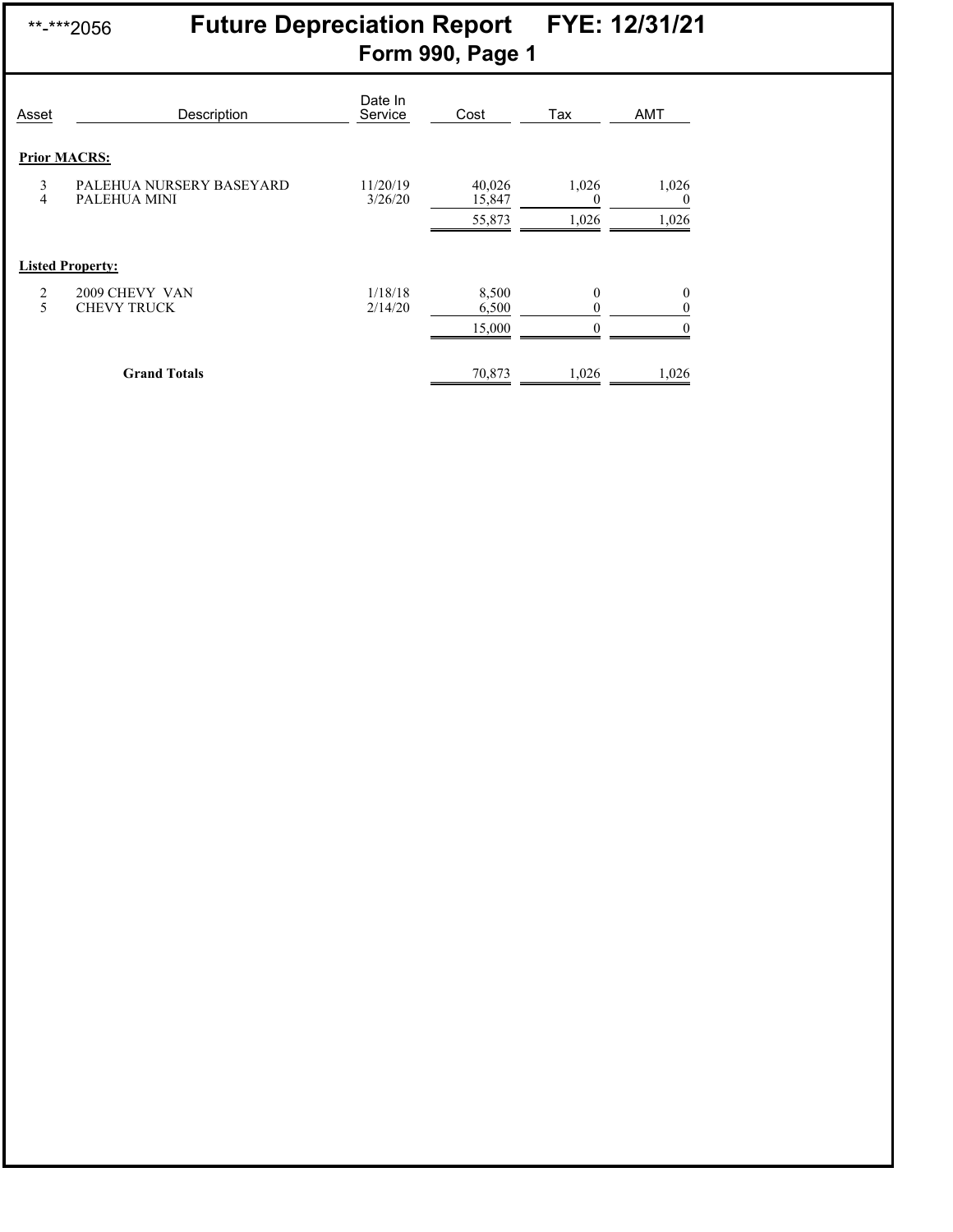**-***2056

# Future Depreciation Report FYE: 12/31/21

## Form 990, Page 1

| Asset | Description | Date In Service | Cost | Tax | AMT |
|---|---|---|---|---|---|
| **Prior MACRS:** | | | | | |
| 3 | PALEHUA NURSERY BASEYARD | 11/20/19 | 40,026 | 1,026 | 1,026 |
| 4 | PALEHUA MINI | 3/26/20 | 15,847 | 0 | 0 |
| | | | 55,873 | 1,026 | 1,026 |
| **Listed Property:** | | | | | |
| 2 | 2009 CHEVY VAN | 1/18/18 | 8,500 | 0 | 0 |
| 5 | CHEVY TRUCK | 2/14/20 | 6,500 | 0 | 0 |
| | | | 15,000 | 0 | 0 |
| | **Grand Totals** | | 70,873 | 1,026 | 1,026 |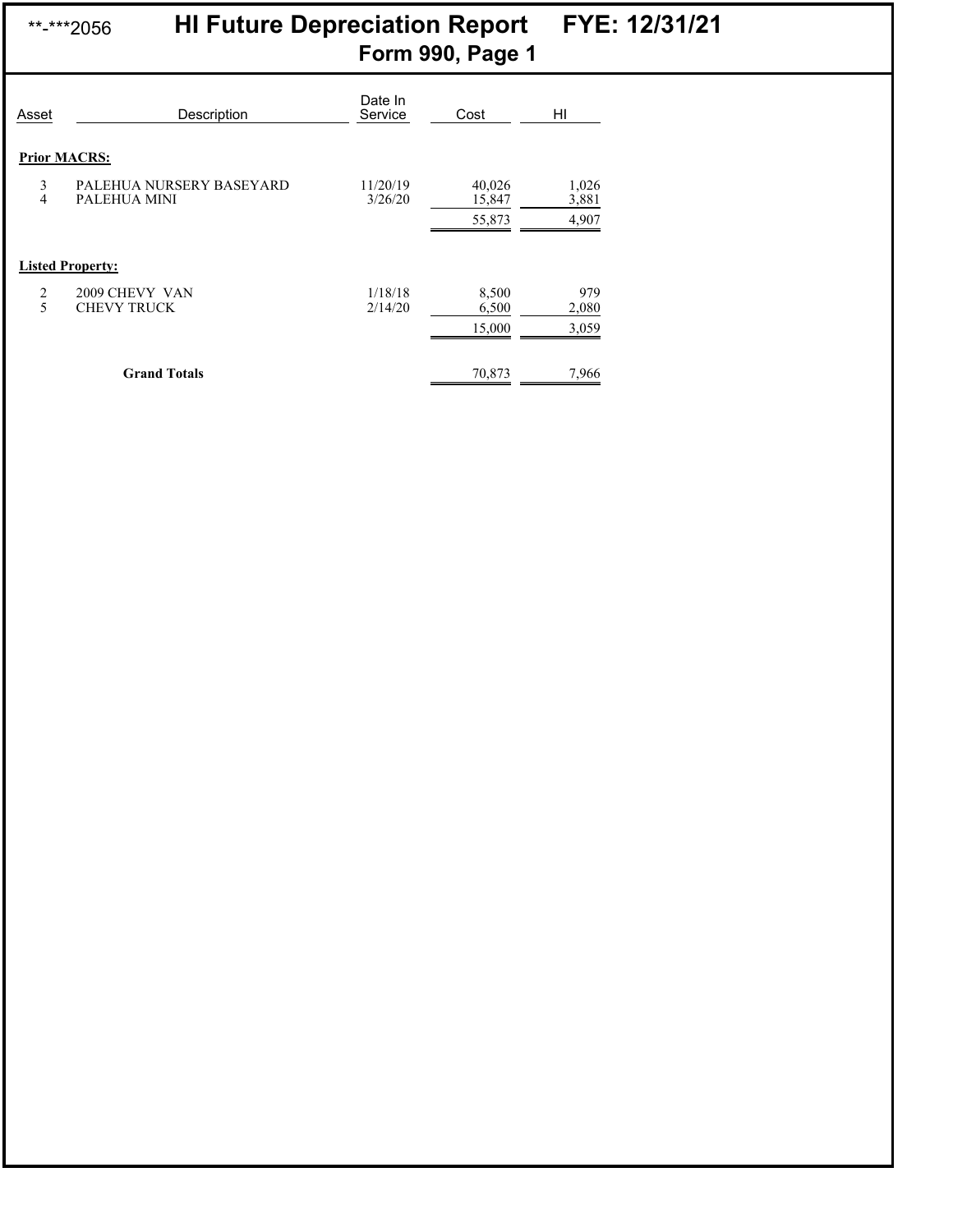**-***2056 **HI Future Depreciation Report** **FYE: 12/31/21**

**Form 990, Page 1**

| Asset | Description | Date In Service | Cost | HI |
|---|---|---|---|---|
| **Prior MACRS:** | | | | |
| 3 | PALEHUA NURSERY BASEYARD | 11/20/19 | 40,026 | 1,026 |
| 4 | PALEHUA MINI | 3/26/20 | 15,847 | 3,881 |
| | | | 55,873 | 4,907 |
| **Listed Property:** | | | | |
| 2 | 2009 CHEVY VAN | 1/18/18 | 8,500 | 979 |
| 5 | CHEVY TRUCK | 2/14/20 | 6,500 | 2,080 |
| | | | 15,000 | 3,059 |
| | **Grand Totals** | | 70,873 | 7,966 |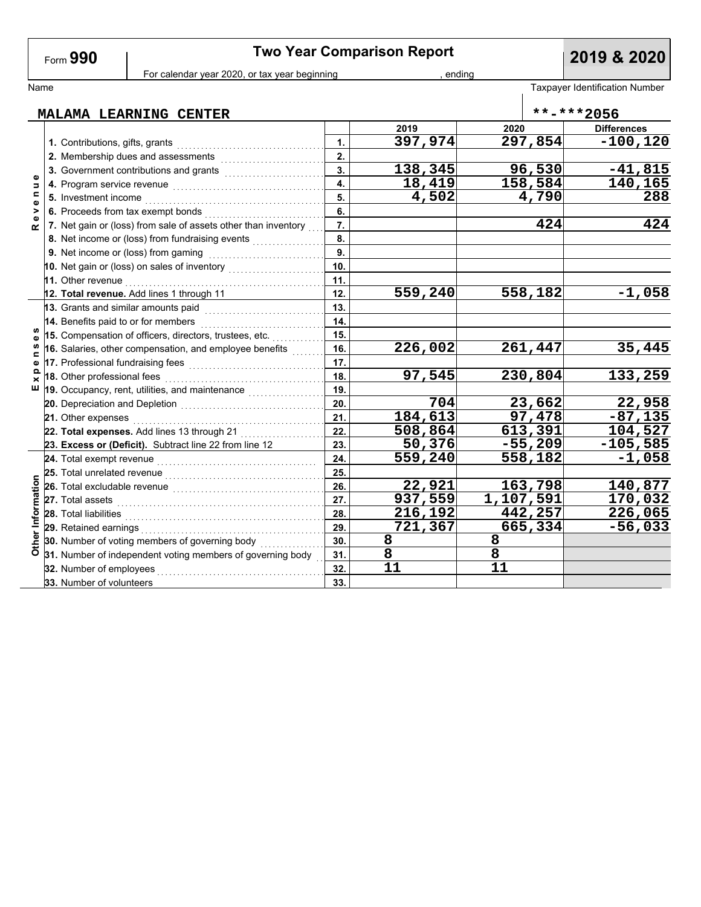Form **990**

# Two Year Comparison Report

**2019 & 2020**

For calendar year 2020, or tax year beginning , ending

Name: **MALAMA LEARNING CENTER**

Taxpayer Identification Number: **\*\*-\*\*\*2056**

| Section | Item | Line | 2019 | 2020 | Differences |
|---|---|---|---|---|---|
| Revenue | 1. Contributions, gifts, grants | 1. | 397,974 | 297,854 | -100,120 |
| | 2. Membership dues and assessments | 2. | | | |
| | 3. Government contributions and grants | 3. | 138,345 | 96,530 | -41,815 |
| | 4. Program service revenue | 4. | 18,419 | 158,584 | 140,165 |
| | 5. Investment income | 5. | 4,502 | 4,790 | 288 |
| | 6. Proceeds from tax exempt bonds | 6. | | | |
| | 7. Net gain or (loss) from sale of assets other than inventory | 7. | | 424 | 424 |
| | 8. Net income or (loss) from fundraising events | 8. | | | |
| | 9. Net income or (loss) from gaming | 9. | | | |
| | 10. Net gain or (loss) on sales of inventory | 10. | | | |
| | 11. Other revenue | 11. | | | |
| | **12. Total revenue.** Add lines 1 through 11 | 12. | 559,240 | 558,182 | -1,058 |
| Expenses | 13. Grants and similar amounts paid | 13. | | | |
| | 14. Benefits paid to or for members | 14. | | | |
| | 15. Compensation of officers, directors, trustees, etc. | 15. | | | |
| | 16. Salaries, other compensation, and employee benefits | 16. | 226,002 | 261,447 | 35,445 |
| | 17. Professional fundraising fees | 17. | | | |
| | 18. Other professional fees | 18. | 97,545 | 230,804 | 133,259 |
| | 19. Occupancy, rent, utilities, and maintenance | 19. | | | |
| | 20. Depreciation and Depletion | 20. | 704 | 23,662 | 22,958 |
| | 21. Other expenses | 21. | 184,613 | 97,478 | -87,135 |
| | **22. Total expenses.** Add lines 13 through 21 | 22. | 508,864 | 613,391 | 104,527 |
| | **23. Excess or (Deficit).** Subtract line 22 from line 12 | 23. | 50,376 | -55,209 | -105,585 |
| Other Information | 24. Total exempt revenue | 24. | 559,240 | 558,182 | -1,058 |
| | 25. Total unrelated revenue | 25. | | | |
| | 26. Total excludable revenue | 26. | 22,921 | 163,798 | 140,877 |
| | 27. Total assets | 27. | 937,559 | 1,107,591 | 170,032 |
| | 28. Total liabilities | 28. | 216,192 | 442,257 | 226,065 |
| | 29. Retained earnings | 29. | 721,367 | 665,334 | -56,033 |
| | 30. Number of voting members of governing body | 30. | 8 | 8 | |
| | 31. Number of independent voting members of governing body | 31. | 8 | 8 | |
| | 32. Number of employees | 32. | 11 | 11 | |
| | 33. Number of volunteers | 33. | | | |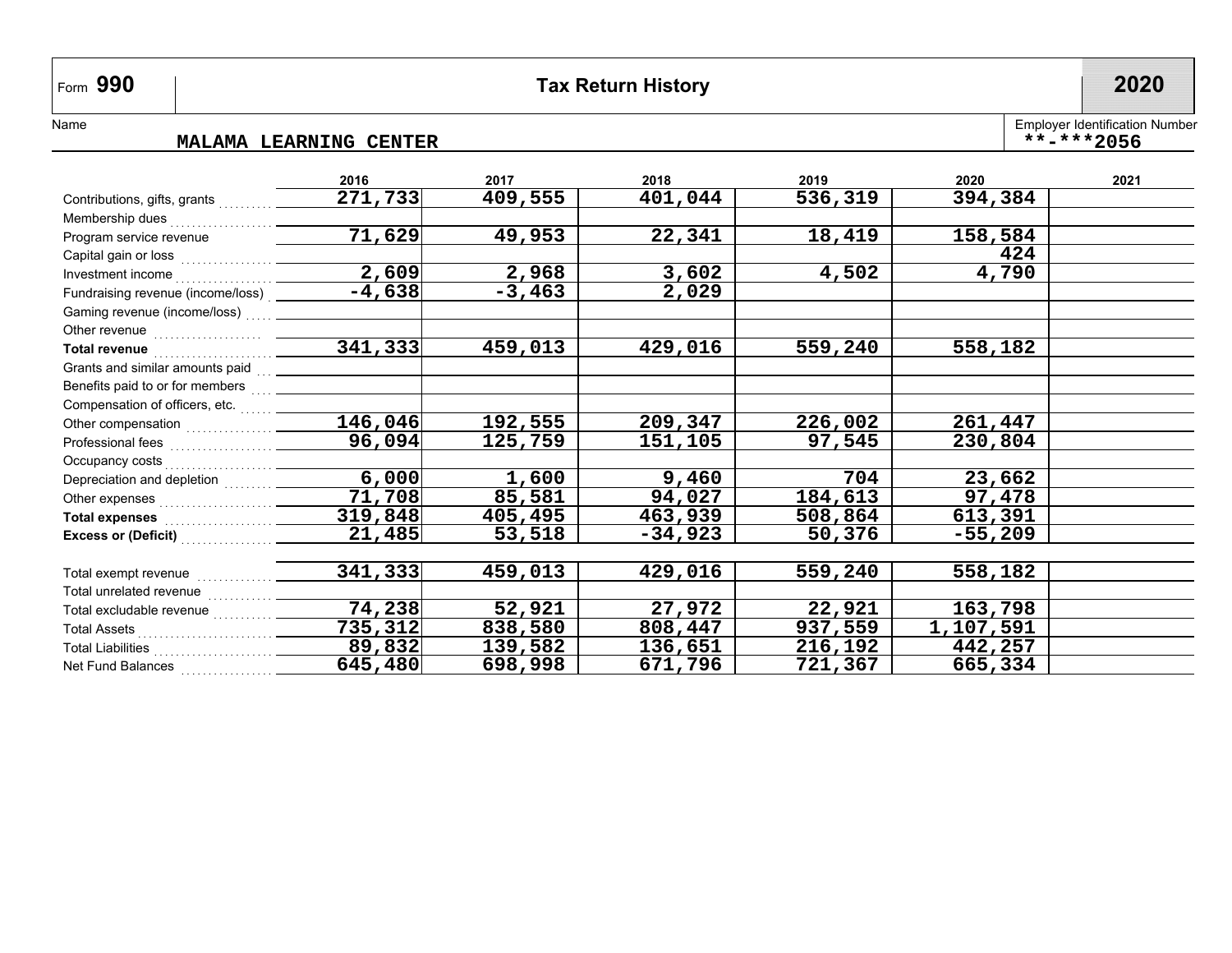Form **990** | **Tax Return History** | **2020**

Name: MALAMA LEARNING CENTER

Employer Identification Number: **-***2056

| | 2016 | 2017 | 2018 | 2019 | 2020 | 2021 |
|---|---|---|---|---|---|---|
| Contributions, gifts, grants | 271,733 | 409,555 | 401,044 | 536,319 | 394,384 | |
| Membership dues | | | | | | |
| Program service revenue | 71,629 | 49,953 | 22,341 | 18,419 | 158,584 | |
| Capital gain or loss | | | | | 424 | |
| Investment income | 2,609 | 2,968 | 3,602 | 4,502 | 4,790 | |
| Fundraising revenue (income/loss) | -4,638 | -3,463 | 2,029 | | | |
| Gaming revenue (income/loss) | | | | | | |
| Other revenue | | | | | | |
| **Total revenue** | 341,333 | 459,013 | 429,016 | 559,240 | 558,182 | |
| Grants and similar amounts paid | | | | | | |
| Benefits paid to or for members | | | | | | |
| Compensation of officers, etc. | | | | | | |
| Other compensation | 146,046 | 192,555 | 209,347 | 226,002 | 261,447 | |
| Professional fees | 96,094 | 125,759 | 151,105 | 97,545 | 230,804 | |
| Occupancy costs | | | | | | |
| Depreciation and depletion | 6,000 | 1,600 | 9,460 | 704 | 23,662 | |
| Other expenses | 71,708 | 85,581 | 94,027 | 184,613 | 97,478 | |
| **Total expenses** | 319,848 | 405,495 | 463,939 | 508,864 | 613,391 | |
| **Excess or (Deficit)** | 21,485 | 53,518 | -34,923 | 50,376 | -55,209 | |
| | | | | | | |
| Total exempt revenue | 341,333 | 459,013 | 429,016 | 559,240 | 558,182 | |
| Total unrelated revenue | | | | | | |
| Total excludable revenue | 74,238 | 52,921 | 27,972 | 22,921 | 163,798 | |
| Total Assets | 735,312 | 838,580 | 808,447 | 937,559 | 1,107,591 | |
| Total Liabilities | 89,832 | 139,582 | 136,651 | 216,192 | 442,257 | |
| Net Fund Balances | 645,480 | 698,998 | 671,796 | 721,367 | 665,334 | |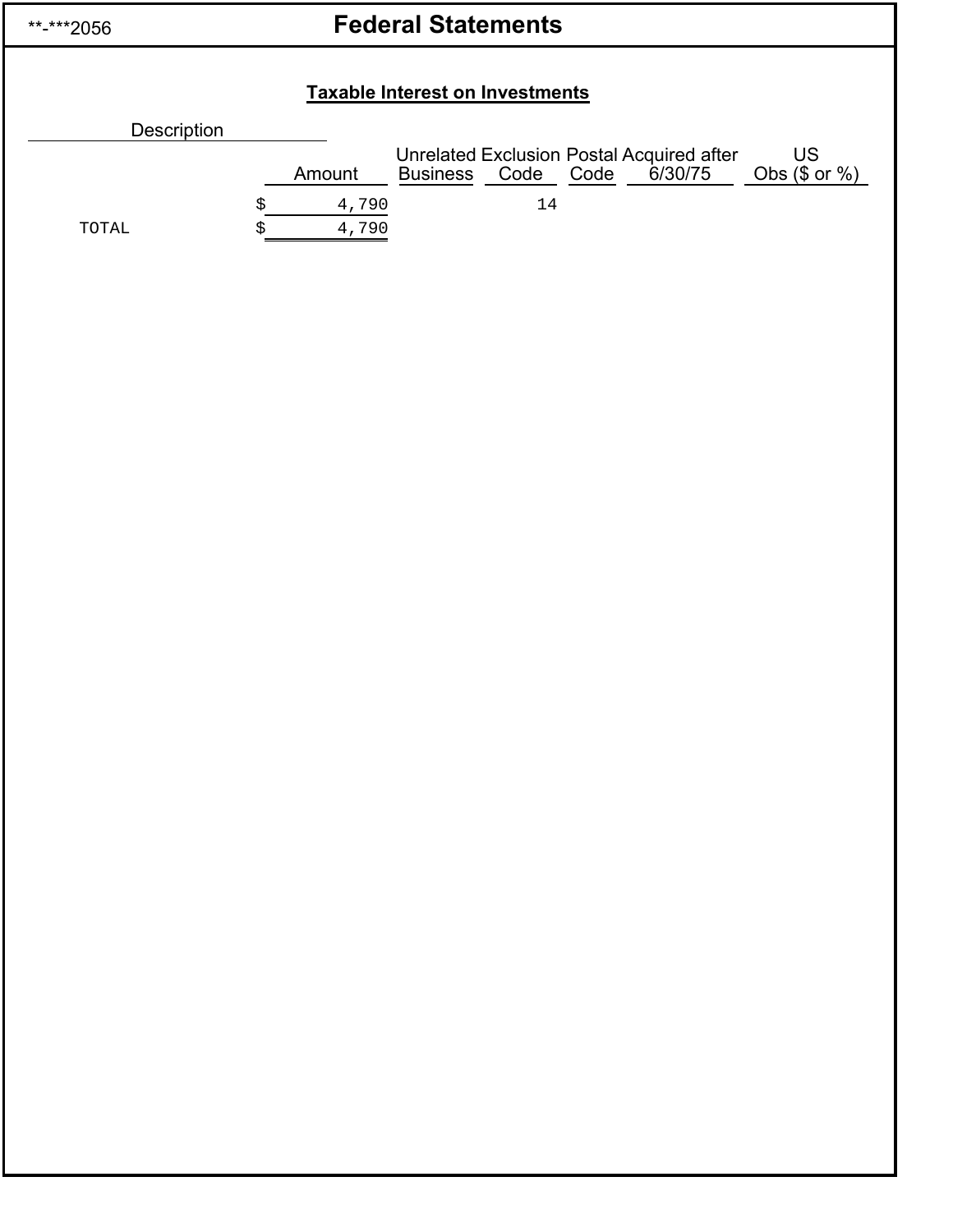**\*\*-\*\*\*2056** 

# Federal Statements

## Taxable Interest on Investments

| Description | Amount | Unrelated Business | Exclusion Code | Postal Code | Acquired after 6/30/75 | US Obs ($ or %) |
|---|---|---|---|---|---|---|
| | $ 4,790 | | 14 | | | |
| TOTAL | $ 4,790 | | | | | |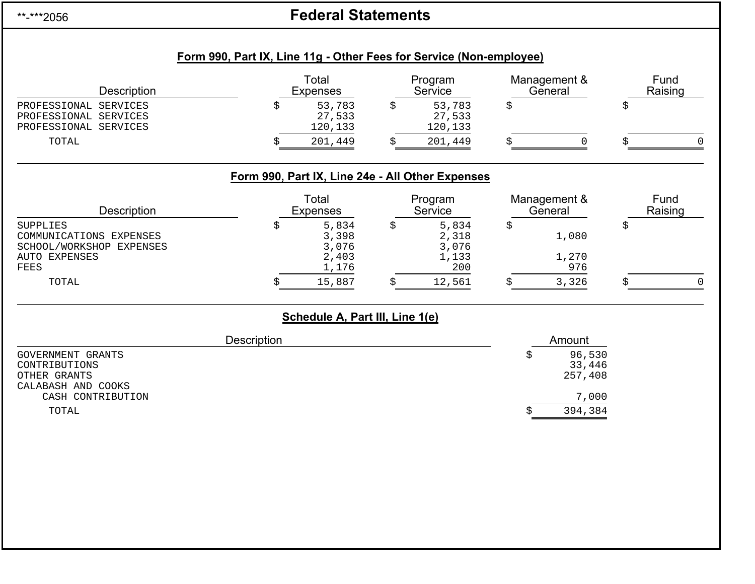**-***2056

# Federal Statements

## Form 990, Part IX, Line 11g - Other Fees for Service (Non-employee)

| Description | Total Expenses | Program Service | Management & General | Fund Raising |
|---|---|---|---|---|
| PROFESSIONAL SERVICES | $ 53,783 | $ 53,783 | $ | $ |
| PROFESSIONAL SERVICES | 27,533 | 27,533 | | |
| PROFESSIONAL SERVICES | 120,133 | 120,133 | | |
| TOTAL | $ 201,449 | $ 201,449 | $ 0 | $ 0 |

## Form 990, Part IX, Line 24e - All Other Expenses

| Description | Total Expenses | Program Service | Management & General | Fund Raising |
|---|---|---|---|---|
| SUPPLIES | $ 5,834 | $ 5,834 | $ | $ |
| COMMUNICATIONS EXPENSES | 3,398 | 2,318 | 1,080 | |
| SCHOOL/WORKSHOP EXPENSES | 3,076 | 3,076 | | |
| AUTO EXPENSES | 2,403 | 1,133 | 1,270 | |
| FEES | 1,176 | 200 | 976 | |
| TOTAL | $ 15,887 | $ 12,561 | $ 3,326 | $ 0 |

## Schedule A, Part III, Line 1(e)

| Description | Amount |
|---|---|
| GOVERNMENT GRANTS | $ 96,530 |
| CONTRIBUTIONS | 33,446 |
| OTHER GRANTS | 257,408 |
| CALABASH AND COOKS CASH CONTRIBUTION | 7,000 |
| TOTAL | $ 394,384 |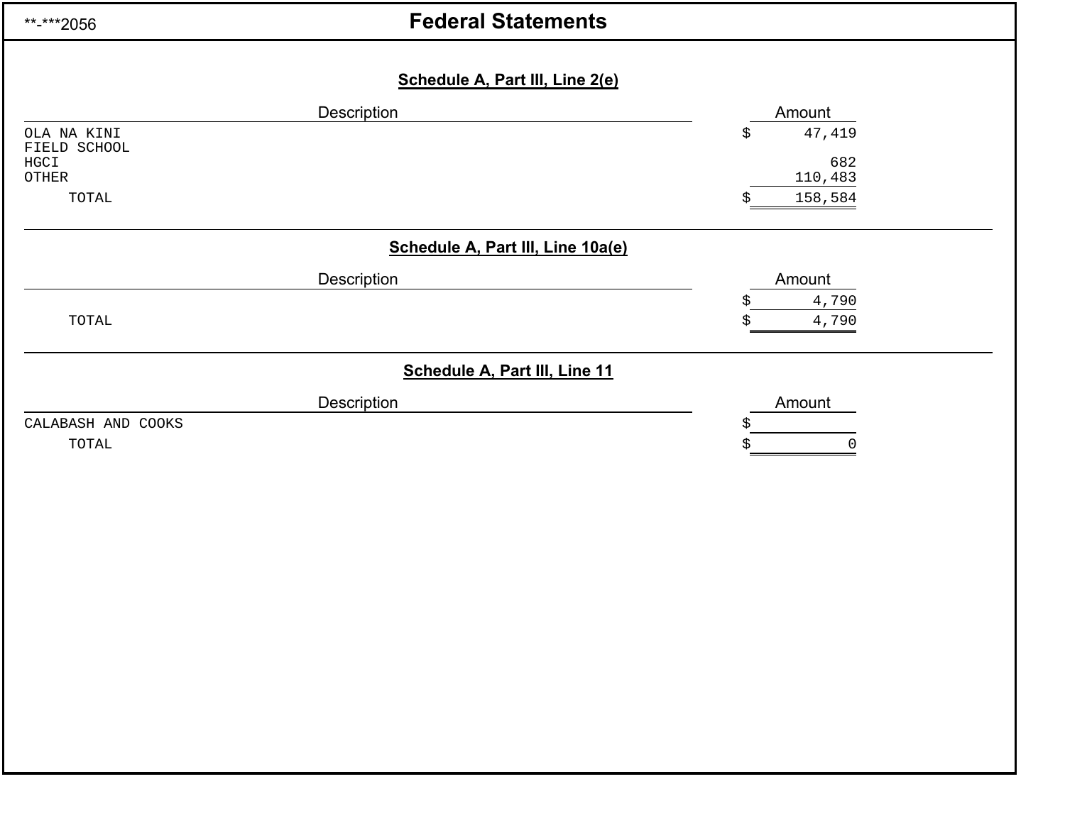**-***2056

# Federal Statements

## Schedule A, Part III, Line 2(e)

| Description | Amount |
|---|---|
| OLA NA KINI | $ 47,419 |
| FIELD SCHOOL | |
| HGCI | 682 |
| OTHER | 110,483 |
| TOTAL | $ 158,584 |

## Schedule A, Part III, Line 10a(e)

| Description | Amount |
|---|---|
| | $ 4,790 |
| TOTAL | $ 4,790 |

## Schedule A, Part III, Line 11

| Description | Amount |
|---|---|
| CALABASH AND COOKS | $ |
| TOTAL | $ 0 |